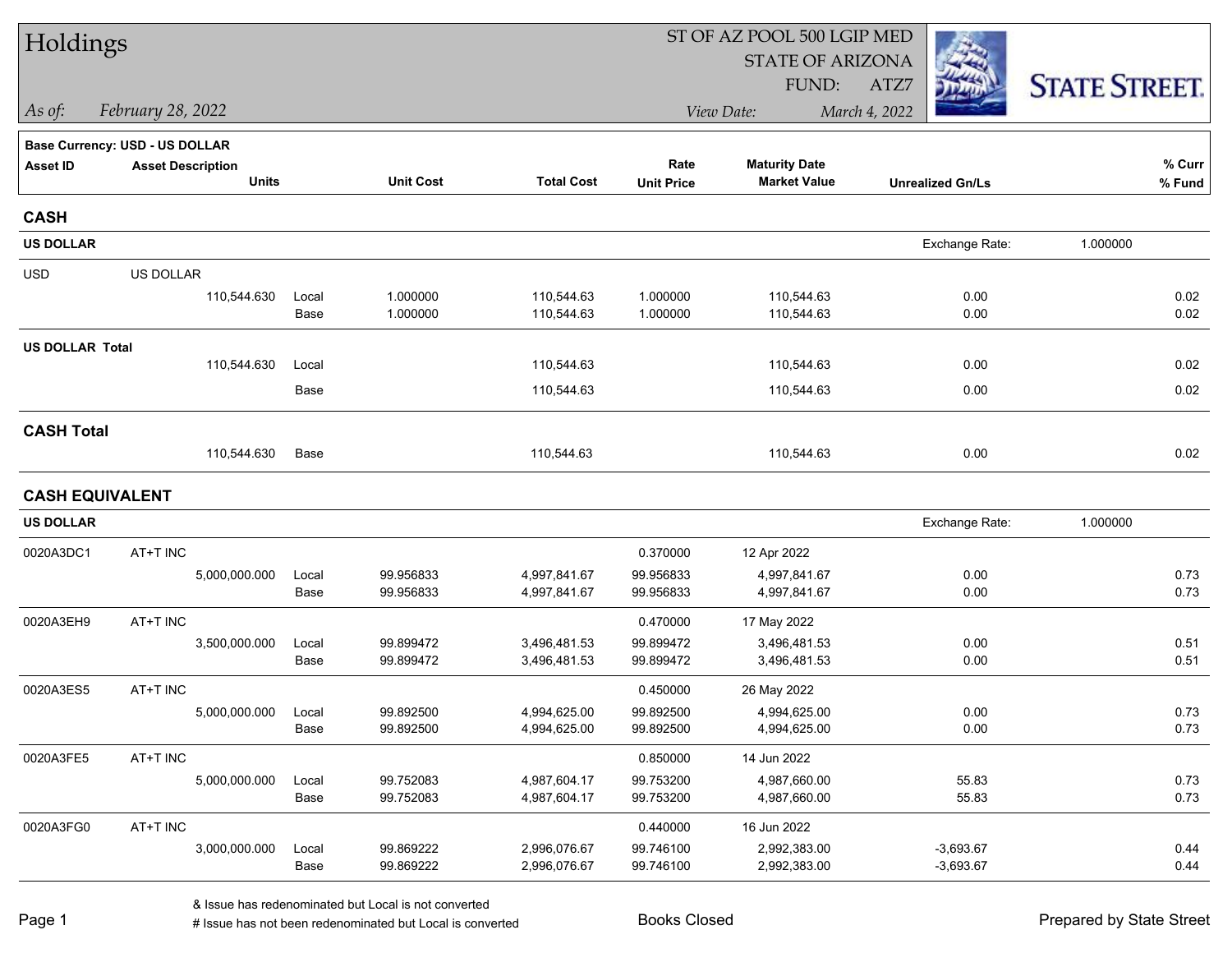# Holdings

ST OF AZ POOL 500 LGIP MED
STATE OF ARIZONA
FUND: ATZ7

*As of:* *February 28, 2022*

*View Date:* *March 4, 2022*

STATE STREET.

**Base Currency: USD - US DOLLAR**

| Asset ID | Asset Description / Units | | Unit Cost | Total Cost | Rate / Unit Price | Maturity Date / Market Value | Unrealized Gn/Ls | % Curr / % Fund |
|---|---|---|---|---|---|---|---|---|
| **CASH** | | | | | | | | |
| **US DOLLAR** | | | | | | | Exchange Rate: 1.000000 | |
| USD | US DOLLAR | | | | | | | |
| | 110,544.630 | Local | 1.000000 | 110,544.63 | 1.000000 | 110,544.63 | 0.00 | 0.02 |
| | | Base | 1.000000 | 110,544.63 | 1.000000 | 110,544.63 | 0.00 | 0.02 |
| **US DOLLAR Total** | | | | | | | | |
| | 110,544.630 | Local | | 110,544.63 | | 110,544.63 | 0.00 | 0.02 |
| | | Base | | 110,544.63 | | 110,544.63 | 0.00 | 0.02 |
| **CASH Total** | | | | | | | | |
| | 110,544.630 | Base | | 110,544.63 | | 110,544.63 | 0.00 | 0.02 |
| **CASH EQUIVALENT** | | | | | | | | |
| **US DOLLAR** | | | | | | | Exchange Rate: 1.000000 | |
| 0020A3DC1 | AT+T INC | | | | 0.370000 | 12 Apr 2022 | | |
| | 5,000,000.000 | Local | 99.956833 | 4,997,841.67 | 99.956833 | 4,997,841.67 | 0.00 | 0.73 |
| | | Base | 99.956833 | 4,997,841.67 | 99.956833 | 4,997,841.67 | 0.00 | 0.73 |
| 0020A3EH9 | AT+T INC | | | | 0.470000 | 17 May 2022 | | |
| | 3,500,000.000 | Local | 99.899472 | 3,496,481.53 | 99.899472 | 3,496,481.53 | 0.00 | 0.51 |
| | | Base | 99.899472 | 3,496,481.53 | 99.899472 | 3,496,481.53 | 0.00 | 0.51 |
| 0020A3ES5 | AT+T INC | | | | 0.450000 | 26 May 2022 | | |
| | 5,000,000.000 | Local | 99.892500 | 4,994,625.00 | 99.892500 | 4,994,625.00 | 0.00 | 0.73 |
| | | Base | 99.892500 | 4,994,625.00 | 99.892500 | 4,994,625.00 | 0.00 | 0.73 |
| 0020A3FE5 | AT+T INC | | | | 0.850000 | 14 Jun 2022 | | |
| | 5,000,000.000 | Local | 99.752083 | 4,987,604.17 | 99.753200 | 4,987,660.00 | 55.83 | 0.73 |
| | | Base | 99.752083 | 4,987,604.17 | 99.753200 | 4,987,660.00 | 55.83 | 0.73 |
| 0020A3FG0 | AT+T INC | | | | 0.440000 | 16 Jun 2022 | | |
| | 3,000,000.000 | Local | 99.869222 | 2,996,076.67 | 99.746100 | 2,992,383.00 | -3,693.67 | 0.44 |
| | | Base | 99.869222 | 2,996,076.67 | 99.746100 | 2,992,383.00 | -3,693.67 | 0.44 |

& Issue has redenominated but Local is not converted
# Issue has not been redenominated but Local is converted

Books Closed

Prepared by State Street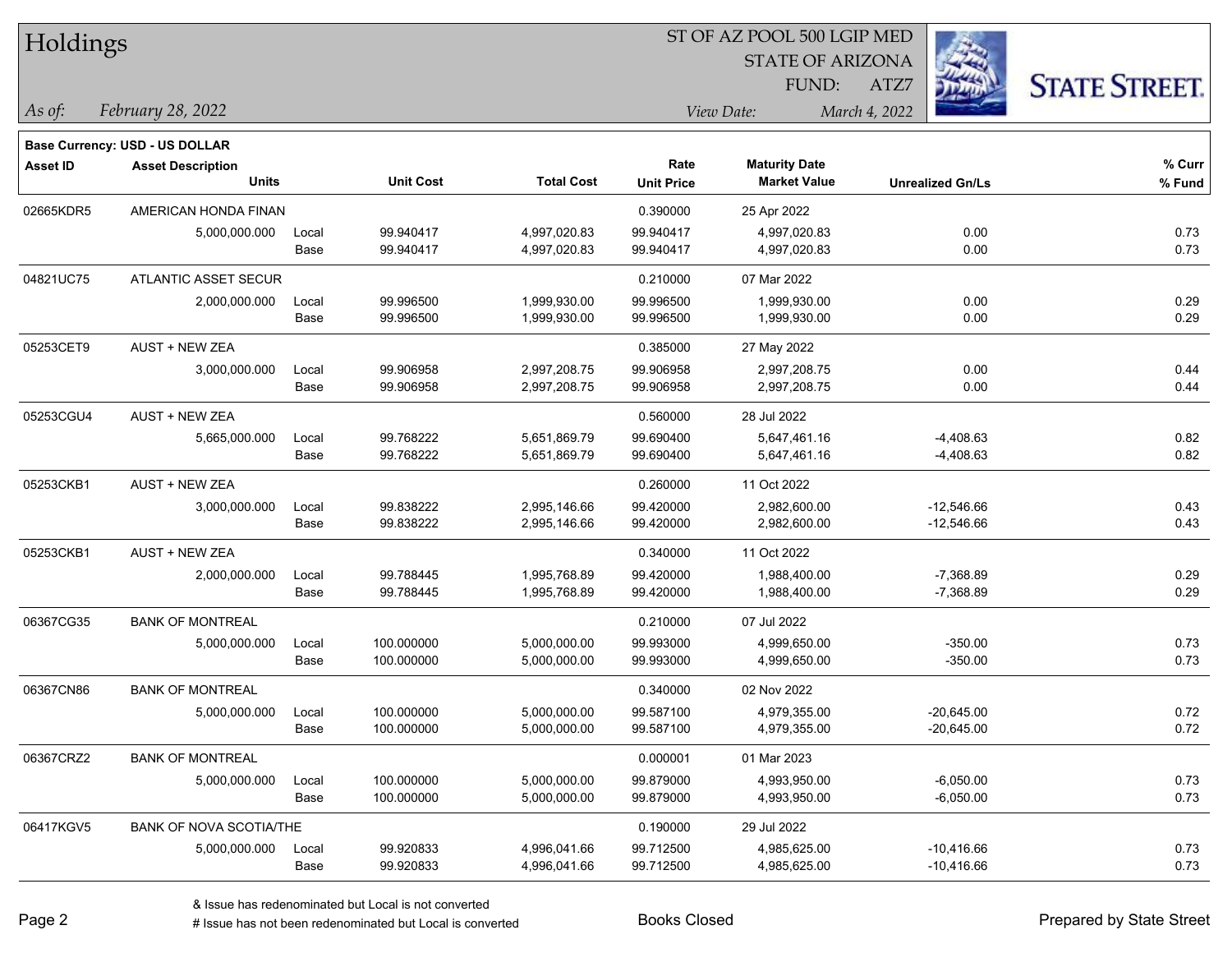# Holdings

ST OF AZ POOL 500 LGIP MED
STATE OF ARIZONA
FUND: ATZ7

*As of:* *February 28, 2022*

*View Date:* *March 4, 2022*

**Base Currency: USD - US DOLLAR**

| Asset ID | Asset Description / Units | | Unit Cost | Total Cost | Rate / Unit Price | Maturity Date / Market Value | Unrealized Gn/Ls | % Curr / % Fund |
|---|---|---|---|---|---|---|---|---|
| 02665KDR5 | AMERICAN HONDA FINAN | | | | 0.390000 | 25 Apr 2022 | | |
| | 5,000,000.000 | Local | 99.940417 | 4,997,020.83 | 99.940417 | 4,997,020.83 | 0.00 | 0.73 |
| | | Base | 99.940417 | 4,997,020.83 | 99.940417 | 4,997,020.83 | 0.00 | 0.73 |
| 04821UC75 | ATLANTIC ASSET SECUR | | | | 0.210000 | 07 Mar 2022 | | |
| | 2,000,000.000 | Local | 99.996500 | 1,999,930.00 | 99.996500 | 1,999,930.00 | 0.00 | 0.29 |
| | | Base | 99.996500 | 1,999,930.00 | 99.996500 | 1,999,930.00 | 0.00 | 0.29 |
| 05253CET9 | AUST + NEW ZEA | | | | 0.385000 | 27 May 2022 | | |
| | 3,000,000.000 | Local | 99.906958 | 2,997,208.75 | 99.906958 | 2,997,208.75 | 0.00 | 0.44 |
| | | Base | 99.906958 | 2,997,208.75 | 99.906958 | 2,997,208.75 | 0.00 | 0.44 |
| 05253CGU4 | AUST + NEW ZEA | | | | 0.560000 | 28 Jul 2022 | | |
| | 5,665,000.000 | Local | 99.768222 | 5,651,869.79 | 99.690400 | 5,647,461.16 | -4,408.63 | 0.82 |
| | | Base | 99.768222 | 5,651,869.79 | 99.690400 | 5,647,461.16 | -4,408.63 | 0.82 |
| 05253CKB1 | AUST + NEW ZEA | | | | 0.260000 | 11 Oct 2022 | | |
| | 3,000,000.000 | Local | 99.838222 | 2,995,146.66 | 99.420000 | 2,982,600.00 | -12,546.66 | 0.43 |
| | | Base | 99.838222 | 2,995,146.66 | 99.420000 | 2,982,600.00 | -12,546.66 | 0.43 |
| 05253CKB1 | AUST + NEW ZEA | | | | 0.340000 | 11 Oct 2022 | | |
| | 2,000,000.000 | Local | 99.788445 | 1,995,768.89 | 99.420000 | 1,988,400.00 | -7,368.89 | 0.29 |
| | | Base | 99.788445 | 1,995,768.89 | 99.420000 | 1,988,400.00 | -7,368.89 | 0.29 |
| 06367CG35 | BANK OF MONTREAL | | | | 0.210000 | 07 Jul 2022 | | |
| | 5,000,000.000 | Local | 100.000000 | 5,000,000.00 | 99.993000 | 4,999,650.00 | -350.00 | 0.73 |
| | | Base | 100.000000 | 5,000,000.00 | 99.993000 | 4,999,650.00 | -350.00 | 0.73 |
| 06367CN86 | BANK OF MONTREAL | | | | 0.340000 | 02 Nov 2022 | | |
| | 5,000,000.000 | Local | 100.000000 | 5,000,000.00 | 99.587100 | 4,979,355.00 | -20,645.00 | 0.72 |
| | | Base | 100.000000 | 5,000,000.00 | 99.587100 | 4,979,355.00 | -20,645.00 | 0.72 |
| 06367CRZ2 | BANK OF MONTREAL | | | | 0.000001 | 01 Mar 2023 | | |
| | 5,000,000.000 | Local | 100.000000 | 5,000,000.00 | 99.879000 | 4,993,950.00 | -6,050.00 | 0.73 |
| | | Base | 100.000000 | 5,000,000.00 | 99.879000 | 4,993,950.00 | -6,050.00 | 0.73 |
| 06417KGV5 | BANK OF NOVA SCOTIA/THE | | | | 0.190000 | 29 Jul 2022 | | |
| | 5,000,000.000 | Local | 99.920833 | 4,996,041.66 | 99.712500 | 4,985,625.00 | -10,416.66 | 0.73 |
| | | Base | 99.920833 | 4,996,041.66 | 99.712500 | 4,985,625.00 | -10,416.66 | 0.73 |

& Issue has redenominated but Local is not converted
# Issue has not been redenominated but Local is converted

Books Closed

Prepared by State Street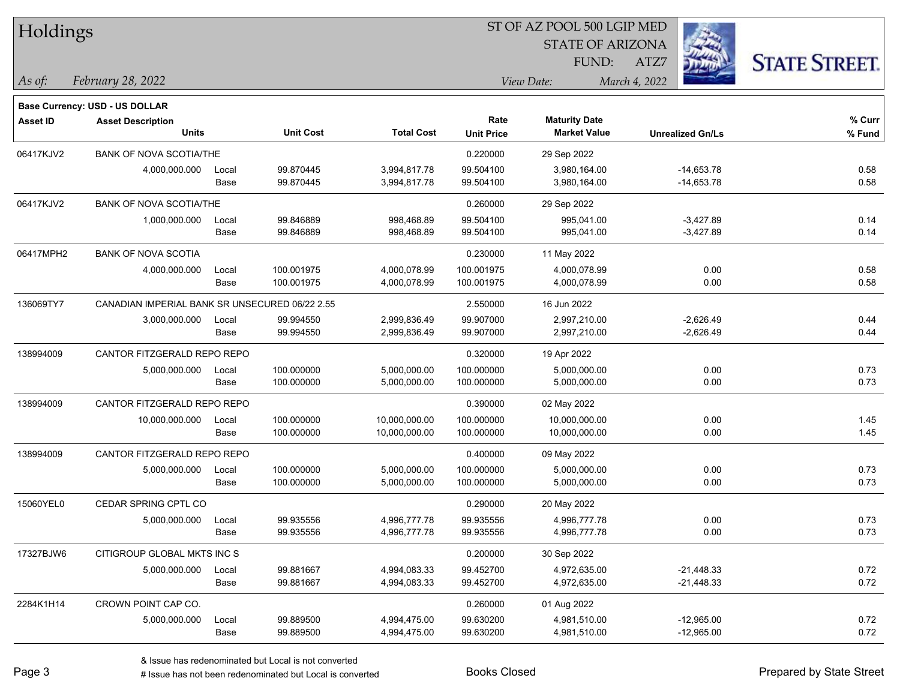**Base Currency: USD - US DOLLAR**

| Asset ID | Asset Description / Units | | Unit Cost | Total Cost | Rate / Unit Price | Maturity Date / Market Value | Unrealized Gn/Ls | % Curr / % Fund |
|---|---|---|---|---|---|---|---|---|
| 06417KJV2 | BANK OF NOVA SCOTIA/THE | | | | 0.220000 | 29 Sep 2022 | | |
| | 4,000,000.000 | Local | 99.870445 | 3,994,817.78 | 99.504100 | 3,980,164.00 | -14,653.78 | 0.58 |
| | | Base | 99.870445 | 3,994,817.78 | 99.504100 | 3,980,164.00 | -14,653.78 | 0.58 |
| 06417KJV2 | BANK OF NOVA SCOTIA/THE | | | | 0.260000 | 29 Sep 2022 | | |
| | 1,000,000.000 | Local | 99.846889 | 998,468.89 | 99.504100 | 995,041.00 | -3,427.89 | 0.14 |
| | | Base | 99.846889 | 998,468.89 | 99.504100 | 995,041.00 | -3,427.89 | 0.14 |
| 06417MPH2 | BANK OF NOVA SCOTIA | | | | 0.230000 | 11 May 2022 | | |
| | 4,000,000.000 | Local | 100.001975 | 4,000,078.99 | 100.001975 | 4,000,078.99 | 0.00 | 0.58 |
| | | Base | 100.001975 | 4,000,078.99 | 100.001975 | 4,000,078.99 | 0.00 | 0.58 |
| 136069TY7 | CANADIAN IMPERIAL BANK SR UNSECURED 06/22 2.55 | | | | 2.550000 | 16 Jun 2022 | | |
| | 3,000,000.000 | Local | 99.994550 | 2,999,836.49 | 99.907000 | 2,997,210.00 | -2,626.49 | 0.44 |
| | | Base | 99.994550 | 2,999,836.49 | 99.907000 | 2,997,210.00 | -2,626.49 | 0.44 |
| 138994009 | CANTOR FITZGERALD REPO REPO | | | | 0.320000 | 19 Apr 2022 | | |
| | 5,000,000.000 | Local | 100.000000 | 5,000,000.00 | 100.000000 | 5,000,000.00 | 0.00 | 0.73 |
| | | Base | 100.000000 | 5,000,000.00 | 100.000000 | 5,000,000.00 | 0.00 | 0.73 |
| 138994009 | CANTOR FITZGERALD REPO REPO | | | | 0.390000 | 02 May 2022 | | |
| | 10,000,000.000 | Local | 100.000000 | 10,000,000.00 | 100.000000 | 10,000,000.00 | 0.00 | 1.45 |
| | | Base | 100.000000 | 10,000,000.00 | 100.000000 | 10,000,000.00 | 0.00 | 1.45 |
| 138994009 | CANTOR FITZGERALD REPO REPO | | | | 0.400000 | 09 May 2022 | | |
| | 5,000,000.000 | Local | 100.000000 | 5,000,000.00 | 100.000000 | 5,000,000.00 | 0.00 | 0.73 |
| | | Base | 100.000000 | 5,000,000.00 | 100.000000 | 5,000,000.00 | 0.00 | 0.73 |
| 15060YEL0 | CEDAR SPRING CPTL CO | | | | 0.290000 | 20 May 2022 | | |
| | 5,000,000.000 | Local | 99.935556 | 4,996,777.78 | 99.935556 | 4,996,777.78 | 0.00 | 0.73 |
| | | Base | 99.935556 | 4,996,777.78 | 99.935556 | 4,996,777.78 | 0.00 | 0.73 |
| 17327BJW6 | CITIGROUP GLOBAL MKTS INC S | | | | 0.200000 | 30 Sep 2022 | | |
| | 5,000,000.000 | Local | 99.881667 | 4,994,083.33 | 99.452700 | 4,972,635.00 | -21,448.33 | 0.72 |
| | | Base | 99.881667 | 4,994,083.33 | 99.452700 | 4,972,635.00 | -21,448.33 | 0.72 |
| 2284K1H14 | CROWN POINT CAP CO. | | | | 0.260000 | 01 Aug 2022 | | |
| | 5,000,000.000 | Local | 99.889500 | 4,994,475.00 | 99.630200 | 4,981,510.00 | -12,965.00 | 0.72 |
| | | Base | 99.889500 | 4,994,475.00 | 99.630200 | 4,981,510.00 | -12,965.00 | 0.72 |

& Issue has redenominated but Local is not converted
# Issue has not been redenominated but Local is converted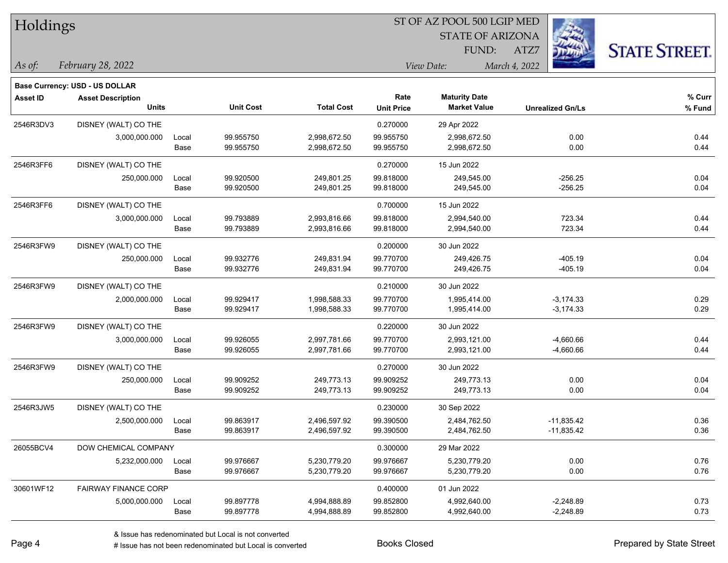# Holdings

ST OF AZ POOL 500 LGIP MED
STATE OF ARIZONA
FUND: ATZ7

*As of:* *February 28, 2022*
*View Date:* *March 4, 2022*

**Base Currency: USD - US DOLLAR**

| Asset ID | Asset Description / Units | | Unit Cost | Total Cost | Rate / Unit Price | Maturity Date / Market Value | Unrealized Gn/Ls | % Curr / % Fund |
|---|---|---|---|---|---|---|---|---|
| 2546R3DV3 | DISNEY (WALT) CO THE | | | | 0.270000 | 29 Apr 2022 | | |
| | 3,000,000.000 | Local | 99.955750 | 2,998,672.50 | 99.955750 | 2,998,672.50 | 0.00 | 0.44 |
| | | Base | 99.955750 | 2,998,672.50 | 99.955750 | 2,998,672.50 | 0.00 | 0.44 |
| 2546R3FF6 | DISNEY (WALT) CO THE | | | | 0.270000 | 15 Jun 2022 | | |
| | 250,000.000 | Local | 99.920500 | 249,801.25 | 99.818000 | 249,545.00 | -256.25 | 0.04 |
| | | Base | 99.920500 | 249,801.25 | 99.818000 | 249,545.00 | -256.25 | 0.04 |
| 2546R3FF6 | DISNEY (WALT) CO THE | | | | 0.700000 | 15 Jun 2022 | | |
| | 3,000,000.000 | Local | 99.793889 | 2,993,816.66 | 99.818000 | 2,994,540.00 | 723.34 | 0.44 |
| | | Base | 99.793889 | 2,993,816.66 | 99.818000 | 2,994,540.00 | 723.34 | 0.44 |
| 2546R3FW9 | DISNEY (WALT) CO THE | | | | 0.200000 | 30 Jun 2022 | | |
| | 250,000.000 | Local | 99.932776 | 249,831.94 | 99.770700 | 249,426.75 | -405.19 | 0.04 |
| | | Base | 99.932776 | 249,831.94 | 99.770700 | 249,426.75 | -405.19 | 0.04 |
| 2546R3FW9 | DISNEY (WALT) CO THE | | | | 0.210000 | 30 Jun 2022 | | |
| | 2,000,000.000 | Local | 99.929417 | 1,998,588.33 | 99.770700 | 1,995,414.00 | -3,174.33 | 0.29 |
| | | Base | 99.929417 | 1,998,588.33 | 99.770700 | 1,995,414.00 | -3,174.33 | 0.29 |
| 2546R3FW9 | DISNEY (WALT) CO THE | | | | 0.220000 | 30 Jun 2022 | | |
| | 3,000,000.000 | Local | 99.926055 | 2,997,781.66 | 99.770700 | 2,993,121.00 | -4,660.66 | 0.44 |
| | | Base | 99.926055 | 2,997,781.66 | 99.770700 | 2,993,121.00 | -4,660.66 | 0.44 |
| 2546R3FW9 | DISNEY (WALT) CO THE | | | | 0.270000 | 30 Jun 2022 | | |
| | 250,000.000 | Local | 99.909252 | 249,773.13 | 99.909252 | 249,773.13 | 0.00 | 0.04 |
| | | Base | 99.909252 | 249,773.13 | 99.909252 | 249,773.13 | 0.00 | 0.04 |
| 2546R3JW5 | DISNEY (WALT) CO THE | | | | 0.230000 | 30 Sep 2022 | | |
| | 2,500,000.000 | Local | 99.863917 | 2,496,597.92 | 99.390500 | 2,484,762.50 | -11,835.42 | 0.36 |
| | | Base | 99.863917 | 2,496,597.92 | 99.390500 | 2,484,762.50 | -11,835.42 | 0.36 |
| 26055BCV4 | DOW CHEMICAL COMPANY | | | | 0.300000 | 29 Mar 2022 | | |
| | 5,232,000.000 | Local | 99.976667 | 5,230,779.20 | 99.976667 | 5,230,779.20 | 0.00 | 0.76 |
| | | Base | 99.976667 | 5,230,779.20 | 99.976667 | 5,230,779.20 | 0.00 | 0.76 |
| 30601WF12 | FAIRWAY FINANCE CORP | | | | 0.400000 | 01 Jun 2022 | | |
| | 5,000,000.000 | Local | 99.897778 | 4,994,888.89 | 99.852800 | 4,992,640.00 | -2,248.89 | 0.73 |
| | | Base | 99.897778 | 4,994,888.89 | 99.852800 | 4,992,640.00 | -2,248.89 | 0.73 |

& Issue has redenominated but Local is not converted
# Issue has not been redenominated but Local is converted

Books Closed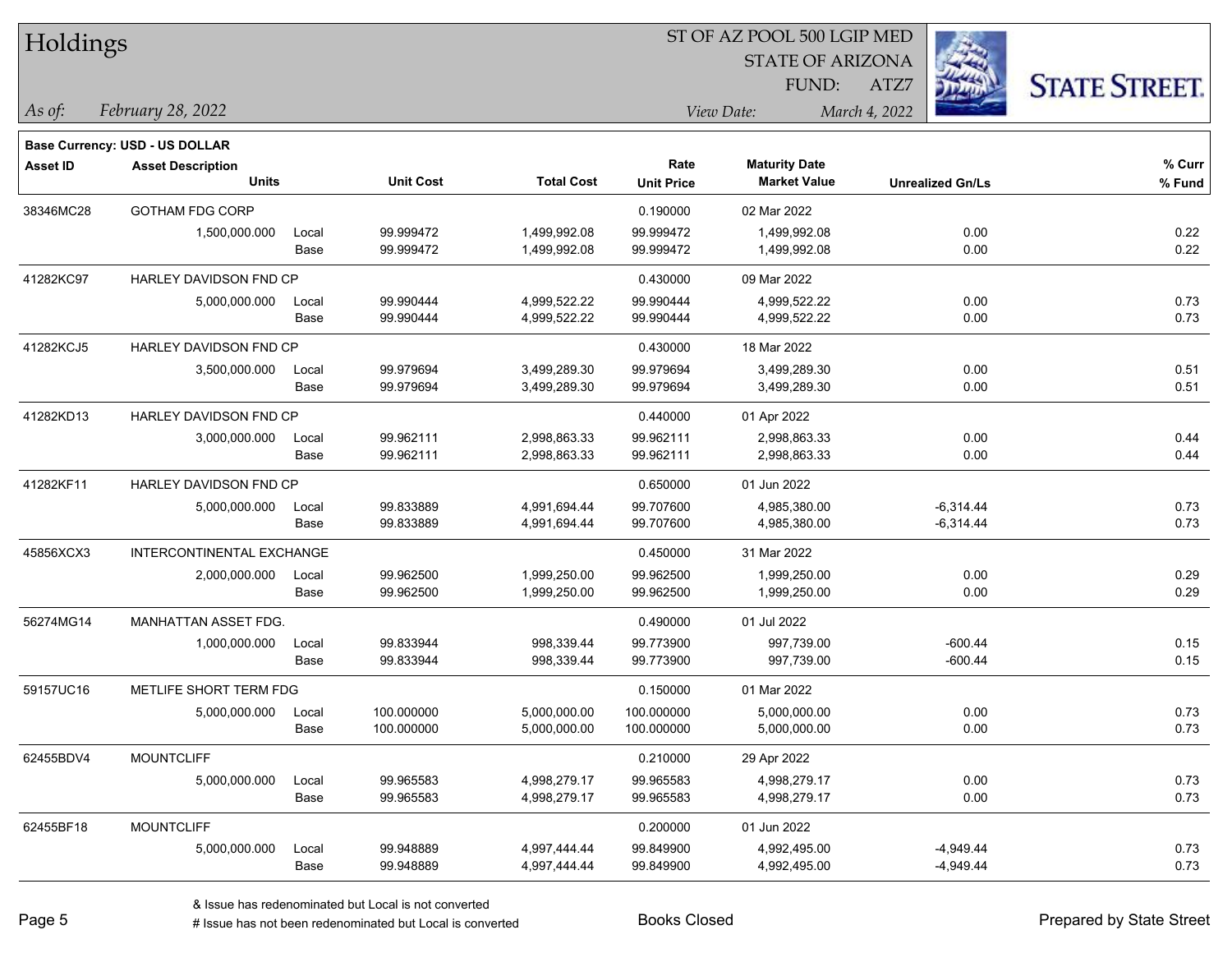# Holdings

ST OF AZ POOL 500 LGIP MED
STATE OF ARIZONA
FUND: ATZ7

*As of:* *February 28, 2022*

*View Date:* *March 4, 2022*

**Base Currency: USD - US DOLLAR**

| Asset ID | Asset Description / Units | | Unit Cost | Total Cost | Rate / Unit Price | Maturity Date / Market Value | Unrealized Gn/Ls | % Curr / % Fund |
|---|---|---|---|---|---|---|---|---|
| 38346MC28 | GOTHAM FDG CORP | | | | 0.190000 | 02 Mar 2022 | | |
| | 1,500,000.000 | Local | 99.999472 | 1,499,992.08 | 99.999472 | 1,499,992.08 | 0.00 | 0.22 |
| | | Base | 99.999472 | 1,499,992.08 | 99.999472 | 1,499,992.08 | 0.00 | 0.22 |
| 41282KC97 | HARLEY DAVIDSON FND CP | | | | 0.430000 | 09 Mar 2022 | | |
| | 5,000,000.000 | Local | 99.990444 | 4,999,522.22 | 99.990444 | 4,999,522.22 | 0.00 | 0.73 |
| | | Base | 99.990444 | 4,999,522.22 | 99.990444 | 4,999,522.22 | 0.00 | 0.73 |
| 41282KCJ5 | HARLEY DAVIDSON FND CP | | | | 0.430000 | 18 Mar 2022 | | |
| | 3,500,000.000 | Local | 99.979694 | 3,499,289.30 | 99.979694 | 3,499,289.30 | 0.00 | 0.51 |
| | | Base | 99.979694 | 3,499,289.30 | 99.979694 | 3,499,289.30 | 0.00 | 0.51 |
| 41282KD13 | HARLEY DAVIDSON FND CP | | | | 0.440000 | 01 Apr 2022 | | |
| | 3,000,000.000 | Local | 99.962111 | 2,998,863.33 | 99.962111 | 2,998,863.33 | 0.00 | 0.44 |
| | | Base | 99.962111 | 2,998,863.33 | 99.962111 | 2,998,863.33 | 0.00 | 0.44 |
| 41282KF11 | HARLEY DAVIDSON FND CP | | | | 0.650000 | 01 Jun 2022 | | |
| | 5,000,000.000 | Local | 99.833889 | 4,991,694.44 | 99.707600 | 4,985,380.00 | -6,314.44 | 0.73 |
| | | Base | 99.833889 | 4,991,694.44 | 99.707600 | 4,985,380.00 | -6,314.44 | 0.73 |
| 45856XCX3 | INTERCONTINENTAL EXCHANGE | | | | 0.450000 | 31 Mar 2022 | | |
| | 2,000,000.000 | Local | 99.962500 | 1,999,250.00 | 99.962500 | 1,999,250.00 | 0.00 | 0.29 |
| | | Base | 99.962500 | 1,999,250.00 | 99.962500 | 1,999,250.00 | 0.00 | 0.29 |
| 56274MG14 | MANHATTAN ASSET FDG. | | | | 0.490000 | 01 Jul 2022 | | |
| | 1,000,000.000 | Local | 99.833944 | 998,339.44 | 99.773900 | 997,739.00 | -600.44 | 0.15 |
| | | Base | 99.833944 | 998,339.44 | 99.773900 | 997,739.00 | -600.44 | 0.15 |
| 59157UC16 | METLIFE SHORT TERM FDG | | | | 0.150000 | 01 Mar 2022 | | |
| | 5,000,000.000 | Local | 100.000000 | 5,000,000.00 | 100.000000 | 5,000,000.00 | 0.00 | 0.73 |
| | | Base | 100.000000 | 5,000,000.00 | 100.000000 | 5,000,000.00 | 0.00 | 0.73 |
| 62455BDV4 | MOUNTCLIFF | | | | 0.210000 | 29 Apr 2022 | | |
| | 5,000,000.000 | Local | 99.965583 | 4,998,279.17 | 99.965583 | 4,998,279.17 | 0.00 | 0.73 |
| | | Base | 99.965583 | 4,998,279.17 | 99.965583 | 4,998,279.17 | 0.00 | 0.73 |
| 62455BF18 | MOUNTCLIFF | | | | 0.200000 | 01 Jun 2022 | | |
| | 5,000,000.000 | Local | 99.948889 | 4,997,444.44 | 99.849900 | 4,992,495.00 | -4,949.44 | 0.73 |
| | | Base | 99.948889 | 4,997,444.44 | 99.849900 | 4,992,495.00 | -4,949.44 | 0.73 |

& Issue has redenominated but Local is not converted
# Issue has not been redenominated but Local is converted

Books Closed

Prepared by State Street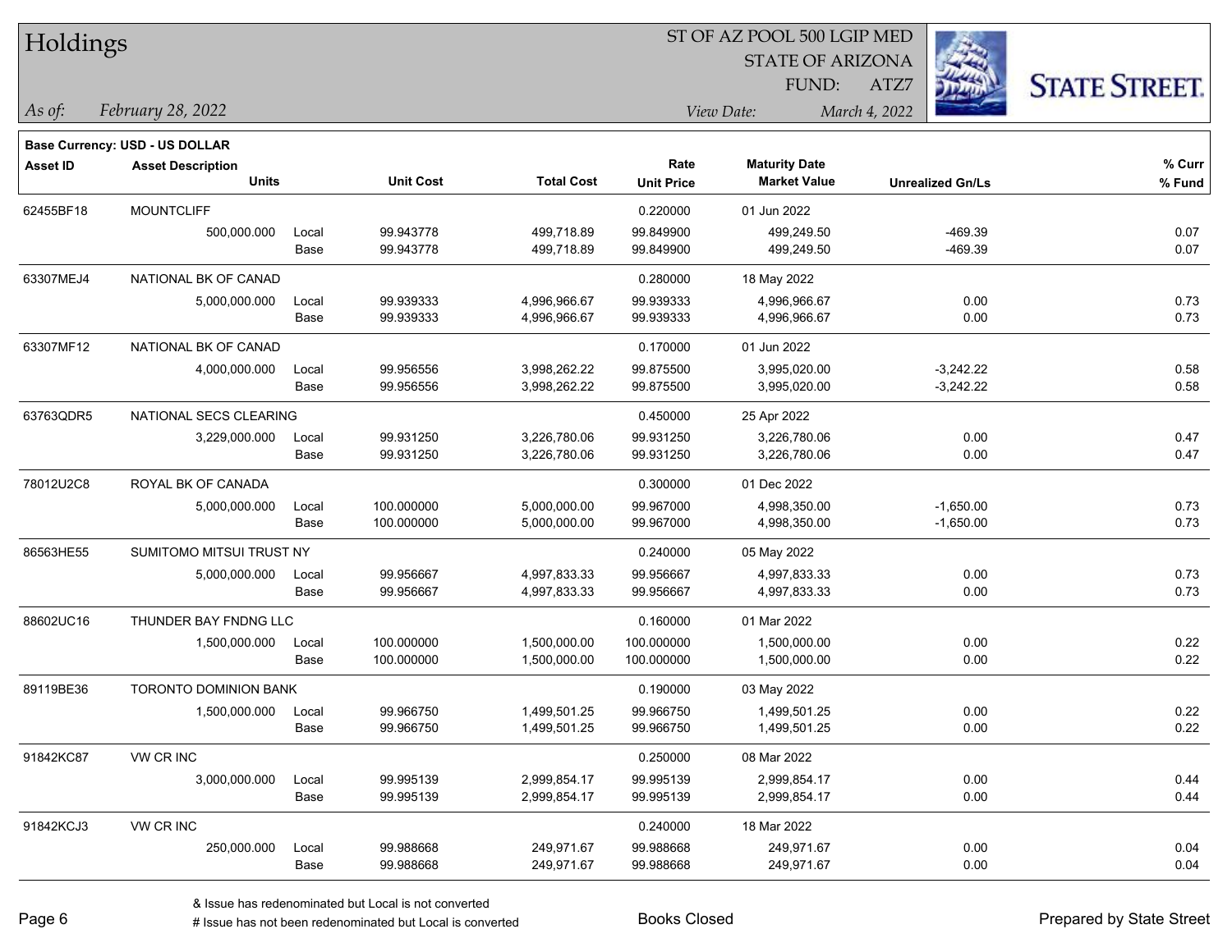# Holdings

ST OF AZ POOL 500 LGIP MED
STATE OF ARIZONA
FUND: ATZ7

*As of:* *February 28, 2022*
*View Date:* *March 4, 2022*

**Base Currency: USD - US DOLLAR**

| Asset ID | Asset Description / Units | | Unit Cost | Total Cost | Rate / Unit Price | Maturity Date / Market Value | Unrealized Gn/Ls | % Curr / % Fund |
|---|---|---|---|---|---|---|---|---|
| 62455BF18 | MOUNTCLIFF | | | | 0.220000 | 01 Jun 2022 | | |
| | 500,000.000 | Local | 99.943778 | 499,718.89 | 99.849900 | 499,249.50 | -469.39 | 0.07 |
| | | Base | 99.943778 | 499,718.89 | 99.849900 | 499,249.50 | -469.39 | 0.07 |
| 63307MEJ4 | NATIONAL BK OF CANAD | | | | 0.280000 | 18 May 2022 | | |
| | 5,000,000.000 | Local | 99.939333 | 4,996,966.67 | 99.939333 | 4,996,966.67 | 0.00 | 0.73 |
| | | Base | 99.939333 | 4,996,966.67 | 99.939333 | 4,996,966.67 | 0.00 | 0.73 |
| 63307MF12 | NATIONAL BK OF CANAD | | | | 0.170000 | 01 Jun 2022 | | |
| | 4,000,000.000 | Local | 99.956556 | 3,998,262.22 | 99.875500 | 3,995,020.00 | -3,242.22 | 0.58 |
| | | Base | 99.956556 | 3,998,262.22 | 99.875500 | 3,995,020.00 | -3,242.22 | 0.58 |
| 63763QDR5 | NATIONAL SECS CLEARING | | | | 0.450000 | 25 Apr 2022 | | |
| | 3,229,000.000 | Local | 99.931250 | 3,226,780.06 | 99.931250 | 3,226,780.06 | 0.00 | 0.47 |
| | | Base | 99.931250 | 3,226,780.06 | 99.931250 | 3,226,780.06 | 0.00 | 0.47 |
| 78012U2C8 | ROYAL BK OF CANADA | | | | 0.300000 | 01 Dec 2022 | | |
| | 5,000,000.000 | Local | 100.000000 | 5,000,000.00 | 99.967000 | 4,998,350.00 | -1,650.00 | 0.73 |
| | | Base | 100.000000 | 5,000,000.00 | 99.967000 | 4,998,350.00 | -1,650.00 | 0.73 |
| 86563HE55 | SUMITOMO MITSUI TRUST NY | | | | 0.240000 | 05 May 2022 | | |
| | 5,000,000.000 | Local | 99.956667 | 4,997,833.33 | 99.956667 | 4,997,833.33 | 0.00 | 0.73 |
| | | Base | 99.956667 | 4,997,833.33 | 99.956667 | 4,997,833.33 | 0.00 | 0.73 |
| 88602UC16 | THUNDER BAY FNDNG LLC | | | | 0.160000 | 01 Mar 2022 | | |
| | 1,500,000.000 | Local | 100.000000 | 1,500,000.00 | 100.000000 | 1,500,000.00 | 0.00 | 0.22 |
| | | Base | 100.000000 | 1,500,000.00 | 100.000000 | 1,500,000.00 | 0.00 | 0.22 |
| 89119BE36 | TORONTO DOMINION BANK | | | | 0.190000 | 03 May 2022 | | |
| | 1,500,000.000 | Local | 99.966750 | 1,499,501.25 | 99.966750 | 1,499,501.25 | 0.00 | 0.22 |
| | | Base | 99.966750 | 1,499,501.25 | 99.966750 | 1,499,501.25 | 0.00 | 0.22 |
| 91842KC87 | VW CR INC | | | | 0.250000 | 08 Mar 2022 | | |
| | 3,000,000.000 | Local | 99.995139 | 2,999,854.17 | 99.995139 | 2,999,854.17 | 0.00 | 0.44 |
| | | Base | 99.995139 | 2,999,854.17 | 99.995139 | 2,999,854.17 | 0.00 | 0.44 |
| 91842KCJ3 | VW CR INC | | | | 0.240000 | 18 Mar 2022 | | |
| | 250,000.000 | Local | 99.988668 | 249,971.67 | 99.988668 | 249,971.67 | 0.00 | 0.04 |
| | | Base | 99.988668 | 249,971.67 | 99.988668 | 249,971.67 | 0.00 | 0.04 |

& Issue has redenominated but Local is not converted
# Issue has not been redenominated but Local is converted

Books Closed

Prepared by State Street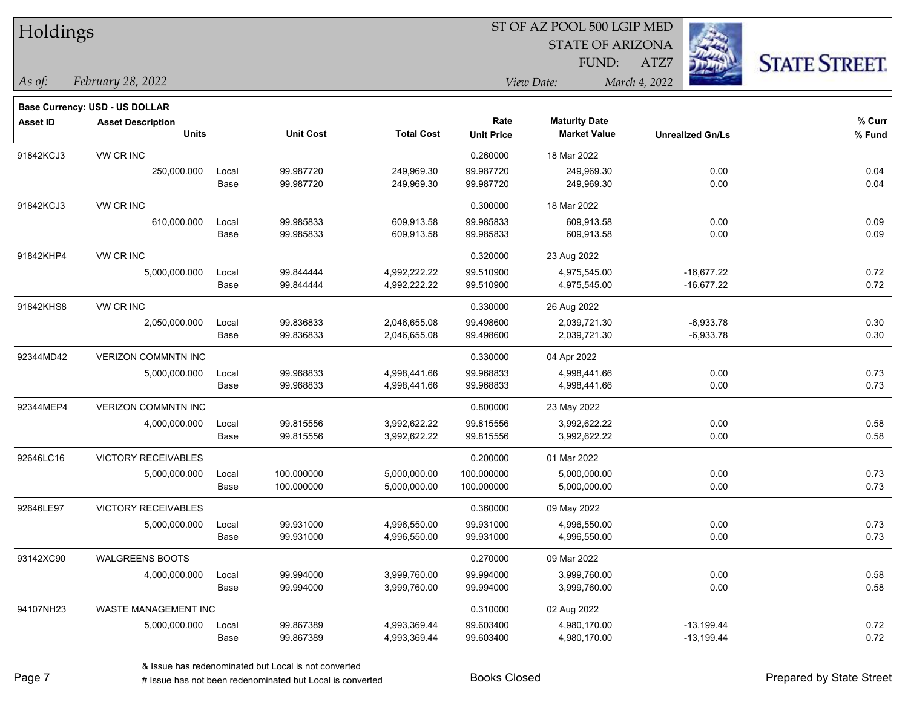# Holdings

ST OF AZ POOL 500 LGIP MED
STATE OF ARIZONA
FUND: ATZ7

*As of:* *February 28, 2022*

*View Date:* *March 4, 2022*

**Base Currency: USD - US DOLLAR**

| Asset ID | Asset Description | | Unit Cost | Total Cost | Rate | Maturity Date | | % Curr |
|---|---|---|---|---|---|---|---|---|
| | Units | | | | Unit Price | Market Value | Unrealized Gn/Ls | % Fund |
| 91842KCJ3 | VW CR INC | | | | 0.260000 | 18 Mar 2022 | | |
| | 250,000.000 | Local | 99.987720 | 249,969.30 | 99.987720 | 249,969.30 | 0.00 | 0.04 |
| | | Base | 99.987720 | 249,969.30 | 99.987720 | 249,969.30 | 0.00 | 0.04 |
| 91842KCJ3 | VW CR INC | | | | 0.300000 | 18 Mar 2022 | | |
| | 610,000.000 | Local | 99.985833 | 609,913.58 | 99.985833 | 609,913.58 | 0.00 | 0.09 |
| | | Base | 99.985833 | 609,913.58 | 99.985833 | 609,913.58 | 0.00 | 0.09 |
| 91842KHP4 | VW CR INC | | | | 0.320000 | 23 Aug 2022 | | |
| | 5,000,000.000 | Local | 99.844444 | 4,992,222.22 | 99.510900 | 4,975,545.00 | -16,677.22 | 0.72 |
| | | Base | 99.844444 | 4,992,222.22 | 99.510900 | 4,975,545.00 | -16,677.22 | 0.72 |
| 91842KHS8 | VW CR INC | | | | 0.330000 | 26 Aug 2022 | | |
| | 2,050,000.000 | Local | 99.836833 | 2,046,655.08 | 99.498600 | 2,039,721.30 | -6,933.78 | 0.30 |
| | | Base | 99.836833 | 2,046,655.08 | 99.498600 | 2,039,721.30 | -6,933.78 | 0.30 |
| 92344MD42 | VERIZON COMMNTN INC | | | | 0.330000 | 04 Apr 2022 | | |
| | 5,000,000.000 | Local | 99.968833 | 4,998,441.66 | 99.968833 | 4,998,441.66 | 0.00 | 0.73 |
| | | Base | 99.968833 | 4,998,441.66 | 99.968833 | 4,998,441.66 | 0.00 | 0.73 |
| 92344MEP4 | VERIZON COMMNTN INC | | | | 0.800000 | 23 May 2022 | | |
| | 4,000,000.000 | Local | 99.815556 | 3,992,622.22 | 99.815556 | 3,992,622.22 | 0.00 | 0.58 |
| | | Base | 99.815556 | 3,992,622.22 | 99.815556 | 3,992,622.22 | 0.00 | 0.58 |
| 92646LC16 | VICTORY RECEIVABLES | | | | 0.200000 | 01 Mar 2022 | | |
| | 5,000,000.000 | Local | 100.000000 | 5,000,000.00 | 100.000000 | 5,000,000.00 | 0.00 | 0.73 |
| | | Base | 100.000000 | 5,000,000.00 | 100.000000 | 5,000,000.00 | 0.00 | 0.73 |
| 92646LE97 | VICTORY RECEIVABLES | | | | 0.360000 | 09 May 2022 | | |
| | 5,000,000.000 | Local | 99.931000 | 4,996,550.00 | 99.931000 | 4,996,550.00 | 0.00 | 0.73 |
| | | Base | 99.931000 | 4,996,550.00 | 99.931000 | 4,996,550.00 | 0.00 | 0.73 |
| 93142XC90 | WALGREENS BOOTS | | | | 0.270000 | 09 Mar 2022 | | |
| | 4,000,000.000 | Local | 99.994000 | 3,999,760.00 | 99.994000 | 3,999,760.00 | 0.00 | 0.58 |
| | | Base | 99.994000 | 3,999,760.00 | 99.994000 | 3,999,760.00 | 0.00 | 0.58 |
| 94107NH23 | WASTE MANAGEMENT INC | | | | 0.310000 | 02 Aug 2022 | | |
| | 5,000,000.000 | Local | 99.867389 | 4,993,369.44 | 99.603400 | 4,980,170.00 | -13,199.44 | 0.72 |
| | | Base | 99.867389 | 4,993,369.44 | 99.603400 | 4,980,170.00 | -13,199.44 | 0.72 |

& Issue has redenominated but Local is not converted
# Issue has not been redenominated but Local is converted

Books Closed

Prepared by State Street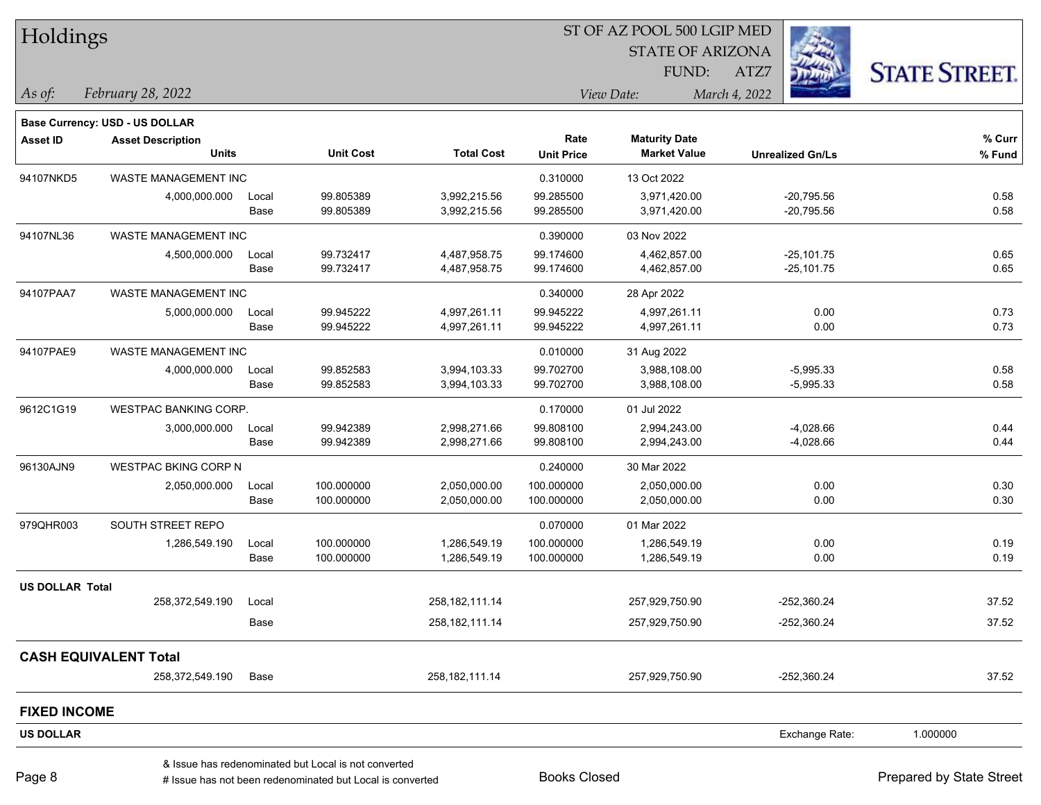# Holdings

ST OF AZ POOL 500 LGIP MED
STATE OF ARIZONA
FUND: ATZ7

*As of:* *February 28, 2022*

*View Date:* *March 4, 2022*

**Base Currency: USD - US DOLLAR**

| Asset ID | Asset Description / Units | | Unit Cost | Total Cost | Rate / Unit Price | Maturity Date / Market Value | Unrealized Gn/Ls | % Curr / % Fund |
|---|---|---|---|---|---|---|---|---|
| 94107NKD5 | WASTE MANAGEMENT INC | | | | 0.310000 | 13 Oct 2022 | | |
| | 4,000,000.000 | Local | 99.805389 | 3,992,215.56 | 99.285500 | 3,971,420.00 | -20,795.56 | 0.58 |
| | | Base | 99.805389 | 3,992,215.56 | 99.285500 | 3,971,420.00 | -20,795.56 | 0.58 |
| 94107NL36 | WASTE MANAGEMENT INC | | | | 0.390000 | 03 Nov 2022 | | |
| | 4,500,000.000 | Local | 99.732417 | 4,487,958.75 | 99.174600 | 4,462,857.00 | -25,101.75 | 0.65 |
| | | Base | 99.732417 | 4,487,958.75 | 99.174600 | 4,462,857.00 | -25,101.75 | 0.65 |
| 94107PAA7 | WASTE MANAGEMENT INC | | | | 0.340000 | 28 Apr 2022 | | |
| | 5,000,000.000 | Local | 99.945222 | 4,997,261.11 | 99.945222 | 4,997,261.11 | 0.00 | 0.73 |
| | | Base | 99.945222 | 4,997,261.11 | 99.945222 | 4,997,261.11 | 0.00 | 0.73 |
| 94107PAE9 | WASTE MANAGEMENT INC | | | | 0.010000 | 31 Aug 2022 | | |
| | 4,000,000.000 | Local | 99.852583 | 3,994,103.33 | 99.702700 | 3,988,108.00 | -5,995.33 | 0.58 |
| | | Base | 99.852583 | 3,994,103.33 | 99.702700 | 3,988,108.00 | -5,995.33 | 0.58 |
| 9612C1G19 | WESTPAC BANKING CORP. | | | | 0.170000 | 01 Jul 2022 | | |
| | 3,000,000.000 | Local | 99.942389 | 2,998,271.66 | 99.808100 | 2,994,243.00 | -4,028.66 | 0.44 |
| | | Base | 99.942389 | 2,998,271.66 | 99.808100 | 2,994,243.00 | -4,028.66 | 0.44 |
| 96130AJN9 | WESTPAC BKING CORP N | | | | 0.240000 | 30 Mar 2022 | | |
| | 2,050,000.000 | Local | 100.000000 | 2,050,000.00 | 100.000000 | 2,050,000.00 | 0.00 | 0.30 |
| | | Base | 100.000000 | 2,050,000.00 | 100.000000 | 2,050,000.00 | 0.00 | 0.30 |
| 979QHR003 | SOUTH STREET REPO | | | | 0.070000 | 01 Mar 2022 | | |
| | 1,286,549.190 | Local | 100.000000 | 1,286,549.19 | 100.000000 | 1,286,549.19 | 0.00 | 0.19 |
| | | Base | 100.000000 | 1,286,549.19 | 100.000000 | 1,286,549.19 | 0.00 | 0.19 |
| **US DOLLAR Total** | | | | | | | | |
| | 258,372,549.190 | Local | | 258,182,111.14 | | 257,929,750.90 | -252,360.24 | 37.52 |
| | | Base | | 258,182,111.14 | | 257,929,750.90 | -252,360.24 | 37.52 |
| **CASH EQUIVALENT Total** | | | | | | | | |
| | 258,372,549.190 | Base | | 258,182,111.14 | | 257,929,750.90 | -252,360.24 | 37.52 |

## FIXED INCOME

**US DOLLAR** Exchange Rate: 1.000000

& Issue has redenominated but Local is not converted
# Issue has not been redenominated but Local is converted

Books Closed

Prepared by State Street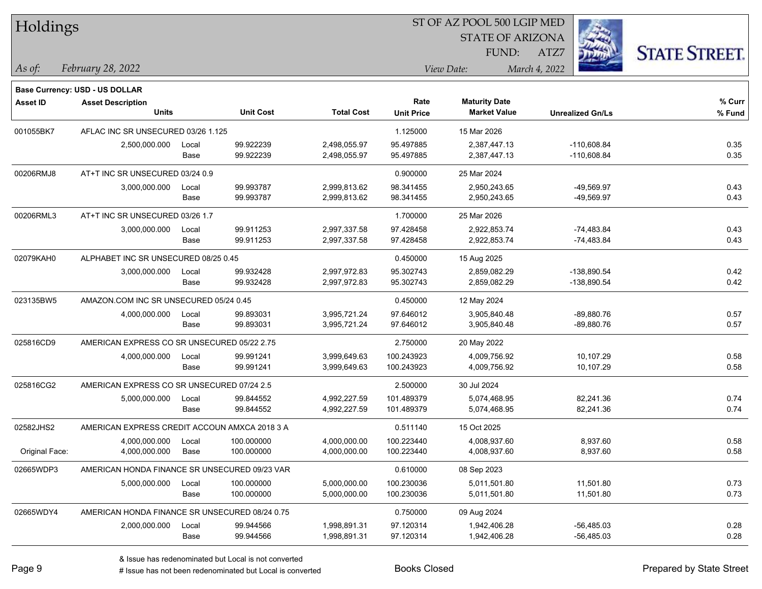# Holdings

ST OF AZ POOL 500 LGIP MED
STATE OF ARIZONA
FUND: ATZ7

*As of:* *February 28, 2022*

*View Date:* *March 4, 2022*

**Base Currency: USD - US DOLLAR**

| Asset ID | Asset Description / Units | | Unit Cost | Total Cost | Rate / Unit Price | Maturity Date / Market Value | Unrealized Gn/Ls | % Curr / % Fund |
|---|---|---|---|---|---|---|---|---|
| 001055BK7 | AFLAC INC SR UNSECURED 03/26 1.125 | | | | 1.125000 | 15 Mar 2026 | | |
| | 2,500,000.000 | Local | 99.922239 | 2,498,055.97 | 95.497885 | 2,387,447.13 | -110,608.84 | 0.35 |
| | | Base | 99.922239 | 2,498,055.97 | 95.497885 | 2,387,447.13 | -110,608.84 | 0.35 |
| 00206RMJ8 | AT+T INC SR UNSECURED 03/24 0.9 | | | | 0.900000 | 25 Mar 2024 | | |
| | 3,000,000.000 | Local | 99.993787 | 2,999,813.62 | 98.341455 | 2,950,243.65 | -49,569.97 | 0.43 |
| | | Base | 99.993787 | 2,999,813.62 | 98.341455 | 2,950,243.65 | -49,569.97 | 0.43 |
| 00206RML3 | AT+T INC SR UNSECURED 03/26 1.7 | | | | 1.700000 | 25 Mar 2026 | | |
| | 3,000,000.000 | Local | 99.911253 | 2,997,337.58 | 97.428458 | 2,922,853.74 | -74,483.84 | 0.43 |
| | | Base | 99.911253 | 2,997,337.58 | 97.428458 | 2,922,853.74 | -74,483.84 | 0.43 |
| 02079KAH0 | ALPHABET INC SR UNSECURED 08/25 0.45 | | | | 0.450000 | 15 Aug 2025 | | |
| | 3,000,000.000 | Local | 99.932428 | 2,997,972.83 | 95.302743 | 2,859,082.29 | -138,890.54 | 0.42 |
| | | Base | 99.932428 | 2,997,972.83 | 95.302743 | 2,859,082.29 | -138,890.54 | 0.42 |
| 023135BW5 | AMAZON.COM INC SR UNSECURED 05/24 0.45 | | | | 0.450000 | 12 May 2024 | | |
| | 4,000,000.000 | Local | 99.893031 | 3,995,721.24 | 97.646012 | 3,905,840.48 | -89,880.76 | 0.57 |
| | | Base | 99.893031 | 3,995,721.24 | 97.646012 | 3,905,840.48 | -89,880.76 | 0.57 |
| 025816CD9 | AMERICAN EXPRESS CO SR UNSECURED 05/22 2.75 | | | | 2.750000 | 20 May 2022 | | |
| | 4,000,000.000 | Local | 99.991241 | 3,999,649.63 | 100.243923 | 4,009,756.92 | 10,107.29 | 0.58 |
| | | Base | 99.991241 | 3,999,649.63 | 100.243923 | 4,009,756.92 | 10,107.29 | 0.58 |
| 025816CG2 | AMERICAN EXPRESS CO SR UNSECURED 07/24 2.5 | | | | 2.500000 | 30 Jul 2024 | | |
| | 5,000,000.000 | Local | 99.844552 | 4,992,227.59 | 101.489379 | 5,074,468.95 | 82,241.36 | 0.74 |
| | | Base | 99.844552 | 4,992,227.59 | 101.489379 | 5,074,468.95 | 82,241.36 | 0.74 |
| 02582JHS2 | AMERICAN EXPRESS CREDIT ACCOUN AMXCA 2018 3 A | | | | 0.511140 | 15 Oct 2025 | | |
| | 4,000,000.000 | Local | 100.000000 | 4,000,000.00 | 100.223440 | 4,008,937.60 | 8,937.60 | 0.58 |
| Original Face: | 4,000,000.000 | Base | 100.000000 | 4,000,000.00 | 100.223440 | 4,008,937.60 | 8,937.60 | 0.58 |
| 02665WDP3 | AMERICAN HONDA FINANCE SR UNSECURED 09/23 VAR | | | | 0.610000 | 08 Sep 2023 | | |
| | 5,000,000.000 | Local | 100.000000 | 5,000,000.00 | 100.230036 | 5,011,501.80 | 11,501.80 | 0.73 |
| | | Base | 100.000000 | 5,000,000.00 | 100.230036 | 5,011,501.80 | 11,501.80 | 0.73 |
| 02665WDY4 | AMERICAN HONDA FINANCE SR UNSECURED 08/24 0.75 | | | | 0.750000 | 09 Aug 2024 | | |
| | 2,000,000.000 | Local | 99.944566 | 1,998,891.31 | 97.120314 | 1,942,406.28 | -56,485.03 | 0.28 |
| | | Base | 99.944566 | 1,998,891.31 | 97.120314 | 1,942,406.28 | -56,485.03 | 0.28 |

& Issue has redenominated but Local is not converted
# Issue has not been redenominated but Local is converted

Books Closed

Prepared by State Street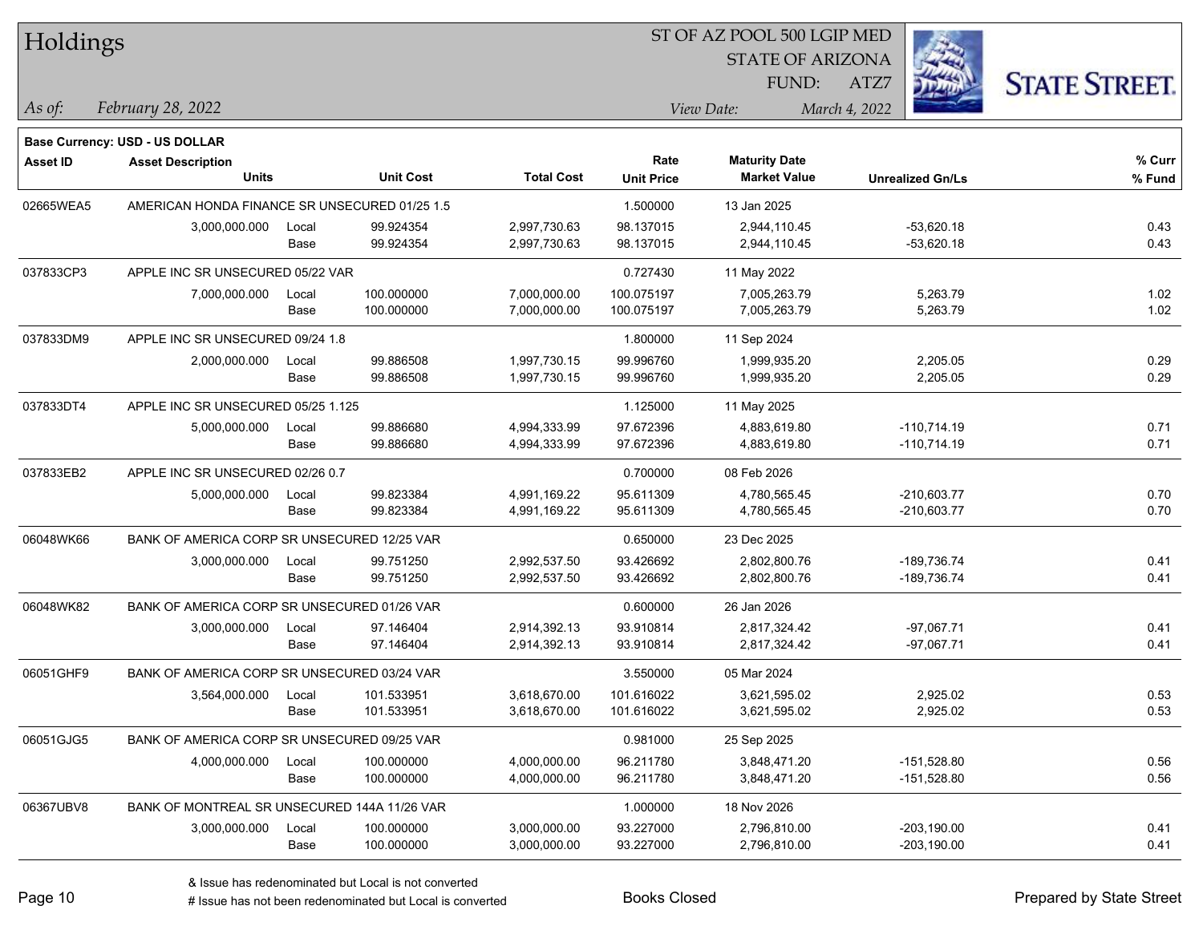# Holdings

ST OF AZ POOL 500 LGIP MED
STATE OF ARIZONA
FUND: ATZ7

*As of:* *February 28, 2022*

*View Date:* *March 4, 2022*

STATE STREET.

**Base Currency: USD - US DOLLAR**

| Asset ID | Asset Description / Units | | Unit Cost | Total Cost | Rate / Unit Price | Maturity Date / Market Value | Unrealized Gn/Ls | % Curr / % Fund |
|---|---|---|---|---|---|---|---|---|
| 02665WEA5 | AMERICAN HONDA FINANCE SR UNSECURED 01/25 1.5 | | | | 1.500000 | 13 Jan 2025 | | |
| | 3,000,000.000 | Local | 99.924354 | 2,997,730.63 | 98.137015 | 2,944,110.45 | -53,620.18 | 0.43 |
| | | Base | 99.924354 | 2,997,730.63 | 98.137015 | 2,944,110.45 | -53,620.18 | 0.43 |
| 037833CP3 | APPLE INC SR UNSECURED 05/22 VAR | | | | 0.727430 | 11 May 2022 | | |
| | 7,000,000.000 | Local | 100.000000 | 7,000,000.00 | 100.075197 | 7,005,263.79 | 5,263.79 | 1.02 |
| | | Base | 100.000000 | 7,000,000.00 | 100.075197 | 7,005,263.79 | 5,263.79 | 1.02 |
| 037833DM9 | APPLE INC SR UNSECURED 09/24 1.8 | | | | 1.800000 | 11 Sep 2024 | | |
| | 2,000,000.000 | Local | 99.886508 | 1,997,730.15 | 99.996760 | 1,999,935.20 | 2,205.05 | 0.29 |
| | | Base | 99.886508 | 1,997,730.15 | 99.996760 | 1,999,935.20 | 2,205.05 | 0.29 |
| 037833DT4 | APPLE INC SR UNSECURED 05/25 1.125 | | | | 1.125000 | 11 May 2025 | | |
| | 5,000,000.000 | Local | 99.886680 | 4,994,333.99 | 97.672396 | 4,883,619.80 | -110,714.19 | 0.71 |
| | | Base | 99.886680 | 4,994,333.99 | 97.672396 | 4,883,619.80 | -110,714.19 | 0.71 |
| 037833EB2 | APPLE INC SR UNSECURED 02/26 0.7 | | | | 0.700000 | 08 Feb 2026 | | |
| | 5,000,000.000 | Local | 99.823384 | 4,991,169.22 | 95.611309 | 4,780,565.45 | -210,603.77 | 0.70 |
| | | Base | 99.823384 | 4,991,169.22 | 95.611309 | 4,780,565.45 | -210,603.77 | 0.70 |
| 06048WK66 | BANK OF AMERICA CORP SR UNSECURED 12/25 VAR | | | | 0.650000 | 23 Dec 2025 | | |
| | 3,000,000.000 | Local | 99.751250 | 2,992,537.50 | 93.426692 | 2,802,800.76 | -189,736.74 | 0.41 |
| | | Base | 99.751250 | 2,992,537.50 | 93.426692 | 2,802,800.76 | -189,736.74 | 0.41 |
| 06048WK82 | BANK OF AMERICA CORP SR UNSECURED 01/26 VAR | | | | 0.600000 | 26 Jan 2026 | | |
| | 3,000,000.000 | Local | 97.146404 | 2,914,392.13 | 93.910814 | 2,817,324.42 | -97,067.71 | 0.41 |
| | | Base | 97.146404 | 2,914,392.13 | 93.910814 | 2,817,324.42 | -97,067.71 | 0.41 |
| 06051GHF9 | BANK OF AMERICA CORP SR UNSECURED 03/24 VAR | | | | 3.550000 | 05 Mar 2024 | | |
| | 3,564,000.000 | Local | 101.533951 | 3,618,670.00 | 101.616022 | 3,621,595.02 | 2,925.02 | 0.53 |
| | | Base | 101.533951 | 3,618,670.00 | 101.616022 | 3,621,595.02 | 2,925.02 | 0.53 |
| 06051GJG5 | BANK OF AMERICA CORP SR UNSECURED 09/25 VAR | | | | 0.981000 | 25 Sep 2025 | | |
| | 4,000,000.000 | Local | 100.000000 | 4,000,000.00 | 96.211780 | 3,848,471.20 | -151,528.80 | 0.56 |
| | | Base | 100.000000 | 4,000,000.00 | 96.211780 | 3,848,471.20 | -151,528.80 | 0.56 |
| 06367UBV8 | BANK OF MONTREAL SR UNSECURED 144A 11/26 VAR | | | | 1.000000 | 18 Nov 2026 | | |
| | 3,000,000.000 | Local | 100.000000 | 3,000,000.00 | 93.227000 | 2,796,810.00 | -203,190.00 | 0.41 |
| | | Base | 100.000000 | 3,000,000.00 | 93.227000 | 2,796,810.00 | -203,190.00 | 0.41 |

& Issue has redenominated but Local is not converted
# Issue has not been redenominated but Local is converted

Books Closed

Prepared by State Street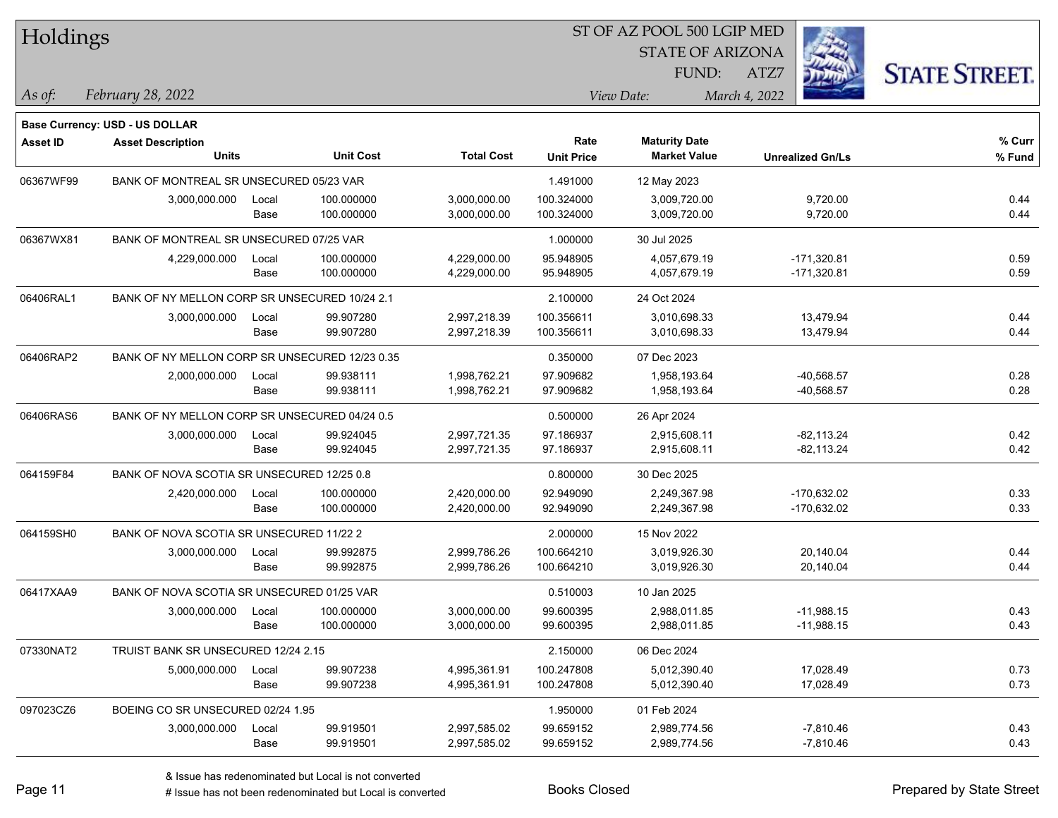# Holdings

ST OF AZ POOL 500 LGIP MED
STATE OF ARIZONA
FUND: ATZ7

*As of:* *February 28, 2022*

*View Date:* *March 4, 2022*

**Base Currency: USD - US DOLLAR**

| Asset ID | Asset Description / Units | | Unit Cost | Total Cost | Rate / Unit Price | Maturity Date / Market Value | Unrealized Gn/Ls | % Curr / % Fund |
|---|---|---|---|---|---|---|---|---|
| 06367WF99 | BANK OF MONTREAL SR UNSECURED 05/23 VAR | | | | 1.491000 | 12 May 2023 | | |
| | 3,000,000.000 | Local | 100.000000 | 3,000,000.00 | 100.324000 | 3,009,720.00 | 9,720.00 | 0.44 |
| | | Base | 100.000000 | 3,000,000.00 | 100.324000 | 3,009,720.00 | 9,720.00 | 0.44 |
| 06367WX81 | BANK OF MONTREAL SR UNSECURED 07/25 VAR | | | | 1.000000 | 30 Jul 2025 | | |
| | 4,229,000.000 | Local | 100.000000 | 4,229,000.00 | 95.948905 | 4,057,679.19 | -171,320.81 | 0.59 |
| | | Base | 100.000000 | 4,229,000.00 | 95.948905 | 4,057,679.19 | -171,320.81 | 0.59 |
| 06406RAL1 | BANK OF NY MELLON CORP SR UNSECURED 10/24 2.1 | | | | 2.100000 | 24 Oct 2024 | | |
| | 3,000,000.000 | Local | 99.907280 | 2,997,218.39 | 100.356611 | 3,010,698.33 | 13,479.94 | 0.44 |
| | | Base | 99.907280 | 2,997,218.39 | 100.356611 | 3,010,698.33 | 13,479.94 | 0.44 |
| 06406RAP2 | BANK OF NY MELLON CORP SR UNSECURED 12/23 0.35 | | | | 0.350000 | 07 Dec 2023 | | |
| | 2,000,000.000 | Local | 99.938111 | 1,998,762.21 | 97.909682 | 1,958,193.64 | -40,568.57 | 0.28 |
| | | Base | 99.938111 | 1,998,762.21 | 97.909682 | 1,958,193.64 | -40,568.57 | 0.28 |
| 06406RAS6 | BANK OF NY MELLON CORP SR UNSECURED 04/24 0.5 | | | | 0.500000 | 26 Apr 2024 | | |
| | 3,000,000.000 | Local | 99.924045 | 2,997,721.35 | 97.186937 | 2,915,608.11 | -82,113.24 | 0.42 |
| | | Base | 99.924045 | 2,997,721.35 | 97.186937 | 2,915,608.11 | -82,113.24 | 0.42 |
| 064159F84 | BANK OF NOVA SCOTIA SR UNSECURED 12/25 0.8 | | | | 0.800000 | 30 Dec 2025 | | |
| | 2,420,000.000 | Local | 100.000000 | 2,420,000.00 | 92.949090 | 2,249,367.98 | -170,632.02 | 0.33 |
| | | Base | 100.000000 | 2,420,000.00 | 92.949090 | 2,249,367.98 | -170,632.02 | 0.33 |
| 064159SH0 | BANK OF NOVA SCOTIA SR UNSECURED 11/22 2 | | | | 2.000000 | 15 Nov 2022 | | |
| | 3,000,000.000 | Local | 99.992875 | 2,999,786.26 | 100.664210 | 3,019,926.30 | 20,140.04 | 0.44 |
| | | Base | 99.992875 | 2,999,786.26 | 100.664210 | 3,019,926.30 | 20,140.04 | 0.44 |
| 06417XAA9 | BANK OF NOVA SCOTIA SR UNSECURED 01/25 VAR | | | | 0.510003 | 10 Jan 2025 | | |
| | 3,000,000.000 | Local | 100.000000 | 3,000,000.00 | 99.600395 | 2,988,011.85 | -11,988.15 | 0.43 |
| | | Base | 100.000000 | 3,000,000.00 | 99.600395 | 2,988,011.85 | -11,988.15 | 0.43 |
| 07330NAT2 | TRUIST BANK SR UNSECURED 12/24 2.15 | | | | 2.150000 | 06 Dec 2024 | | |
| | 5,000,000.000 | Local | 99.907238 | 4,995,361.91 | 100.247808 | 5,012,390.40 | 17,028.49 | 0.73 |
| | | Base | 99.907238 | 4,995,361.91 | 100.247808 | 5,012,390.40 | 17,028.49 | 0.73 |
| 097023CZ6 | BOEING CO SR UNSECURED 02/24 1.95 | | | | 1.950000 | 01 Feb 2024 | | |
| | 3,000,000.000 | Local | 99.919501 | 2,997,585.02 | 99.659152 | 2,989,774.56 | -7,810.46 | 0.43 |
| | | Base | 99.919501 | 2,997,585.02 | 99.659152 | 2,989,774.56 | -7,810.46 | 0.43 |

& Issue has redenominated but Local is not converted
# Issue has not been redenominated but Local is converted

Books Closed

Prepared by State Street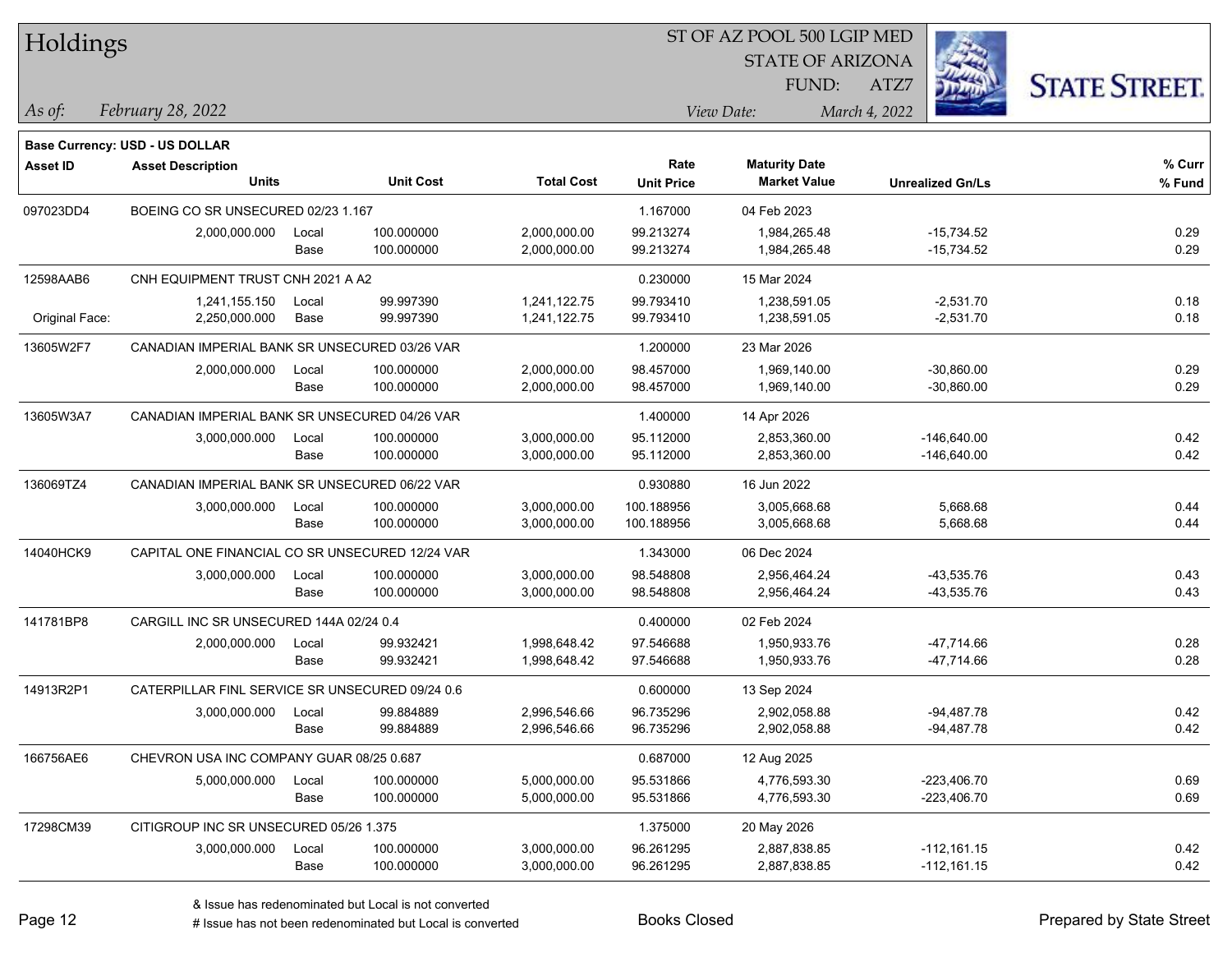# Holdings

ST OF AZ POOL 500 LGIP MED
STATE OF ARIZONA
FUND: ATZ7

*As of:* *February 28, 2022*
*View Date:* *March 4, 2022*

**Base Currency: USD - US DOLLAR**

| Asset ID | Asset Description / Units | | Unit Cost | Total Cost | Rate / Unit Price | Maturity Date / Market Value | Unrealized Gn/Ls | % Curr / % Fund |
|---|---|---|---|---|---|---|---|---|
| 097023DD4 | BOEING CO SR UNSECURED 02/23 1.167 | | | | 1.167000 | 04 Feb 2023 | | |
| | 2,000,000.000 | Local | 100.000000 | 2,000,000.00 | 99.213274 | 1,984,265.48 | -15,734.52 | 0.29 |
| | | Base | 100.000000 | 2,000,000.00 | 99.213274 | 1,984,265.48 | -15,734.52 | 0.29 |
| 12598AAB6 | CNH EQUIPMENT TRUST CNH 2021 A A2 | | | | 0.230000 | 15 Mar 2024 | | |
| | 1,241,155.150 | Local | 99.997390 | 1,241,122.75 | 99.793410 | 1,238,591.05 | -2,531.70 | 0.18 |
| Original Face: | 2,250,000.000 | Base | 99.997390 | 1,241,122.75 | 99.793410 | 1,238,591.05 | -2,531.70 | 0.18 |
| 13605W2F7 | CANADIAN IMPERIAL BANK SR UNSECURED 03/26 VAR | | | | 1.200000 | 23 Mar 2026 | | |
| | 2,000,000.000 | Local | 100.000000 | 2,000,000.00 | 98.457000 | 1,969,140.00 | -30,860.00 | 0.29 |
| | | Base | 100.000000 | 2,000,000.00 | 98.457000 | 1,969,140.00 | -30,860.00 | 0.29 |
| 13605W3A7 | CANADIAN IMPERIAL BANK SR UNSECURED 04/26 VAR | | | | 1.400000 | 14 Apr 2026 | | |
| | 3,000,000.000 | Local | 100.000000 | 3,000,000.00 | 95.112000 | 2,853,360.00 | -146,640.00 | 0.42 |
| | | Base | 100.000000 | 3,000,000.00 | 95.112000 | 2,853,360.00 | -146,640.00 | 0.42 |
| 136069TZ4 | CANADIAN IMPERIAL BANK SR UNSECURED 06/22 VAR | | | | 0.930880 | 16 Jun 2022 | | |
| | 3,000,000.000 | Local | 100.000000 | 3,000,000.00 | 100.188956 | 3,005,668.68 | 5,668.68 | 0.44 |
| | | Base | 100.000000 | 3,000,000.00 | 100.188956 | 3,005,668.68 | 5,668.68 | 0.44 |
| 14040HCK9 | CAPITAL ONE FINANCIAL CO SR UNSECURED 12/24 VAR | | | | 1.343000 | 06 Dec 2024 | | |
| | 3,000,000.000 | Local | 100.000000 | 3,000,000.00 | 98.548808 | 2,956,464.24 | -43,535.76 | 0.43 |
| | | Base | 100.000000 | 3,000,000.00 | 98.548808 | 2,956,464.24 | -43,535.76 | 0.43 |
| 141781BP8 | CARGILL INC SR UNSECURED 144A 02/24 0.4 | | | | 0.400000 | 02 Feb 2024 | | |
| | 2,000,000.000 | Local | 99.932421 | 1,998,648.42 | 97.546688 | 1,950,933.76 | -47,714.66 | 0.28 |
| | | Base | 99.932421 | 1,998,648.42 | 97.546688 | 1,950,933.76 | -47,714.66 | 0.28 |
| 14913R2P1 | CATERPILLAR FINL SERVICE SR UNSECURED 09/24 0.6 | | | | 0.600000 | 13 Sep 2024 | | |
| | 3,000,000.000 | Local | 99.884889 | 2,996,546.66 | 96.735296 | 2,902,058.88 | -94,487.78 | 0.42 |
| | | Base | 99.884889 | 2,996,546.66 | 96.735296 | 2,902,058.88 | -94,487.78 | 0.42 |
| 166756AE6 | CHEVRON USA INC COMPANY GUAR 08/25 0.687 | | | | 0.687000 | 12 Aug 2025 | | |
| | 5,000,000.000 | Local | 100.000000 | 5,000,000.00 | 95.531866 | 4,776,593.30 | -223,406.70 | 0.69 |
| | | Base | 100.000000 | 5,000,000.00 | 95.531866 | 4,776,593.30 | -223,406.70 | 0.69 |
| 17298CM39 | CITIGROUP INC SR UNSECURED 05/26 1.375 | | | | 1.375000 | 20 May 2026 | | |
| | 3,000,000.000 | Local | 100.000000 | 3,000,000.00 | 96.261295 | 2,887,838.85 | -112,161.15 | 0.42 |
| | | Base | 100.000000 | 3,000,000.00 | 96.261295 | 2,887,838.85 | -112,161.15 | 0.42 |

& Issue has redenominated but Local is not converted
# Issue has not been redenominated but Local is converted

Books Closed

Prepared by State Street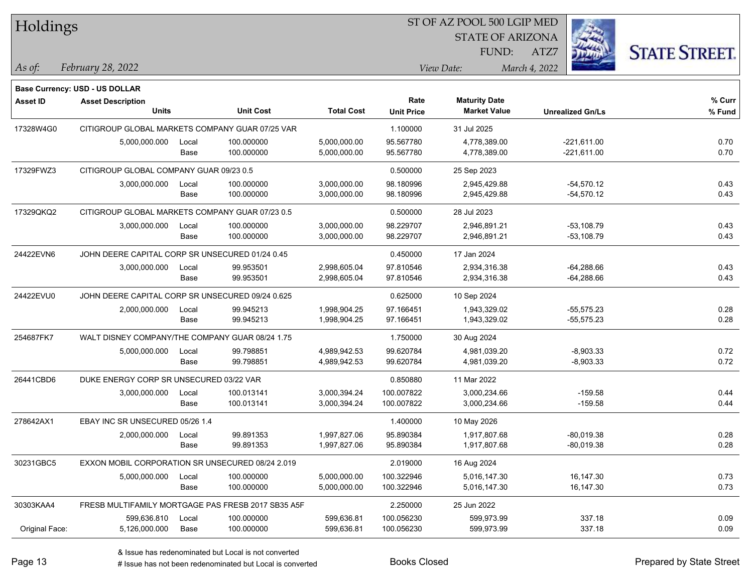# Holdings

ST OF AZ POOL 500 LGIP MED
STATE OF ARIZONA
FUND: ATZ7

*As of:* *February 28, 2022*

*View Date:* *March 4, 2022*

STATE STREET.

**Base Currency: USD - US DOLLAR**

| Asset ID | Asset Description / Units | | Unit Cost | Total Cost | Rate / Unit Price | Maturity Date / Market Value | Unrealized Gn/Ls | % Curr / % Fund |
|---|---|---|---|---|---|---|---|---|
| 17328W4G0 | CITIGROUP GLOBAL MARKETS COMPANY GUAR 07/25 VAR | | | | 1.100000 | 31 Jul 2025 | | |
| | 5,000,000.000 | Local | 100.000000 | 5,000,000.00 | 95.567780 | 4,778,389.00 | -221,611.00 | 0.70 |
| | | Base | 100.000000 | 5,000,000.00 | 95.567780 | 4,778,389.00 | -221,611.00 | 0.70 |
| 17329FWZ3 | CITIGROUP GLOBAL COMPANY GUAR 09/23 0.5 | | | | 0.500000 | 25 Sep 2023 | | |
| | 3,000,000.000 | Local | 100.000000 | 3,000,000.00 | 98.180996 | 2,945,429.88 | -54,570.12 | 0.43 |
| | | Base | 100.000000 | 3,000,000.00 | 98.180996 | 2,945,429.88 | -54,570.12 | 0.43 |
| 17329QKQ2 | CITIGROUP GLOBAL MARKETS COMPANY GUAR 07/23 0.5 | | | | 0.500000 | 28 Jul 2023 | | |
| | 3,000,000.000 | Local | 100.000000 | 3,000,000.00 | 98.229707 | 2,946,891.21 | -53,108.79 | 0.43 |
| | | Base | 100.000000 | 3,000,000.00 | 98.229707 | 2,946,891.21 | -53,108.79 | 0.43 |
| 24422EVN6 | JOHN DEERE CAPITAL CORP SR UNSECURED 01/24 0.45 | | | | 0.450000 | 17 Jan 2024 | | |
| | 3,000,000.000 | Local | 99.953501 | 2,998,605.04 | 97.810546 | 2,934,316.38 | -64,288.66 | 0.43 |
| | | Base | 99.953501 | 2,998,605.04 | 97.810546 | 2,934,316.38 | -64,288.66 | 0.43 |
| 24422EVU0 | JOHN DEERE CAPITAL CORP SR UNSECURED 09/24 0.625 | | | | 0.625000 | 10 Sep 2024 | | |
| | 2,000,000.000 | Local | 99.945213 | 1,998,904.25 | 97.166451 | 1,943,329.02 | -55,575.23 | 0.28 |
| | | Base | 99.945213 | 1,998,904.25 | 97.166451 | 1,943,329.02 | -55,575.23 | 0.28 |
| 254687FK7 | WALT DISNEY COMPANY/THE COMPANY GUAR 08/24 1.75 | | | | 1.750000 | 30 Aug 2024 | | |
| | 5,000,000.000 | Local | 99.798851 | 4,989,942.53 | 99.620784 | 4,981,039.20 | -8,903.33 | 0.72 |
| | | Base | 99.798851 | 4,989,942.53 | 99.620784 | 4,981,039.20 | -8,903.33 | 0.72 |
| 26441CBD6 | DUKE ENERGY CORP SR UNSECURED 03/22 VAR | | | | 0.850880 | 11 Mar 2022 | | |
| | 3,000,000.000 | Local | 100.013141 | 3,000,394.24 | 100.007822 | 3,000,234.66 | -159.58 | 0.44 |
| | | Base | 100.013141 | 3,000,394.24 | 100.007822 | 3,000,234.66 | -159.58 | 0.44 |
| 278642AX1 | EBAY INC SR UNSECURED 05/26 1.4 | | | | 1.400000 | 10 May 2026 | | |
| | 2,000,000.000 | Local | 99.891353 | 1,997,827.06 | 95.890384 | 1,917,807.68 | -80,019.38 | 0.28 |
| | | Base | 99.891353 | 1,997,827.06 | 95.890384 | 1,917,807.68 | -80,019.38 | 0.28 |
| 30231GBC5 | EXXON MOBIL CORPORATION SR UNSECURED 08/24 2.019 | | | | 2.019000 | 16 Aug 2024 | | |
| | 5,000,000.000 | Local | 100.000000 | 5,000,000.00 | 100.322946 | 5,016,147.30 | 16,147.30 | 0.73 |
| | | Base | 100.000000 | 5,000,000.00 | 100.322946 | 5,016,147.30 | 16,147.30 | 0.73 |
| 30303KAA4 | FRESB MULTIFAMILY MORTGAGE PAS FRESB 2017 SB35 A5F | | | | 2.250000 | 25 Jun 2022 | | |
| | 599,636.810 | Local | 100.000000 | 599,636.81 | 100.056230 | 599,973.99 | 337.18 | 0.09 |
| Original Face: | 5,126,000.000 | Base | 100.000000 | 599,636.81 | 100.056230 | 599,973.99 | 337.18 | 0.09 |

& Issue has redenominated but Local is not converted
# Issue has not been redenominated but Local is converted

Books Closed

Prepared by State Street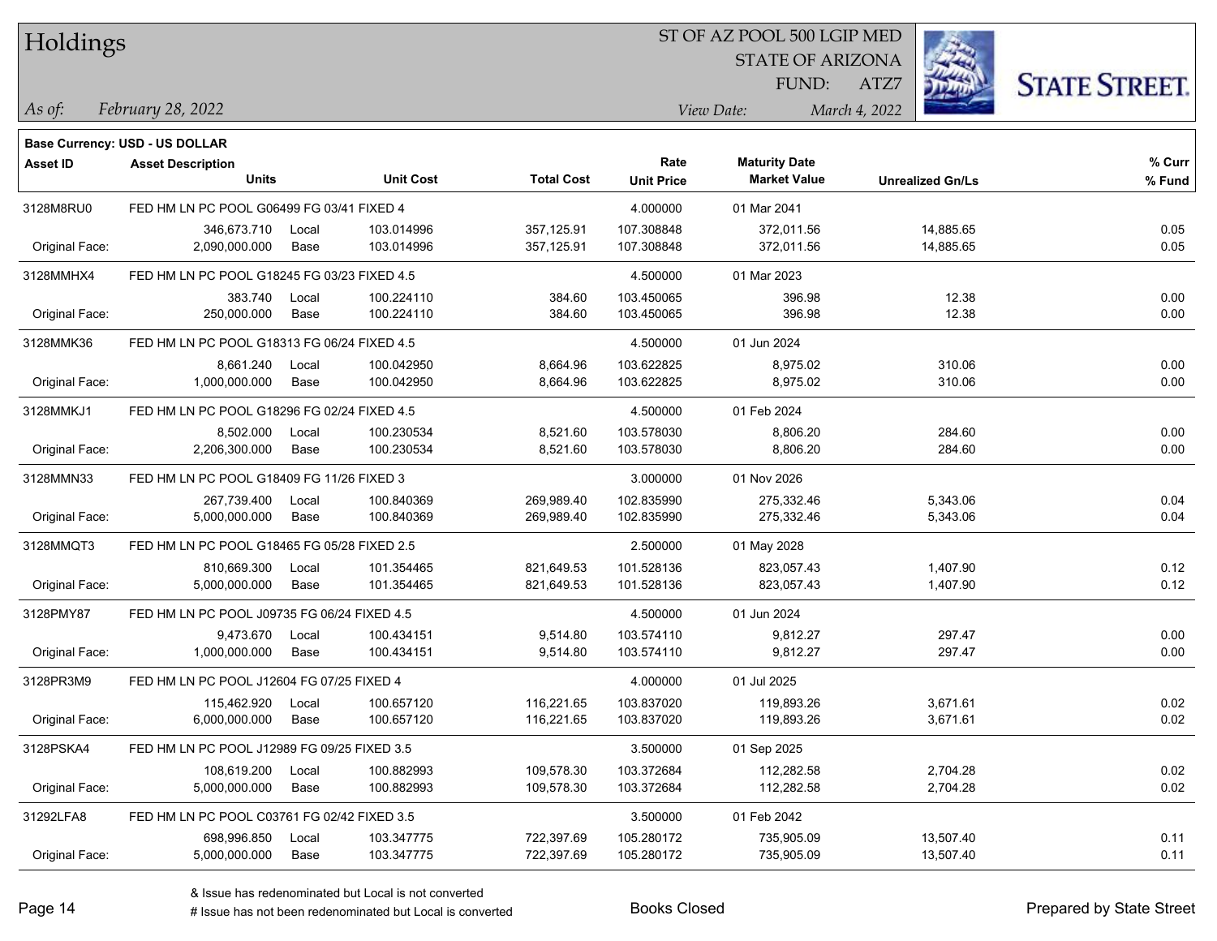# Holdings

ST OF AZ POOL 500 LGIP MED
STATE OF ARIZONA
FUND: ATZ7

*As of: February 28, 2022*

*View Date: March 4, 2022*

**Base Currency: USD - US DOLLAR**

| Asset ID | Asset Description / Units | | Unit Cost | Total Cost | Rate / Unit Price | Maturity Date / Market Value | Unrealized Gn/Ls | % Curr / % Fund |
|---|---|---|---|---|---|---|---|---|
| 3128M8RU0 | FED HM LN PC POOL G06499 FG 03/41 FIXED 4 | | | | 4.000000 | 01 Mar 2041 | | |
| | 346,673.710 | Local | 103.014996 | 357,125.91 | 107.308848 | 372,011.56 | 14,885.65 | 0.05 |
| Original Face: | 2,090,000.000 | Base | 103.014996 | 357,125.91 | 107.308848 | 372,011.56 | 14,885.65 | 0.05 |
| 3128MMHX4 | FED HM LN PC POOL G18245 FG 03/23 FIXED 4.5 | | | | 4.500000 | 01 Mar 2023 | | |
| | 383.740 | Local | 100.224110 | 384.60 | 103.450065 | 396.98 | 12.38 | 0.00 |
| Original Face: | 250,000.000 | Base | 100.224110 | 384.60 | 103.450065 | 396.98 | 12.38 | 0.00 |
| 3128MMK36 | FED HM LN PC POOL G18313 FG 06/24 FIXED 4.5 | | | | 4.500000 | 01 Jun 2024 | | |
| | 8,661.240 | Local | 100.042950 | 8,664.96 | 103.622825 | 8,975.02 | 310.06 | 0.00 |
| Original Face: | 1,000,000.000 | Base | 100.042950 | 8,664.96 | 103.622825 | 8,975.02 | 310.06 | 0.00 |
| 3128MMKJ1 | FED HM LN PC POOL G18296 FG 02/24 FIXED 4.5 | | | | 4.500000 | 01 Feb 2024 | | |
| | 8,502.000 | Local | 100.230534 | 8,521.60 | 103.578030 | 8,806.20 | 284.60 | 0.00 |
| Original Face: | 2,206,300.000 | Base | 100.230534 | 8,521.60 | 103.578030 | 8,806.20 | 284.60 | 0.00 |
| 3128MMN33 | FED HM LN PC POOL G18409 FG 11/26 FIXED 3 | | | | 3.000000 | 01 Nov 2026 | | |
| | 267,739.400 | Local | 100.840369 | 269,989.40 | 102.835990 | 275,332.46 | 5,343.06 | 0.04 |
| Original Face: | 5,000,000.000 | Base | 100.840369 | 269,989.40 | 102.835990 | 275,332.46 | 5,343.06 | 0.04 |
| 3128MMQT3 | FED HM LN PC POOL G18465 FG 05/28 FIXED 2.5 | | | | 2.500000 | 01 May 2028 | | |
| | 810,669.300 | Local | 101.354465 | 821,649.53 | 101.528136 | 823,057.43 | 1,407.90 | 0.12 |
| Original Face: | 5,000,000.000 | Base | 101.354465 | 821,649.53 | 101.528136 | 823,057.43 | 1,407.90 | 0.12 |
| 3128PMY87 | FED HM LN PC POOL J09735 FG 06/24 FIXED 4.5 | | | | 4.500000 | 01 Jun 2024 | | |
| | 9,473.670 | Local | 100.434151 | 9,514.80 | 103.574110 | 9,812.27 | 297.47 | 0.00 |
| Original Face: | 1,000,000.000 | Base | 100.434151 | 9,514.80 | 103.574110 | 9,812.27 | 297.47 | 0.00 |
| 3128PR3M9 | FED HM LN PC POOL J12604 FG 07/25 FIXED 4 | | | | 4.000000 | 01 Jul 2025 | | |
| | 115,462.920 | Local | 100.657120 | 116,221.65 | 103.837020 | 119,893.26 | 3,671.61 | 0.02 |
| Original Face: | 6,000,000.000 | Base | 100.657120 | 116,221.65 | 103.837020 | 119,893.26 | 3,671.61 | 0.02 |
| 3128PSKA4 | FED HM LN PC POOL J12989 FG 09/25 FIXED 3.5 | | | | 3.500000 | 01 Sep 2025 | | |
| | 108,619.200 | Local | 100.882993 | 109,578.30 | 103.372684 | 112,282.58 | 2,704.28 | 0.02 |
| Original Face: | 5,000,000.000 | Base | 100.882993 | 109,578.30 | 103.372684 | 112,282.58 | 2,704.28 | 0.02 |
| 31292LFA8 | FED HM LN PC POOL C03761 FG 02/42 FIXED 3.5 | | | | 3.500000 | 01 Feb 2042 | | |
| | 698,996.850 | Local | 103.347775 | 722,397.69 | 105.280172 | 735,905.09 | 13,507.40 | 0.11 |
| Original Face: | 5,000,000.000 | Base | 103.347775 | 722,397.69 | 105.280172 | 735,905.09 | 13,507.40 | 0.11 |

& Issue has redenominated but Local is not converted
# Issue has not been redenominated but Local is converted

Books Closed

Prepared by State Street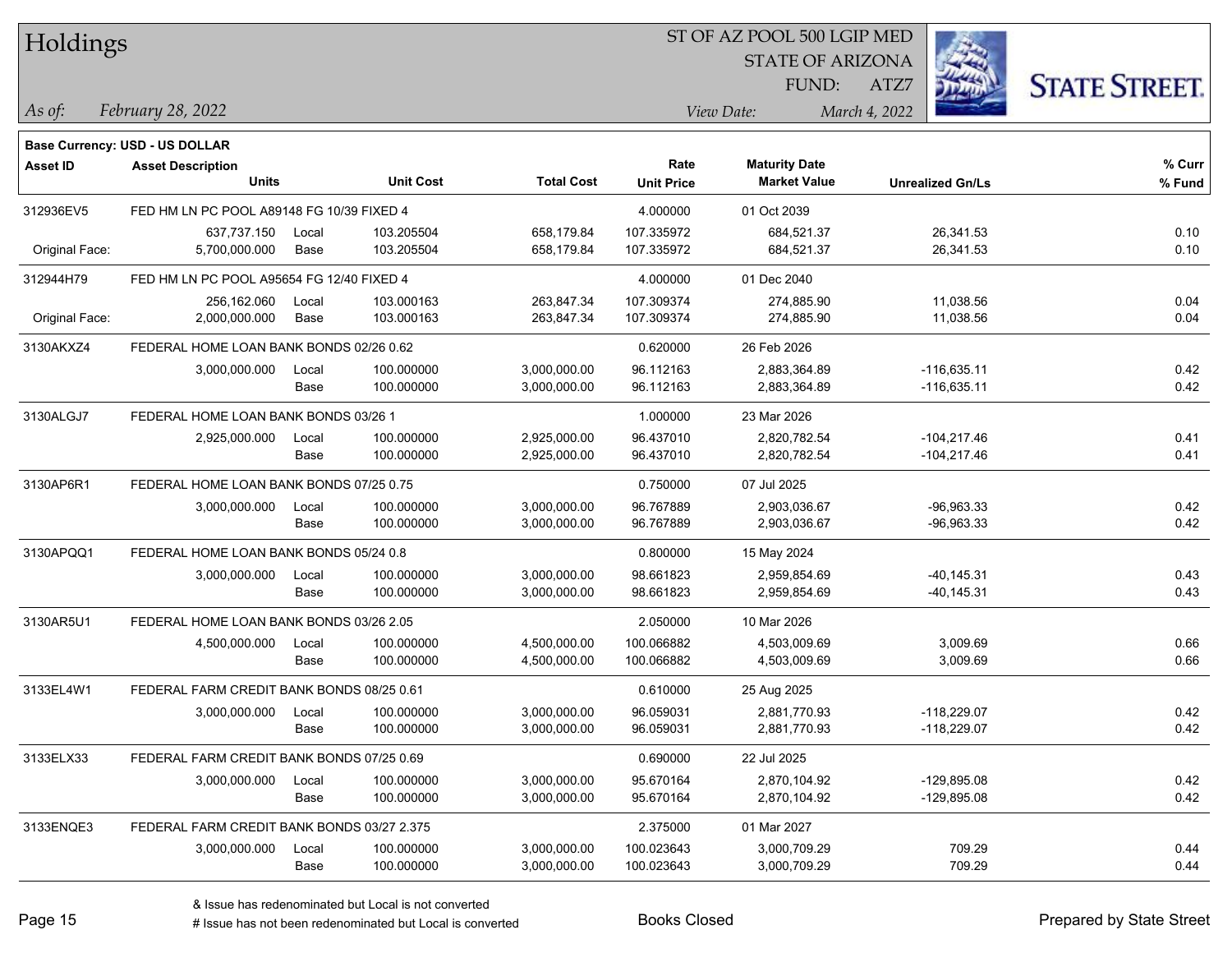# Holdings

ST OF AZ POOL 500 LGIP MED
STATE OF ARIZONA
FUND: ATZ7

*As of: February 28, 2022*

*View Date: March 4, 2022*

**Base Currency: USD - US DOLLAR**

| Asset ID | Asset Description / Units | | Unit Cost | Total Cost | Rate / Unit Price | Maturity Date / Market Value | Unrealized Gn/Ls | % Curr / % Fund |
|---|---|---|---|---|---|---|---|---|
| 312936EV5 | FED HM LN PC POOL A89148 FG 10/39 FIXED 4 | | | | 4.000000 | 01 Oct 2039 | | |
| | 637,737.150 | Local | 103.205504 | 658,179.84 | 107.335972 | 684,521.37 | 26,341.53 | 0.10 |
| Original Face: | 5,700,000.000 | Base | 103.205504 | 658,179.84 | 107.335972 | 684,521.37 | 26,341.53 | 0.10 |
| 312944H79 | FED HM LN PC POOL A95654 FG 12/40 FIXED 4 | | | | 4.000000 | 01 Dec 2040 | | |
| | 256,162.060 | Local | 103.000163 | 263,847.34 | 107.309374 | 274,885.90 | 11,038.56 | 0.04 |
| Original Face: | 2,000,000.000 | Base | 103.000163 | 263,847.34 | 107.309374 | 274,885.90 | 11,038.56 | 0.04 |
| 3130AKXZ4 | FEDERAL HOME LOAN BANK BONDS 02/26 0.62 | | | | 0.620000 | 26 Feb 2026 | | |
| | 3,000,000.000 | Local | 100.000000 | 3,000,000.00 | 96.112163 | 2,883,364.89 | -116,635.11 | 0.42 |
| | | Base | 100.000000 | 3,000,000.00 | 96.112163 | 2,883,364.89 | -116,635.11 | 0.42 |
| 3130ALGJ7 | FEDERAL HOME LOAN BANK BONDS 03/26 1 | | | | 1.000000 | 23 Mar 2026 | | |
| | 2,925,000.000 | Local | 100.000000 | 2,925,000.00 | 96.437010 | 2,820,782.54 | -104,217.46 | 0.41 |
| | | Base | 100.000000 | 2,925,000.00 | 96.437010 | 2,820,782.54 | -104,217.46 | 0.41 |
| 3130AP6R1 | FEDERAL HOME LOAN BANK BONDS 07/25 0.75 | | | | 0.750000 | 07 Jul 2025 | | |
| | 3,000,000.000 | Local | 100.000000 | 3,000,000.00 | 96.767889 | 2,903,036.67 | -96,963.33 | 0.42 |
| | | Base | 100.000000 | 3,000,000.00 | 96.767889 | 2,903,036.67 | -96,963.33 | 0.42 |
| 3130APQQ1 | FEDERAL HOME LOAN BANK BONDS 05/24 0.8 | | | | 0.800000 | 15 May 2024 | | |
| | 3,000,000.000 | Local | 100.000000 | 3,000,000.00 | 98.661823 | 2,959,854.69 | -40,145.31 | 0.43 |
| | | Base | 100.000000 | 3,000,000.00 | 98.661823 | 2,959,854.69 | -40,145.31 | 0.43 |
| 3130AR5U1 | FEDERAL HOME LOAN BANK BONDS 03/26 2.05 | | | | 2.050000 | 10 Mar 2026 | | |
| | 4,500,000.000 | Local | 100.000000 | 4,500,000.00 | 100.066882 | 4,503,009.69 | 3,009.69 | 0.66 |
| | | Base | 100.000000 | 4,500,000.00 | 100.066882 | 4,503,009.69 | 3,009.69 | 0.66 |
| 3133EL4W1 | FEDERAL FARM CREDIT BANK BONDS 08/25 0.61 | | | | 0.610000 | 25 Aug 2025 | | |
| | 3,000,000.000 | Local | 100.000000 | 3,000,000.00 | 96.059031 | 2,881,770.93 | -118,229.07 | 0.42 |
| | | Base | 100.000000 | 3,000,000.00 | 96.059031 | 2,881,770.93 | -118,229.07 | 0.42 |
| 3133ELX33 | FEDERAL FARM CREDIT BANK BONDS 07/25 0.69 | | | | 0.690000 | 22 Jul 2025 | | |
| | 3,000,000.000 | Local | 100.000000 | 3,000,000.00 | 95.670164 | 2,870,104.92 | -129,895.08 | 0.42 |
| | | Base | 100.000000 | 3,000,000.00 | 95.670164 | 2,870,104.92 | -129,895.08 | 0.42 |
| 3133ENQE3 | FEDERAL FARM CREDIT BANK BONDS 03/27 2.375 | | | | 2.375000 | 01 Mar 2027 | | |
| | 3,000,000.000 | Local | 100.000000 | 3,000,000.00 | 100.023643 | 3,000,709.29 | 709.29 | 0.44 |
| | | Base | 100.000000 | 3,000,000.00 | 100.023643 | 3,000,709.29 | 709.29 | 0.44 |

& Issue has redenominated but Local is not converted
# Issue has not been redenominated but Local is converted

Books Closed

Prepared by State Street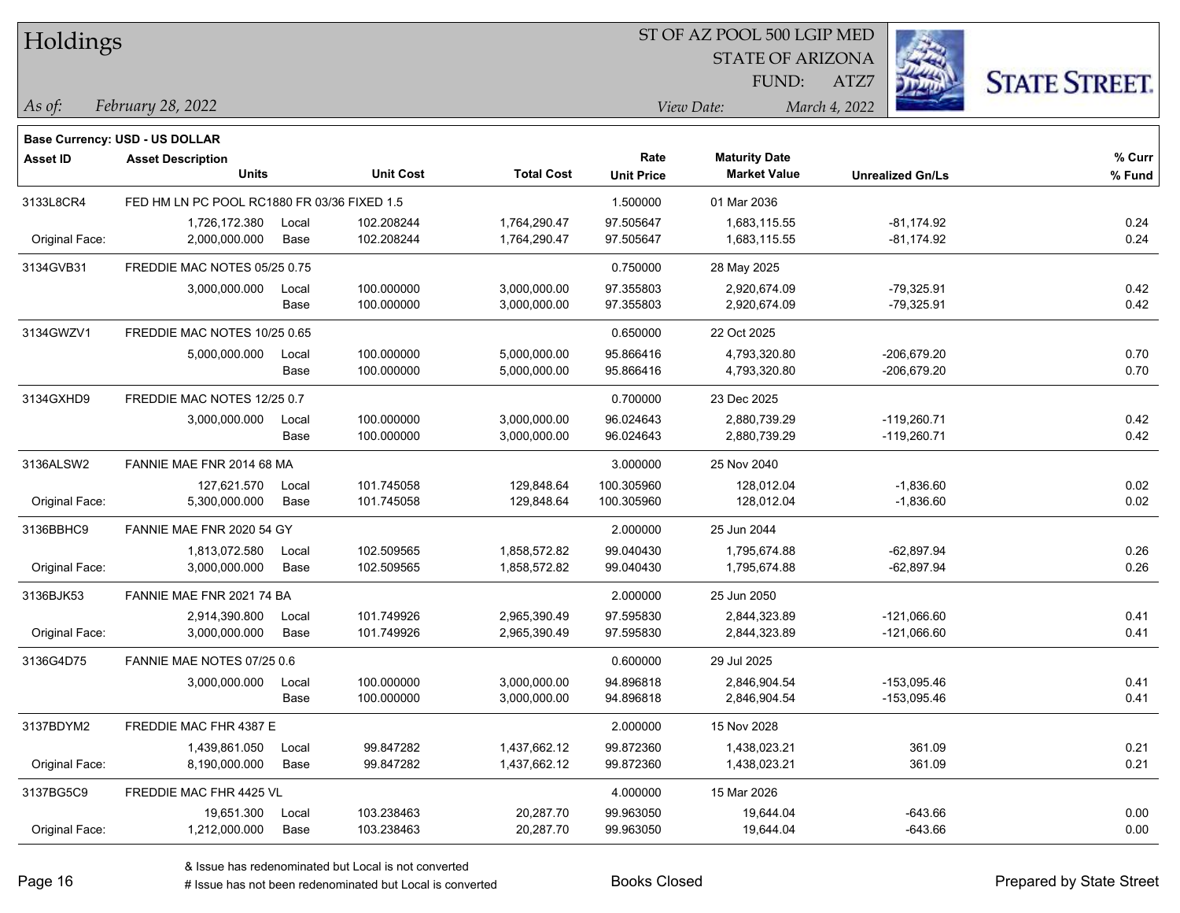# Holdings

ST OF AZ POOL 500 LGIP MED
STATE OF ARIZONA
FUND: ATZ7

*As of:* *February 28, 2022*

*View Date:* *March 4, 2022*

**Base Currency: USD - US DOLLAR**

| Asset ID | Asset Description / Units | | Unit Cost | Total Cost | Rate / Unit Price | Maturity Date / Market Value | Unrealized Gn/Ls | % Curr / % Fund |
|---|---|---|---|---|---|---|---|---|
| 3133L8CR4 | FED HM LN PC POOL RC1880 FR 03/36 FIXED 1.5 | | | | 1.500000 | 01 Mar 2036 | | |
| | 1,726,172.380 | Local | 102.208244 | 1,764,290.47 | 97.505647 | 1,683,115.55 | -81,174.92 | 0.24 |
| Original Face: | 2,000,000.000 | Base | 102.208244 | 1,764,290.47 | 97.505647 | 1,683,115.55 | -81,174.92 | 0.24 |
| 3134GVB31 | FREDDIE MAC NOTES 05/25 0.75 | | | | 0.750000 | 28 May 2025 | | |
| | 3,000,000.000 | Local | 100.000000 | 3,000,000.00 | 97.355803 | 2,920,674.09 | -79,325.91 | 0.42 |
| | | Base | 100.000000 | 3,000,000.00 | 97.355803 | 2,920,674.09 | -79,325.91 | 0.42 |
| 3134GWZV1 | FREDDIE MAC NOTES 10/25 0.65 | | | | 0.650000 | 22 Oct 2025 | | |
| | 5,000,000.000 | Local | 100.000000 | 5,000,000.00 | 95.866416 | 4,793,320.80 | -206,679.20 | 0.70 |
| | | Base | 100.000000 | 5,000,000.00 | 95.866416 | 4,793,320.80 | -206,679.20 | 0.70 |
| 3134GXHD9 | FREDDIE MAC NOTES 12/25 0.7 | | | | 0.700000 | 23 Dec 2025 | | |
| | 3,000,000.000 | Local | 100.000000 | 3,000,000.00 | 96.024643 | 2,880,739.29 | -119,260.71 | 0.42 |
| | | Base | 100.000000 | 3,000,000.00 | 96.024643 | 2,880,739.29 | -119,260.71 | 0.42 |
| 3136ALSW2 | FANNIE MAE FNR 2014 68 MA | | | | 3.000000 | 25 Nov 2040 | | |
| | 127,621.570 | Local | 101.745058 | 129,848.64 | 100.305960 | 128,012.04 | -1,836.60 | 0.02 |
| Original Face: | 5,300,000.000 | Base | 101.745058 | 129,848.64 | 100.305960 | 128,012.04 | -1,836.60 | 0.02 |
| 3136BBHC9 | FANNIE MAE FNR 2020 54 GY | | | | 2.000000 | 25 Jun 2044 | | |
| | 1,813,072.580 | Local | 102.509565 | 1,858,572.82 | 99.040430 | 1,795,674.88 | -62,897.94 | 0.26 |
| Original Face: | 3,000,000.000 | Base | 102.509565 | 1,858,572.82 | 99.040430 | 1,795,674.88 | -62,897.94 | 0.26 |
| 3136BJK53 | FANNIE MAE FNR 2021 74 BA | | | | 2.000000 | 25 Jun 2050 | | |
| | 2,914,390.800 | Local | 101.749926 | 2,965,390.49 | 97.595830 | 2,844,323.89 | -121,066.60 | 0.41 |
| Original Face: | 3,000,000.000 | Base | 101.749926 | 2,965,390.49 | 97.595830 | 2,844,323.89 | -121,066.60 | 0.41 |
| 3136G4D75 | FANNIE MAE NOTES 07/25 0.6 | | | | 0.600000 | 29 Jul 2025 | | |
| | 3,000,000.000 | Local | 100.000000 | 3,000,000.00 | 94.896818 | 2,846,904.54 | -153,095.46 | 0.41 |
| | | Base | 100.000000 | 3,000,000.00 | 94.896818 | 2,846,904.54 | -153,095.46 | 0.41 |
| 3137BDYM2 | FREDDIE MAC FHR 4387 E | | | | 2.000000 | 15 Nov 2028 | | |
| | 1,439,861.050 | Local | 99.847282 | 1,437,662.12 | 99.872360 | 1,438,023.21 | 361.09 | 0.21 |
| Original Face: | 8,190,000.000 | Base | 99.847282 | 1,437,662.12 | 99.872360 | 1,438,023.21 | 361.09 | 0.21 |
| 3137BG5C9 | FREDDIE MAC FHR 4425 VL | | | | 4.000000 | 15 Mar 2026 | | |
| | 19,651.300 | Local | 103.238463 | 20,287.70 | 99.963050 | 19,644.04 | -643.66 | 0.00 |
| Original Face: | 1,212,000.000 | Base | 103.238463 | 20,287.70 | 99.963050 | 19,644.04 | -643.66 | 0.00 |

& Issue has redenominated but Local is not converted
# Issue has not been redenominated but Local is converted

Books Closed

Prepared by State Street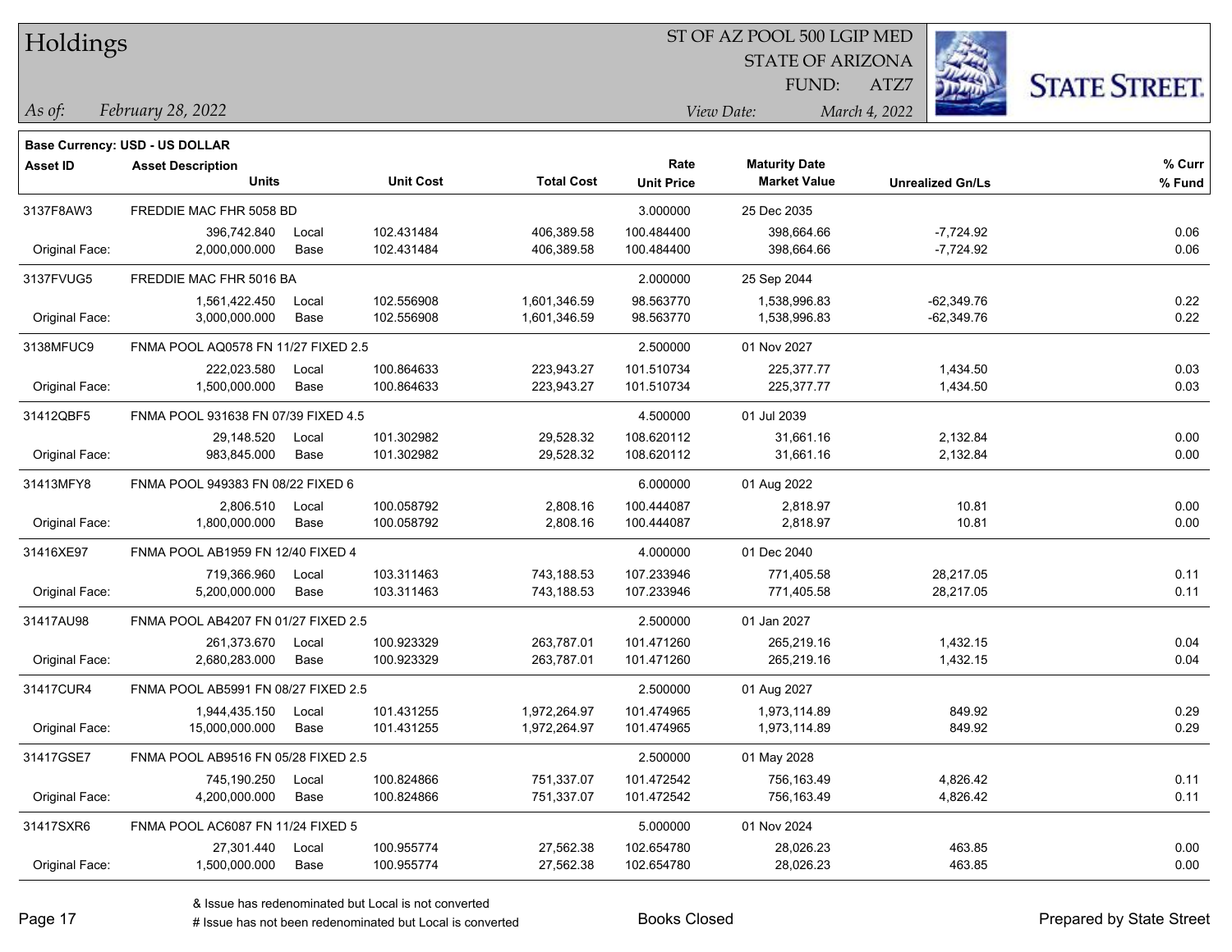# Holdings

ST OF AZ POOL 500 LGIP MED
STATE OF ARIZONA
FUND: ATZ7

*As of:* *February 28, 2022*

*View Date:* *March 4, 2022*

**Base Currency: USD - US DOLLAR**

| Asset ID | Asset Description / Units | | Unit Cost | Total Cost | Rate / Unit Price | Maturity Date / Market Value | Unrealized Gn/Ls | % Curr / % Fund |
|---|---|---|---|---|---|---|---|---|
| 3137F8AW3 | FREDDIE MAC FHR 5058 BD | | | | 3.000000 | 25 Dec 2035 | | |
| | 396,742.840 | Local | 102.431484 | 406,389.58 | 100.484400 | 398,664.66 | -7,724.92 | 0.06 |
| Original Face: | 2,000,000.000 | Base | 102.431484 | 406,389.58 | 100.484400 | 398,664.66 | -7,724.92 | 0.06 |
| 3137FVUG5 | FREDDIE MAC FHR 5016 BA | | | | 2.000000 | 25 Sep 2044 | | |
| | 1,561,422.450 | Local | 102.556908 | 1,601,346.59 | 98.563770 | 1,538,996.83 | -62,349.76 | 0.22 |
| Original Face: | 3,000,000.000 | Base | 102.556908 | 1,601,346.59 | 98.563770 | 1,538,996.83 | -62,349.76 | 0.22 |
| 3138MFUC9 | FNMA POOL AQ0578 FN 11/27 FIXED 2.5 | | | | 2.500000 | 01 Nov 2027 | | |
| | 222,023.580 | Local | 100.864633 | 223,943.27 | 101.510734 | 225,377.77 | 1,434.50 | 0.03 |
| Original Face: | 1,500,000.000 | Base | 100.864633 | 223,943.27 | 101.510734 | 225,377.77 | 1,434.50 | 0.03 |
| 31412QBF5 | FNMA POOL 931638 FN 07/39 FIXED 4.5 | | | | 4.500000 | 01 Jul 2039 | | |
| | 29,148.520 | Local | 101.302982 | 29,528.32 | 108.620112 | 31,661.16 | 2,132.84 | 0.00 |
| Original Face: | 983,845.000 | Base | 101.302982 | 29,528.32 | 108.620112 | 31,661.16 | 2,132.84 | 0.00 |
| 31413MFY8 | FNMA POOL 949383 FN 08/22 FIXED 6 | | | | 6.000000 | 01 Aug 2022 | | |
| | 2,806.510 | Local | 100.058792 | 2,808.16 | 100.444087 | 2,818.97 | 10.81 | 0.00 |
| Original Face: | 1,800,000.000 | Base | 100.058792 | 2,808.16 | 100.444087 | 2,818.97 | 10.81 | 0.00 |
| 31416XE97 | FNMA POOL AB1959 FN 12/40 FIXED 4 | | | | 4.000000 | 01 Dec 2040 | | |
| | 719,366.960 | Local | 103.311463 | 743,188.53 | 107.233946 | 771,405.58 | 28,217.05 | 0.11 |
| Original Face: | 5,200,000.000 | Base | 103.311463 | 743,188.53 | 107.233946 | 771,405.58 | 28,217.05 | 0.11 |
| 31417AU98 | FNMA POOL AB4207 FN 01/27 FIXED 2.5 | | | | 2.500000 | 01 Jan 2027 | | |
| | 261,373.670 | Local | 100.923329 | 263,787.01 | 101.471260 | 265,219.16 | 1,432.15 | 0.04 |
| Original Face: | 2,680,283.000 | Base | 100.923329 | 263,787.01 | 101.471260 | 265,219.16 | 1,432.15 | 0.04 |
| 31417CUR4 | FNMA POOL AB5991 FN 08/27 FIXED 2.5 | | | | 2.500000 | 01 Aug 2027 | | |
| | 1,944,435.150 | Local | 101.431255 | 1,972,264.97 | 101.474965 | 1,973,114.89 | 849.92 | 0.29 |
| Original Face: | 15,000,000.000 | Base | 101.431255 | 1,972,264.97 | 101.474965 | 1,973,114.89 | 849.92 | 0.29 |
| 31417GSE7 | FNMA POOL AB9516 FN 05/28 FIXED 2.5 | | | | 2.500000 | 01 May 2028 | | |
| | 745,190.250 | Local | 100.824866 | 751,337.07 | 101.472542 | 756,163.49 | 4,826.42 | 0.11 |
| Original Face: | 4,200,000.000 | Base | 100.824866 | 751,337.07 | 101.472542 | 756,163.49 | 4,826.42 | 0.11 |
| 31417SXR6 | FNMA POOL AC6087 FN 11/24 FIXED 5 | | | | 5.000000 | 01 Nov 2024 | | |
| | 27,301.440 | Local | 100.955774 | 27,562.38 | 102.654780 | 28,026.23 | 463.85 | 0.00 |
| Original Face: | 1,500,000.000 | Base | 100.955774 | 27,562.38 | 102.654780 | 28,026.23 | 463.85 | 0.00 |

& Issue has redenominated but Local is not converted
# Issue has not been redenominated but Local is converted

Books Closed

Prepared by State Street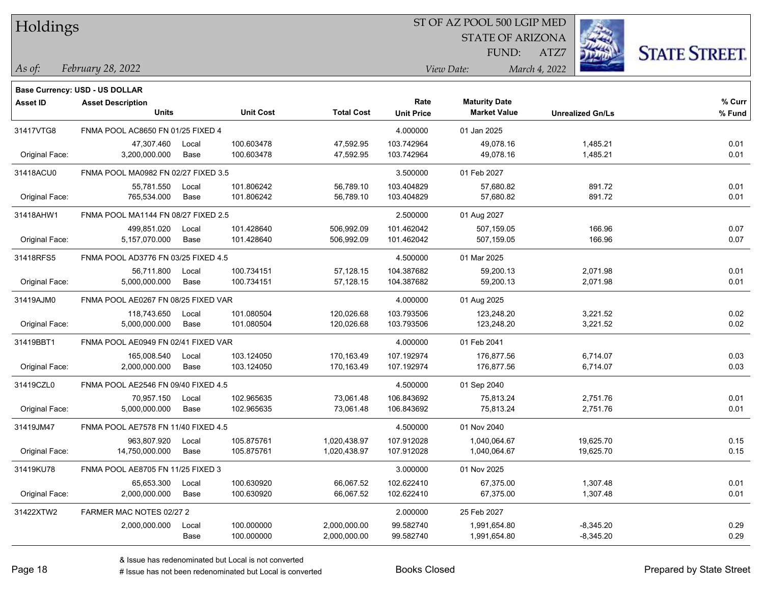# Holdings

ST OF AZ POOL 500 LGIP MED
STATE OF ARIZONA
FUND: ATZ7

*As of:* *February 28, 2022*

*View Date:* *March 4, 2022*

**Base Currency: USD - US DOLLAR**

| Asset ID | Asset Description / Units | | Unit Cost | Total Cost | Rate / Unit Price | Maturity Date / Market Value | Unrealized Gn/Ls | % Curr / % Fund |
|---|---|---|---|---|---|---|---|---|
| 31417VTG8 | FNMA POOL AC8650 FN 01/25 FIXED 4 | | | | 4.000000 | 01 Jan 2025 | | |
| | 47,307.460 | Local | 100.603478 | 47,592.95 | 103.742964 | 49,078.16 | 1,485.21 | 0.01 |
| Original Face: | 3,200,000.000 | Base | 100.603478 | 47,592.95 | 103.742964 | 49,078.16 | 1,485.21 | 0.01 |
| 31418ACU0 | FNMA POOL MA0982 FN 02/27 FIXED 3.5 | | | | 3.500000 | 01 Feb 2027 | | |
| | 55,781.550 | Local | 101.806242 | 56,789.10 | 103.404829 | 57,680.82 | 891.72 | 0.01 |
| Original Face: | 765,534.000 | Base | 101.806242 | 56,789.10 | 103.404829 | 57,680.82 | 891.72 | 0.01 |
| 31418AHW1 | FNMA POOL MA1144 FN 08/27 FIXED 2.5 | | | | 2.500000 | 01 Aug 2027 | | |
| | 499,851.020 | Local | 101.428640 | 506,992.09 | 101.462042 | 507,159.05 | 166.96 | 0.07 |
| Original Face: | 5,157,070.000 | Base | 101.428640 | 506,992.09 | 101.462042 | 507,159.05 | 166.96 | 0.07 |
| 31418RFS5 | FNMA POOL AD3776 FN 03/25 FIXED 4.5 | | | | 4.500000 | 01 Mar 2025 | | |
| | 56,711.800 | Local | 100.734151 | 57,128.15 | 104.387682 | 59,200.13 | 2,071.98 | 0.01 |
| Original Face: | 5,000,000.000 | Base | 100.734151 | 57,128.15 | 104.387682 | 59,200.13 | 2,071.98 | 0.01 |
| 31419AJM0 | FNMA POOL AE0267 FN 08/25 FIXED VAR | | | | 4.000000 | 01 Aug 2025 | | |
| | 118,743.650 | Local | 101.080504 | 120,026.68 | 103.793506 | 123,248.20 | 3,221.52 | 0.02 |
| Original Face: | 5,000,000.000 | Base | 101.080504 | 120,026.68 | 103.793506 | 123,248.20 | 3,221.52 | 0.02 |
| 31419BBT1 | FNMA POOL AE0949 FN 02/41 FIXED VAR | | | | 4.000000 | 01 Feb 2041 | | |
| | 165,008.540 | Local | 103.124050 | 170,163.49 | 107.192974 | 176,877.56 | 6,714.07 | 0.03 |
| Original Face: | 2,000,000.000 | Base | 103.124050 | 170,163.49 | 107.192974 | 176,877.56 | 6,714.07 | 0.03 |
| 31419CZL0 | FNMA POOL AE2546 FN 09/40 FIXED 4.5 | | | | 4.500000 | 01 Sep 2040 | | |
| | 70,957.150 | Local | 102.965635 | 73,061.48 | 106.843692 | 75,813.24 | 2,751.76 | 0.01 |
| Original Face: | 5,000,000.000 | Base | 102.965635 | 73,061.48 | 106.843692 | 75,813.24 | 2,751.76 | 0.01 |
| 31419JM47 | FNMA POOL AE7578 FN 11/40 FIXED 4.5 | | | | 4.500000 | 01 Nov 2040 | | |
| | 963,807.920 | Local | 105.875761 | 1,020,438.97 | 107.912028 | 1,040,064.67 | 19,625.70 | 0.15 |
| Original Face: | 14,750,000.000 | Base | 105.875761 | 1,020,438.97 | 107.912028 | 1,040,064.67 | 19,625.70 | 0.15 |
| 31419KU78 | FNMA POOL AE8705 FN 11/25 FIXED 3 | | | | 3.000000 | 01 Nov 2025 | | |
| | 65,653.300 | Local | 100.630920 | 66,067.52 | 102.622410 | 67,375.00 | 1,307.48 | 0.01 |
| Original Face: | 2,000,000.000 | Base | 100.630920 | 66,067.52 | 102.622410 | 67,375.00 | 1,307.48 | 0.01 |
| 31422XTW2 | FARMER MAC NOTES 02/27 2 | | | | 2.000000 | 25 Feb 2027 | | |
| | 2,000,000.000 | Local | 100.000000 | 2,000,000.00 | 99.582740 | 1,991,654.80 | -8,345.20 | 0.29 |
| | | Base | 100.000000 | 2,000,000.00 | 99.582740 | 1,991,654.80 | -8,345.20 | 0.29 |

& Issue has redenominated but Local is not converted
# Issue has not been redenominated but Local is converted

Books Closed

Prepared by State Street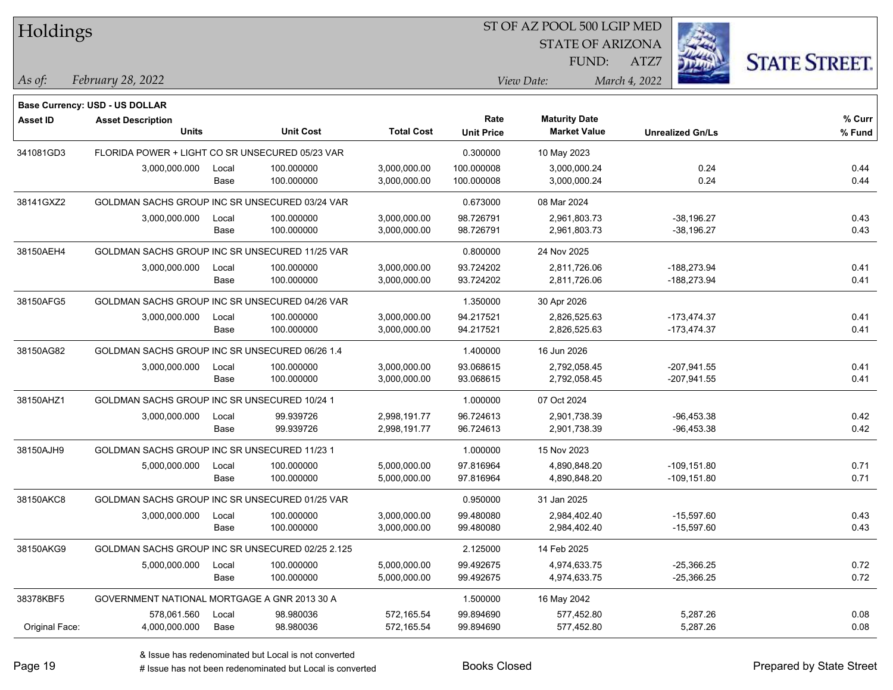# Holdings

ST OF AZ POOL 500 LGIP MED
STATE OF ARIZONA
FUND: ATZ7

*As of:* *February 28, 2022*

*View Date:* *March 4, 2022*

**Base Currency: USD - US DOLLAR**

| Asset ID | Asset Description / Units | | Unit Cost | Total Cost | Rate / Unit Price | Maturity Date / Market Value | Unrealized Gn/Ls | % Curr / % Fund |
|---|---|---|---|---|---|---|---|---|
| 341081GD3 | FLORIDA POWER + LIGHT CO SR UNSECURED 05/23 VAR | | | | 0.300000 | 10 May 2023 | | |
| | 3,000,000.000 | Local | 100.000000 | 3,000,000.00 | 100.000008 | 3,000,000.24 | 0.24 | 0.44 |
| | | Base | 100.000000 | 3,000,000.00 | 100.000008 | 3,000,000.24 | 0.24 | 0.44 |
| 38141GXZ2 | GOLDMAN SACHS GROUP INC SR UNSECURED 03/24 VAR | | | | 0.673000 | 08 Mar 2024 | | |
| | 3,000,000.000 | Local | 100.000000 | 3,000,000.00 | 98.726791 | 2,961,803.73 | -38,196.27 | 0.43 |
| | | Base | 100.000000 | 3,000,000.00 | 98.726791 | 2,961,803.73 | -38,196.27 | 0.43 |
| 38150AEH4 | GOLDMAN SACHS GROUP INC SR UNSECURED 11/25 VAR | | | | 0.800000 | 24 Nov 2025 | | |
| | 3,000,000.000 | Local | 100.000000 | 3,000,000.00 | 93.724202 | 2,811,726.06 | -188,273.94 | 0.41 |
| | | Base | 100.000000 | 3,000,000.00 | 93.724202 | 2,811,726.06 | -188,273.94 | 0.41 |
| 38150AFG5 | GOLDMAN SACHS GROUP INC SR UNSECURED 04/26 VAR | | | | 1.350000 | 30 Apr 2026 | | |
| | 3,000,000.000 | Local | 100.000000 | 3,000,000.00 | 94.217521 | 2,826,525.63 | -173,474.37 | 0.41 |
| | | Base | 100.000000 | 3,000,000.00 | 94.217521 | 2,826,525.63 | -173,474.37 | 0.41 |
| 38150AG82 | GOLDMAN SACHS GROUP INC SR UNSECURED 06/26 1.4 | | | | 1.400000 | 16 Jun 2026 | | |
| | 3,000,000.000 | Local | 100.000000 | 3,000,000.00 | 93.068615 | 2,792,058.45 | -207,941.55 | 0.41 |
| | | Base | 100.000000 | 3,000,000.00 | 93.068615 | 2,792,058.45 | -207,941.55 | 0.41 |
| 38150AHZ1 | GOLDMAN SACHS GROUP INC SR UNSECURED 10/24 1 | | | | 1.000000 | 07 Oct 2024 | | |
| | 3,000,000.000 | Local | 99.939726 | 2,998,191.77 | 96.724613 | 2,901,738.39 | -96,453.38 | 0.42 |
| | | Base | 99.939726 | 2,998,191.77 | 96.724613 | 2,901,738.39 | -96,453.38 | 0.42 |
| 38150AJH9 | GOLDMAN SACHS GROUP INC SR UNSECURED 11/23 1 | | | | 1.000000 | 15 Nov 2023 | | |
| | 5,000,000.000 | Local | 100.000000 | 5,000,000.00 | 97.816964 | 4,890,848.20 | -109,151.80 | 0.71 |
| | | Base | 100.000000 | 5,000,000.00 | 97.816964 | 4,890,848.20 | -109,151.80 | 0.71 |
| 38150AKC8 | GOLDMAN SACHS GROUP INC SR UNSECURED 01/25 VAR | | | | 0.950000 | 31 Jan 2025 | | |
| | 3,000,000.000 | Local | 100.000000 | 3,000,000.00 | 99.480080 | 2,984,402.40 | -15,597.60 | 0.43 |
| | | Base | 100.000000 | 3,000,000.00 | 99.480080 | 2,984,402.40 | -15,597.60 | 0.43 |
| 38150AKG9 | GOLDMAN SACHS GROUP INC SR UNSECURED 02/25 2.125 | | | | 2.125000 | 14 Feb 2025 | | |
| | 5,000,000.000 | Local | 100.000000 | 5,000,000.00 | 99.492675 | 4,974,633.75 | -25,366.25 | 0.72 |
| | | Base | 100.000000 | 5,000,000.00 | 99.492675 | 4,974,633.75 | -25,366.25 | 0.72 |
| 38378KBF5 | GOVERNMENT NATIONAL MORTGAGE A GNR 2013 30 A | | | | 1.500000 | 16 May 2042 | | |
| | 578,061.560 | Local | 98.980036 | 572,165.54 | 99.894690 | 577,452.80 | 5,287.26 | 0.08 |
| Original Face: | 4,000,000.000 | Base | 98.980036 | 572,165.54 | 99.894690 | 577,452.80 | 5,287.26 | 0.08 |

& Issue has redenominated but Local is not converted
# Issue has not been redenominated but Local is converted

Books Closed

Prepared by State Street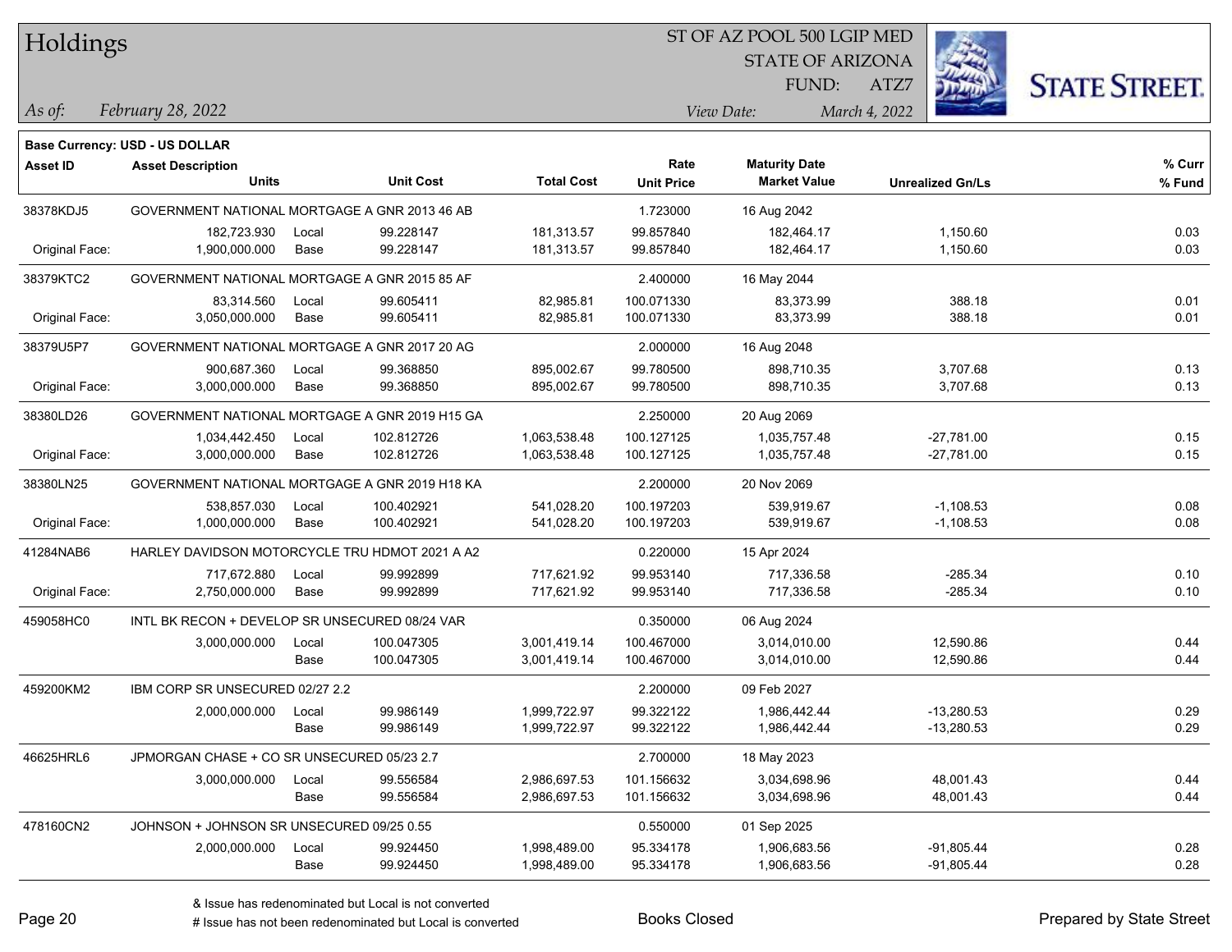# Holdings

ST OF AZ POOL 500 LGIP MED
STATE OF ARIZONA
FUND: ATZ7

*As of:* *February 28, 2022*
*View Date:* *March 4, 2022*

**Base Currency: USD - US DOLLAR**

| Asset ID | Asset Description / Units | | Unit Cost | Total Cost | Rate / Unit Price | Maturity Date / Market Value | Unrealized Gn/Ls | % Curr / % Fund |
|---|---|---|---|---|---|---|---|---|
| 38378KDJ5 | GOVERNMENT NATIONAL MORTGAGE A GNR 2013 46 AB | | | | 1.723000 | 16 Aug 2042 | | |
| | 182,723.930 | Local | 99.228147 | 181,313.57 | 99.857840 | 182,464.17 | 1,150.60 | 0.03 |
| Original Face: | 1,900,000.000 | Base | 99.228147 | 181,313.57 | 99.857840 | 182,464.17 | 1,150.60 | 0.03 |
| 38379KTC2 | GOVERNMENT NATIONAL MORTGAGE A GNR 2015 85 AF | | | | 2.400000 | 16 May 2044 | | |
| | 83,314.560 | Local | 99.605411 | 82,985.81 | 100.071330 | 83,373.99 | 388.18 | 0.01 |
| Original Face: | 3,050,000.000 | Base | 99.605411 | 82,985.81 | 100.071330 | 83,373.99 | 388.18 | 0.01 |
| 38379U5P7 | GOVERNMENT NATIONAL MORTGAGE A GNR 2017 20 AG | | | | 2.000000 | 16 Aug 2048 | | |
| | 900,687.360 | Local | 99.368850 | 895,002.67 | 99.780500 | 898,710.35 | 3,707.68 | 0.13 |
| Original Face: | 3,000,000.000 | Base | 99.368850 | 895,002.67 | 99.780500 | 898,710.35 | 3,707.68 | 0.13 |
| 38380LD26 | GOVERNMENT NATIONAL MORTGAGE A GNR 2019 H15 GA | | | | 2.250000 | 20 Aug 2069 | | |
| | 1,034,442.450 | Local | 102.812726 | 1,063,538.48 | 100.127125 | 1,035,757.48 | -27,781.00 | 0.15 |
| Original Face: | 3,000,000.000 | Base | 102.812726 | 1,063,538.48 | 100.127125 | 1,035,757.48 | -27,781.00 | 0.15 |
| 38380LN25 | GOVERNMENT NATIONAL MORTGAGE A GNR 2019 H18 KA | | | | 2.200000 | 20 Nov 2069 | | |
| | 538,857.030 | Local | 100.402921 | 541,028.20 | 100.197203 | 539,919.67 | -1,108.53 | 0.08 |
| Original Face: | 1,000,000.000 | Base | 100.402921 | 541,028.20 | 100.197203 | 539,919.67 | -1,108.53 | 0.08 |
| 41284NAB6 | HARLEY DAVIDSON MOTORCYCLE TRU HDMOT 2021 A A2 | | | | 0.220000 | 15 Apr 2024 | | |
| | 717,672.880 | Local | 99.992899 | 717,621.92 | 99.953140 | 717,336.58 | -285.34 | 0.10 |
| Original Face: | 2,750,000.000 | Base | 99.992899 | 717,621.92 | 99.953140 | 717,336.58 | -285.34 | 0.10 |
| 459058HC0 | INTL BK RECON + DEVELOP SR UNSECURED 08/24 VAR | | | | 0.350000 | 06 Aug 2024 | | |
| | 3,000,000.000 | Local | 100.047305 | 3,001,419.14 | 100.467000 | 3,014,010.00 | 12,590.86 | 0.44 |
| | | Base | 100.047305 | 3,001,419.14 | 100.467000 | 3,014,010.00 | 12,590.86 | 0.44 |
| 459200KM2 | IBM CORP SR UNSECURED 02/27 2.2 | | | | 2.200000 | 09 Feb 2027 | | |
| | 2,000,000.000 | Local | 99.986149 | 1,999,722.97 | 99.322122 | 1,986,442.44 | -13,280.53 | 0.29 |
| | | Base | 99.986149 | 1,999,722.97 | 99.322122 | 1,986,442.44 | -13,280.53 | 0.29 |
| 46625HRL6 | JPMORGAN CHASE + CO SR UNSECURED 05/23 2.7 | | | | 2.700000 | 18 May 2023 | | |
| | 3,000,000.000 | Local | 99.556584 | 2,986,697.53 | 101.156632 | 3,034,698.96 | 48,001.43 | 0.44 |
| | | Base | 99.556584 | 2,986,697.53 | 101.156632 | 3,034,698.96 | 48,001.43 | 0.44 |
| 478160CN2 | JOHNSON + JOHNSON SR UNSECURED 09/25 0.55 | | | | 0.550000 | 01 Sep 2025 | | |
| | 2,000,000.000 | Local | 99.924450 | 1,998,489.00 | 95.334178 | 1,906,683.56 | -91,805.44 | 0.28 |
| | | Base | 99.924450 | 1,998,489.00 | 95.334178 | 1,906,683.56 | -91,805.44 | 0.28 |

& Issue has redenominated but Local is not converted
# Issue has not been redenominated but Local is converted

Books Closed

Prepared by State Street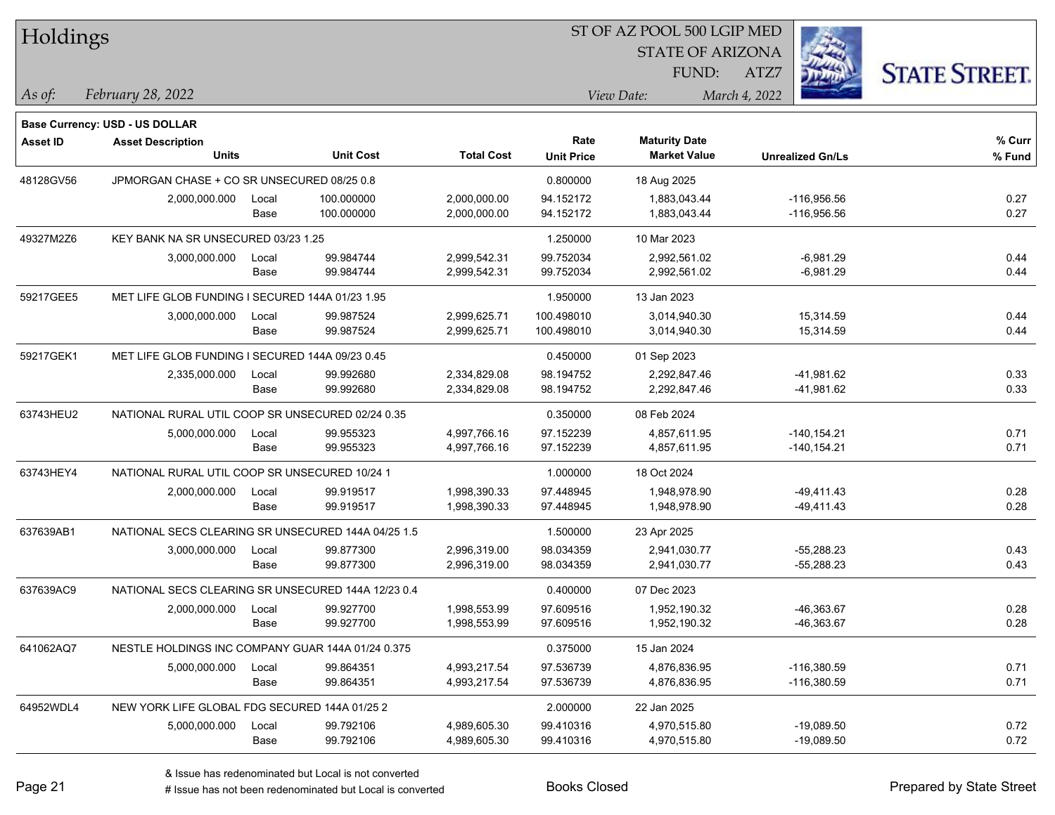# Holdings

ST OF AZ POOL 500 LGIP MED
STATE OF ARIZONA
FUND: ATZ7

*As of:* *February 28, 2022*

*View Date:* *March 4, 2022*

**Base Currency: USD - US DOLLAR**

| Asset ID | Asset Description / Units | | Unit Cost | Total Cost | Rate / Unit Price | Maturity Date / Market Value | Unrealized Gn/Ls | % Curr / % Fund |
|---|---|---|---|---|---|---|---|---|
| 48128GV56 | JPMORGAN CHASE + CO SR UNSECURED 08/25 0.8 | | | | 0.800000 | 18 Aug 2025 | | |
| | 2,000,000.000 | Local | 100.000000 | 2,000,000.00 | 94.152172 | 1,883,043.44 | -116,956.56 | 0.27 |
| | | Base | 100.000000 | 2,000,000.00 | 94.152172 | 1,883,043.44 | -116,956.56 | 0.27 |
| 49327M2Z6 | KEY BANK NA SR UNSECURED 03/23 1.25 | | | | 1.250000 | 10 Mar 2023 | | |
| | 3,000,000.000 | Local | 99.984744 | 2,999,542.31 | 99.752034 | 2,992,561.02 | -6,981.29 | 0.44 |
| | | Base | 99.984744 | 2,999,542.31 | 99.752034 | 2,992,561.02 | -6,981.29 | 0.44 |
| 59217GEE5 | MET LIFE GLOB FUNDING I SECURED 144A 01/23 1.95 | | | | 1.950000 | 13 Jan 2023 | | |
| | 3,000,000.000 | Local | 99.987524 | 2,999,625.71 | 100.498010 | 3,014,940.30 | 15,314.59 | 0.44 |
| | | Base | 99.987524 | 2,999,625.71 | 100.498010 | 3,014,940.30 | 15,314.59 | 0.44 |
| 59217GEK1 | MET LIFE GLOB FUNDING I SECURED 144A 09/23 0.45 | | | | 0.450000 | 01 Sep 2023 | | |
| | 2,335,000.000 | Local | 99.992680 | 2,334,829.08 | 98.194752 | 2,292,847.46 | -41,981.62 | 0.33 |
| | | Base | 99.992680 | 2,334,829.08 | 98.194752 | 2,292,847.46 | -41,981.62 | 0.33 |
| 63743HEU2 | NATIONAL RURAL UTIL COOP SR UNSECURED 02/24 0.35 | | | | 0.350000 | 08 Feb 2024 | | |
| | 5,000,000.000 | Local | 99.955323 | 4,997,766.16 | 97.152239 | 4,857,611.95 | -140,154.21 | 0.71 |
| | | Base | 99.955323 | 4,997,766.16 | 97.152239 | 4,857,611.95 | -140,154.21 | 0.71 |
| 63743HEY4 | NATIONAL RURAL UTIL COOP SR UNSECURED 10/24 1 | | | | 1.000000 | 18 Oct 2024 | | |
| | 2,000,000.000 | Local | 99.919517 | 1,998,390.33 | 97.448945 | 1,948,978.90 | -49,411.43 | 0.28 |
| | | Base | 99.919517 | 1,998,390.33 | 97.448945 | 1,948,978.90 | -49,411.43 | 0.28 |
| 637639AB1 | NATIONAL SECS CLEARING SR UNSECURED 144A 04/25 1.5 | | | | 1.500000 | 23 Apr 2025 | | |
| | 3,000,000.000 | Local | 99.877300 | 2,996,319.00 | 98.034359 | 2,941,030.77 | -55,288.23 | 0.43 |
| | | Base | 99.877300 | 2,996,319.00 | 98.034359 | 2,941,030.77 | -55,288.23 | 0.43 |
| 637639AC9 | NATIONAL SECS CLEARING SR UNSECURED 144A 12/23 0.4 | | | | 0.400000 | 07 Dec 2023 | | |
| | 2,000,000.000 | Local | 99.927700 | 1,998,553.99 | 97.609516 | 1,952,190.32 | -46,363.67 | 0.28 |
| | | Base | 99.927700 | 1,998,553.99 | 97.609516 | 1,952,190.32 | -46,363.67 | 0.28 |
| 641062AQ7 | NESTLE HOLDINGS INC COMPANY GUAR 144A 01/24 0.375 | | | | 0.375000 | 15 Jan 2024 | | |
| | 5,000,000.000 | Local | 99.864351 | 4,993,217.54 | 97.536739 | 4,876,836.95 | -116,380.59 | 0.71 |
| | | Base | 99.864351 | 4,993,217.54 | 97.536739 | 4,876,836.95 | -116,380.59 | 0.71 |
| 64952WDL4 | NEW YORK LIFE GLOBAL FDG SECURED 144A 01/25 2 | | | | 2.000000 | 22 Jan 2025 | | |
| | 5,000,000.000 | Local | 99.792106 | 4,989,605.30 | 99.410316 | 4,970,515.80 | -19,089.50 | 0.72 |
| | | Base | 99.792106 | 4,989,605.30 | 99.410316 | 4,970,515.80 | -19,089.50 | 0.72 |

& Issue has redenominated but Local is not converted
# Issue has not been redenominated but Local is converted

Books Closed

Prepared by State Street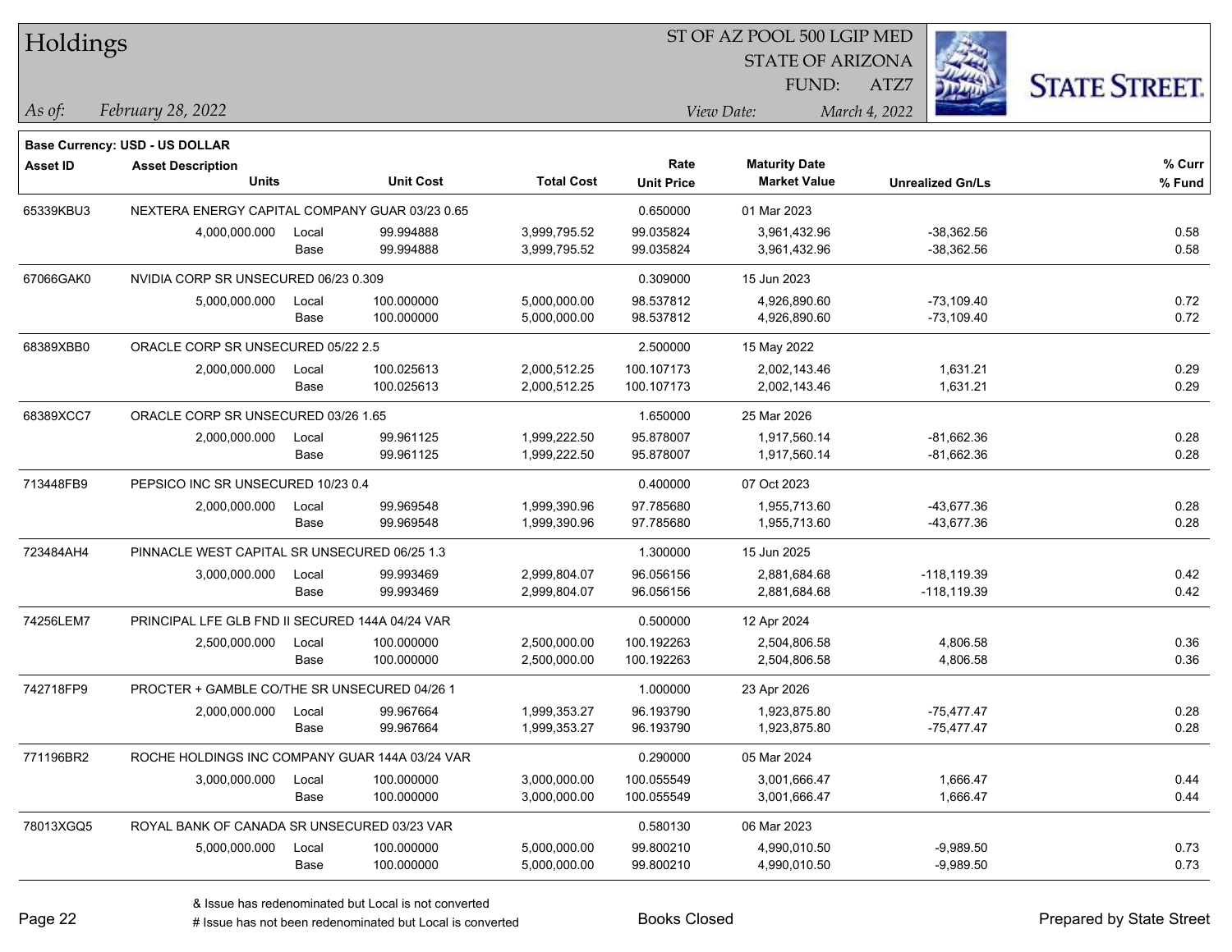# Holdings

ST OF AZ POOL 500 LGIP MED
STATE OF ARIZONA
FUND: ATZ7

*As of:* *February 28, 2022*
*View Date:* *March 4, 2022*

**Base Currency: USD - US DOLLAR**

| Asset ID | Asset Description / Units | | Unit Cost | Total Cost | Rate / Unit Price | Maturity Date / Market Value | Unrealized Gn/Ls | % Curr / % Fund |
|---|---|---|---|---|---|---|---|---|
| 65339KBU3 | NEXTERA ENERGY CAPITAL COMPANY GUAR 03/23 0.65 | | | | 0.650000 | 01 Mar 2023 | | |
| | 4,000,000.000 | Local | 99.994888 | 3,999,795.52 | 99.035824 | 3,961,432.96 | -38,362.56 | 0.58 |
| | | Base | 99.994888 | 3,999,795.52 | 99.035824 | 3,961,432.96 | -38,362.56 | 0.58 |
| 67066GAK0 | NVIDIA CORP SR UNSECURED 06/23 0.309 | | | | 0.309000 | 15 Jun 2023 | | |
| | 5,000,000.000 | Local | 100.000000 | 5,000,000.00 | 98.537812 | 4,926,890.60 | -73,109.40 | 0.72 |
| | | Base | 100.000000 | 5,000,000.00 | 98.537812 | 4,926,890.60 | -73,109.40 | 0.72 |
| 68389XBB0 | ORACLE CORP SR UNSECURED 05/22 2.5 | | | | 2.500000 | 15 May 2022 | | |
| | 2,000,000.000 | Local | 100.025613 | 2,000,512.25 | 100.107173 | 2,002,143.46 | 1,631.21 | 0.29 |
| | | Base | 100.025613 | 2,000,512.25 | 100.107173 | 2,002,143.46 | 1,631.21 | 0.29 |
| 68389XCC7 | ORACLE CORP SR UNSECURED 03/26 1.65 | | | | 1.650000 | 25 Mar 2026 | | |
| | 2,000,000.000 | Local | 99.961125 | 1,999,222.50 | 95.878007 | 1,917,560.14 | -81,662.36 | 0.28 |
| | | Base | 99.961125 | 1,999,222.50 | 95.878007 | 1,917,560.14 | -81,662.36 | 0.28 |
| 713448FB9 | PEPSICO INC SR UNSECURED 10/23 0.4 | | | | 0.400000 | 07 Oct 2023 | | |
| | 2,000,000.000 | Local | 99.969548 | 1,999,390.96 | 97.785680 | 1,955,713.60 | -43,677.36 | 0.28 |
| | | Base | 99.969548 | 1,999,390.96 | 97.785680 | 1,955,713.60 | -43,677.36 | 0.28 |
| 723484AH4 | PINNACLE WEST CAPITAL SR UNSECURED 06/25 1.3 | | | | 1.300000 | 15 Jun 2025 | | |
| | 3,000,000.000 | Local | 99.993469 | 2,999,804.07 | 96.056156 | 2,881,684.68 | -118,119.39 | 0.42 |
| | | Base | 99.993469 | 2,999,804.07 | 96.056156 | 2,881,684.68 | -118,119.39 | 0.42 |
| 74256LEM7 | PRINCIPAL LFE GLB FND II SECURED 144A 04/24 VAR | | | | 0.500000 | 12 Apr 2024 | | |
| | 2,500,000.000 | Local | 100.000000 | 2,500,000.00 | 100.192263 | 2,504,806.58 | 4,806.58 | 0.36 |
| | | Base | 100.000000 | 2,500,000.00 | 100.192263 | 2,504,806.58 | 4,806.58 | 0.36 |
| 742718FP9 | PROCTER + GAMBLE CO/THE SR UNSECURED 04/26 1 | | | | 1.000000 | 23 Apr 2026 | | |
| | 2,000,000.000 | Local | 99.967664 | 1,999,353.27 | 96.193790 | 1,923,875.80 | -75,477.47 | 0.28 |
| | | Base | 99.967664 | 1,999,353.27 | 96.193790 | 1,923,875.80 | -75,477.47 | 0.28 |
| 771196BR2 | ROCHE HOLDINGS INC COMPANY GUAR 144A 03/24 VAR | | | | 0.290000 | 05 Mar 2024 | | |
| | 3,000,000.000 | Local | 100.000000 | 3,000,000.00 | 100.055549 | 3,001,666.47 | 1,666.47 | 0.44 |
| | | Base | 100.000000 | 3,000,000.00 | 100.055549 | 3,001,666.47 | 1,666.47 | 0.44 |
| 78013XGQ5 | ROYAL BANK OF CANADA SR UNSECURED 03/23 VAR | | | | 0.580130 | 06 Mar 2023 | | |
| | 5,000,000.000 | Local | 100.000000 | 5,000,000.00 | 99.800210 | 4,990,010.50 | -9,989.50 | 0.73 |
| | | Base | 100.000000 | 5,000,000.00 | 99.800210 | 4,990,010.50 | -9,989.50 | 0.73 |

& Issue has redenominated but Local is not converted
# Issue has not been redenominated but Local is converted

Books Closed

Prepared by State Street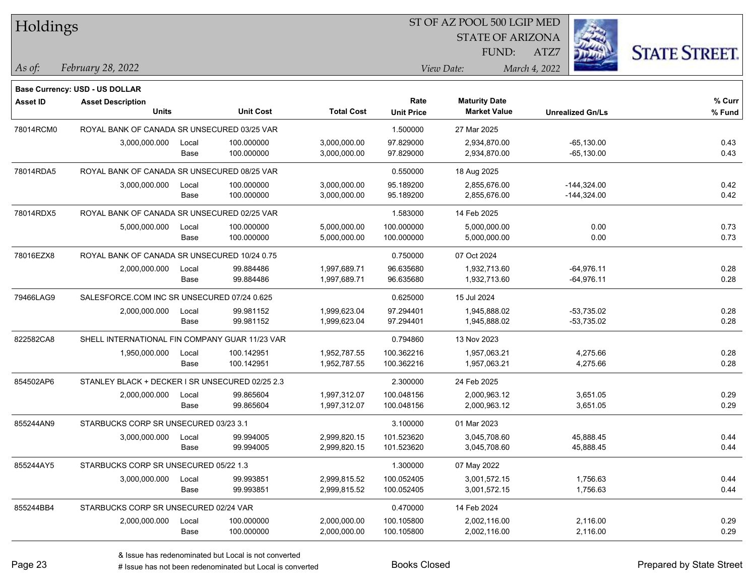# Holdings

ST OF AZ POOL 500 LGIP MED
STATE OF ARIZONA
FUND: ATZ7

*As of:* *February 28, 2022*

*View Date:* *March 4, 2022*

**Base Currency: USD - US DOLLAR**

| Asset ID | Asset Description / Units | | Unit Cost | Total Cost | Rate / Unit Price | Maturity Date / Market Value | Unrealized Gn/Ls | % Curr / % Fund |
|---|---|---|---|---|---|---|---|---|
| 78014RCM0 | ROYAL BANK OF CANADA SR UNSECURED 03/25 VAR | | | | 1.500000 | 27 Mar 2025 | | |
| | 3,000,000.000 | Local | 100.000000 | 3,000,000.00 | 97.829000 | 2,934,870.00 | -65,130.00 | 0.43 |
| | | Base | 100.000000 | 3,000,000.00 | 97.829000 | 2,934,870.00 | -65,130.00 | 0.43 |
| 78014RDA5 | ROYAL BANK OF CANADA SR UNSECURED 08/25 VAR | | | | 0.550000 | 18 Aug 2025 | | |
| | 3,000,000.000 | Local | 100.000000 | 3,000,000.00 | 95.189200 | 2,855,676.00 | -144,324.00 | 0.42 |
| | | Base | 100.000000 | 3,000,000.00 | 95.189200 | 2,855,676.00 | -144,324.00 | 0.42 |
| 78014RDX5 | ROYAL BANK OF CANADA SR UNSECURED 02/25 VAR | | | | 1.583000 | 14 Feb 2025 | | |
| | 5,000,000.000 | Local | 100.000000 | 5,000,000.00 | 100.000000 | 5,000,000.00 | 0.00 | 0.73 |
| | | Base | 100.000000 | 5,000,000.00 | 100.000000 | 5,000,000.00 | 0.00 | 0.73 |
| 78016EZX8 | ROYAL BANK OF CANADA SR UNSECURED 10/24 0.75 | | | | 0.750000 | 07 Oct 2024 | | |
| | 2,000,000.000 | Local | 99.884486 | 1,997,689.71 | 96.635680 | 1,932,713.60 | -64,976.11 | 0.28 |
| | | Base | 99.884486 | 1,997,689.71 | 96.635680 | 1,932,713.60 | -64,976.11 | 0.28 |
| 79466LAG9 | SALESFORCE.COM INC SR UNSECURED 07/24 0.625 | | | | 0.625000 | 15 Jul 2024 | | |
| | 2,000,000.000 | Local | 99.981152 | 1,999,623.04 | 97.294401 | 1,945,888.02 | -53,735.02 | 0.28 |
| | | Base | 99.981152 | 1,999,623.04 | 97.294401 | 1,945,888.02 | -53,735.02 | 0.28 |
| 822582CA8 | SHELL INTERNATIONAL FIN COMPANY GUAR 11/23 VAR | | | | 0.794860 | 13 Nov 2023 | | |
| | 1,950,000.000 | Local | 100.142951 | 1,952,787.55 | 100.362216 | 1,957,063.21 | 4,275.66 | 0.28 |
| | | Base | 100.142951 | 1,952,787.55 | 100.362216 | 1,957,063.21 | 4,275.66 | 0.28 |
| 854502AP6 | STANLEY BLACK + DECKER I SR UNSECURED 02/25 2.3 | | | | 2.300000 | 24 Feb 2025 | | |
| | 2,000,000.000 | Local | 99.865604 | 1,997,312.07 | 100.048156 | 2,000,963.12 | 3,651.05 | 0.29 |
| | | Base | 99.865604 | 1,997,312.07 | 100.048156 | 2,000,963.12 | 3,651.05 | 0.29 |
| 855244AN9 | STARBUCKS CORP SR UNSECURED 03/23 3.1 | | | | 3.100000 | 01 Mar 2023 | | |
| | 3,000,000.000 | Local | 99.994005 | 2,999,820.15 | 101.523620 | 3,045,708.60 | 45,888.45 | 0.44 |
| | | Base | 99.994005 | 2,999,820.15 | 101.523620 | 3,045,708.60 | 45,888.45 | 0.44 |
| 855244AY5 | STARBUCKS CORP SR UNSECURED 05/22 1.3 | | | | 1.300000 | 07 May 2022 | | |
| | 3,000,000.000 | Local | 99.993851 | 2,999,815.52 | 100.052405 | 3,001,572.15 | 1,756.63 | 0.44 |
| | | Base | 99.993851 | 2,999,815.52 | 100.052405 | 3,001,572.15 | 1,756.63 | 0.44 |
| 855244BB4 | STARBUCKS CORP SR UNSECURED 02/24 VAR | | | | 0.470000 | 14 Feb 2024 | | |
| | 2,000,000.000 | Local | 100.000000 | 2,000,000.00 | 100.105800 | 2,002,116.00 | 2,116.00 | 0.29 |
| | | Base | 100.000000 | 2,000,000.00 | 100.105800 | 2,002,116.00 | 2,116.00 | 0.29 |

& Issue has redenominated but Local is not converted
# Issue has not been redenominated but Local is converted

Books Closed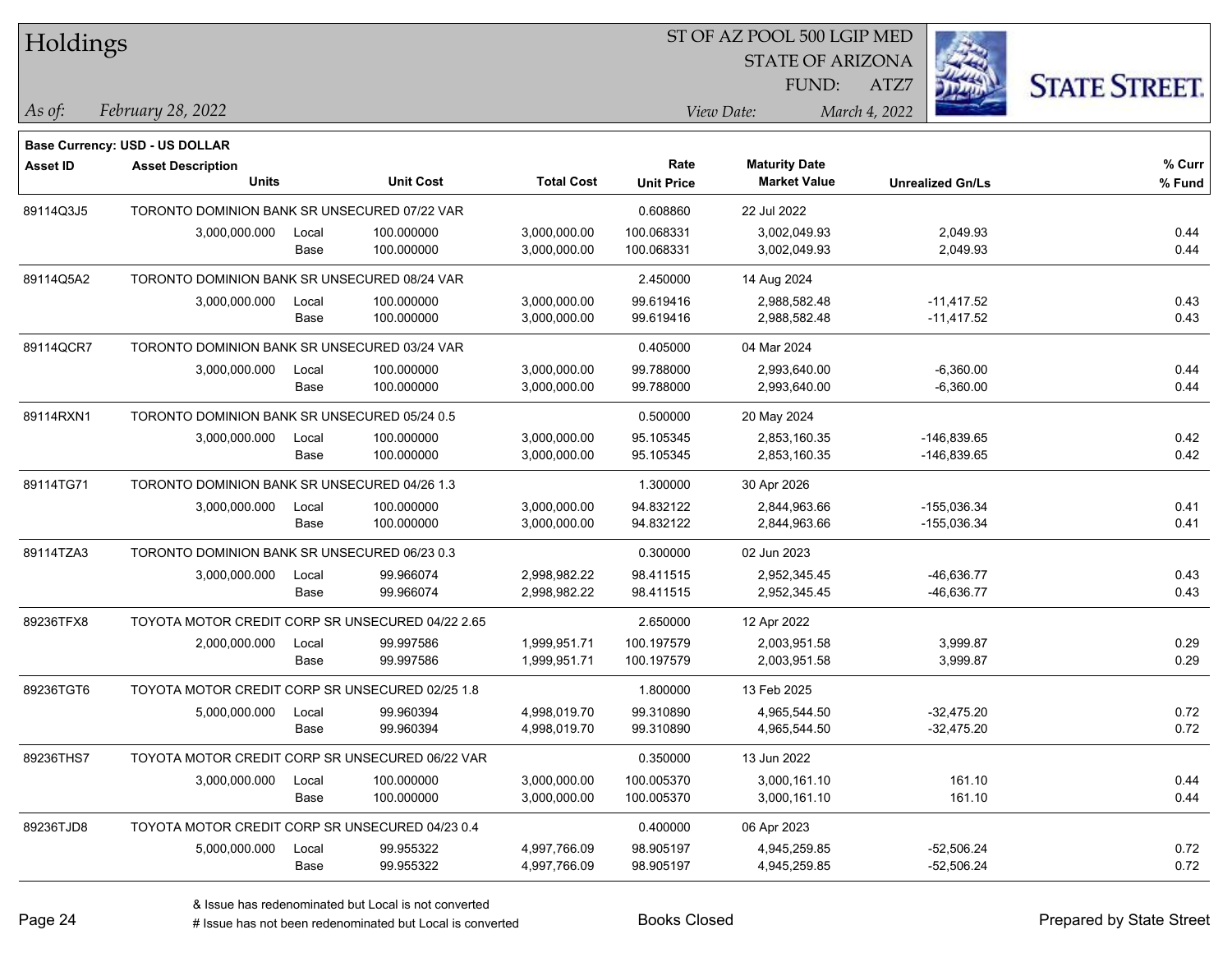# Holdings

ST OF AZ POOL 500 LGIP MED
STATE OF ARIZONA
FUND: ATZ7

*As of:* *February 28, 2022*
*View Date:* *March 4, 2022*

**Base Currency: USD - US DOLLAR**

| Asset ID | Asset Description / Units | | Unit Cost | Total Cost | Rate / Unit Price | Maturity Date / Market Value | Unrealized Gn/Ls | % Curr / % Fund |
|---|---|---|---|---|---|---|---|---|
| 89114Q3J5 | TORONTO DOMINION BANK SR UNSECURED 07/22 VAR | | | | 0.608860 | 22 Jul 2022 | | |
| | 3,000,000.000 | Local | 100.000000 | 3,000,000.00 | 100.068331 | 3,002,049.93 | 2,049.93 | 0.44 |
| | | Base | 100.000000 | 3,000,000.00 | 100.068331 | 3,002,049.93 | 2,049.93 | 0.44 |
| 89114Q5A2 | TORONTO DOMINION BANK SR UNSECURED 08/24 VAR | | | | 2.450000 | 14 Aug 2024 | | |
| | 3,000,000.000 | Local | 100.000000 | 3,000,000.00 | 99.619416 | 2,988,582.48 | -11,417.52 | 0.43 |
| | | Base | 100.000000 | 3,000,000.00 | 99.619416 | 2,988,582.48 | -11,417.52 | 0.43 |
| 89114QCR7 | TORONTO DOMINION BANK SR UNSECURED 03/24 VAR | | | | 0.405000 | 04 Mar 2024 | | |
| | 3,000,000.000 | Local | 100.000000 | 3,000,000.00 | 99.788000 | 2,993,640.00 | -6,360.00 | 0.44 |
| | | Base | 100.000000 | 3,000,000.00 | 99.788000 | 2,993,640.00 | -6,360.00 | 0.44 |
| 89114RXN1 | TORONTO DOMINION BANK SR UNSECURED 05/24 0.5 | | | | 0.500000 | 20 May 2024 | | |
| | 3,000,000.000 | Local | 100.000000 | 3,000,000.00 | 95.105345 | 2,853,160.35 | -146,839.65 | 0.42 |
| | | Base | 100.000000 | 3,000,000.00 | 95.105345 | 2,853,160.35 | -146,839.65 | 0.42 |
| 89114TG71 | TORONTO DOMINION BANK SR UNSECURED 04/26 1.3 | | | | 1.300000 | 30 Apr 2026 | | |
| | 3,000,000.000 | Local | 100.000000 | 3,000,000.00 | 94.832122 | 2,844,963.66 | -155,036.34 | 0.41 |
| | | Base | 100.000000 | 3,000,000.00 | 94.832122 | 2,844,963.66 | -155,036.34 | 0.41 |
| 89114TZA3 | TORONTO DOMINION BANK SR UNSECURED 06/23 0.3 | | | | 0.300000 | 02 Jun 2023 | | |
| | 3,000,000.000 | Local | 99.966074 | 2,998,982.22 | 98.411515 | 2,952,345.45 | -46,636.77 | 0.43 |
| | | Base | 99.966074 | 2,998,982.22 | 98.411515 | 2,952,345.45 | -46,636.77 | 0.43 |
| 89236TFX8 | TOYOTA MOTOR CREDIT CORP SR UNSECURED 04/22 2.65 | | | | 2.650000 | 12 Apr 2022 | | |
| | 2,000,000.000 | Local | 99.997586 | 1,999,951.71 | 100.197579 | 2,003,951.58 | 3,999.87 | 0.29 |
| | | Base | 99.997586 | 1,999,951.71 | 100.197579 | 2,003,951.58 | 3,999.87 | 0.29 |
| 89236TGT6 | TOYOTA MOTOR CREDIT CORP SR UNSECURED 02/25 1.8 | | | | 1.800000 | 13 Feb 2025 | | |
| | 5,000,000.000 | Local | 99.960394 | 4,998,019.70 | 99.310890 | 4,965,544.50 | -32,475.20 | 0.72 |
| | | Base | 99.960394 | 4,998,019.70 | 99.310890 | 4,965,544.50 | -32,475.20 | 0.72 |
| 89236THS7 | TOYOTA MOTOR CREDIT CORP SR UNSECURED 06/22 VAR | | | | 0.350000 | 13 Jun 2022 | | |
| | 3,000,000.000 | Local | 100.000000 | 3,000,000.00 | 100.005370 | 3,000,161.10 | 161.10 | 0.44 |
| | | Base | 100.000000 | 3,000,000.00 | 100.005370 | 3,000,161.10 | 161.10 | 0.44 |
| 89236TJD8 | TOYOTA MOTOR CREDIT CORP SR UNSECURED 04/23 0.4 | | | | 0.400000 | 06 Apr 2023 | | |
| | 5,000,000.000 | Local | 99.955322 | 4,997,766.09 | 98.905197 | 4,945,259.85 | -52,506.24 | 0.72 |
| | | Base | 99.955322 | 4,997,766.09 | 98.905197 | 4,945,259.85 | -52,506.24 | 0.72 |

& Issue has redenominated but Local is not converted
# Issue has not been redenominated but Local is converted

Books Closed

Prepared by State Street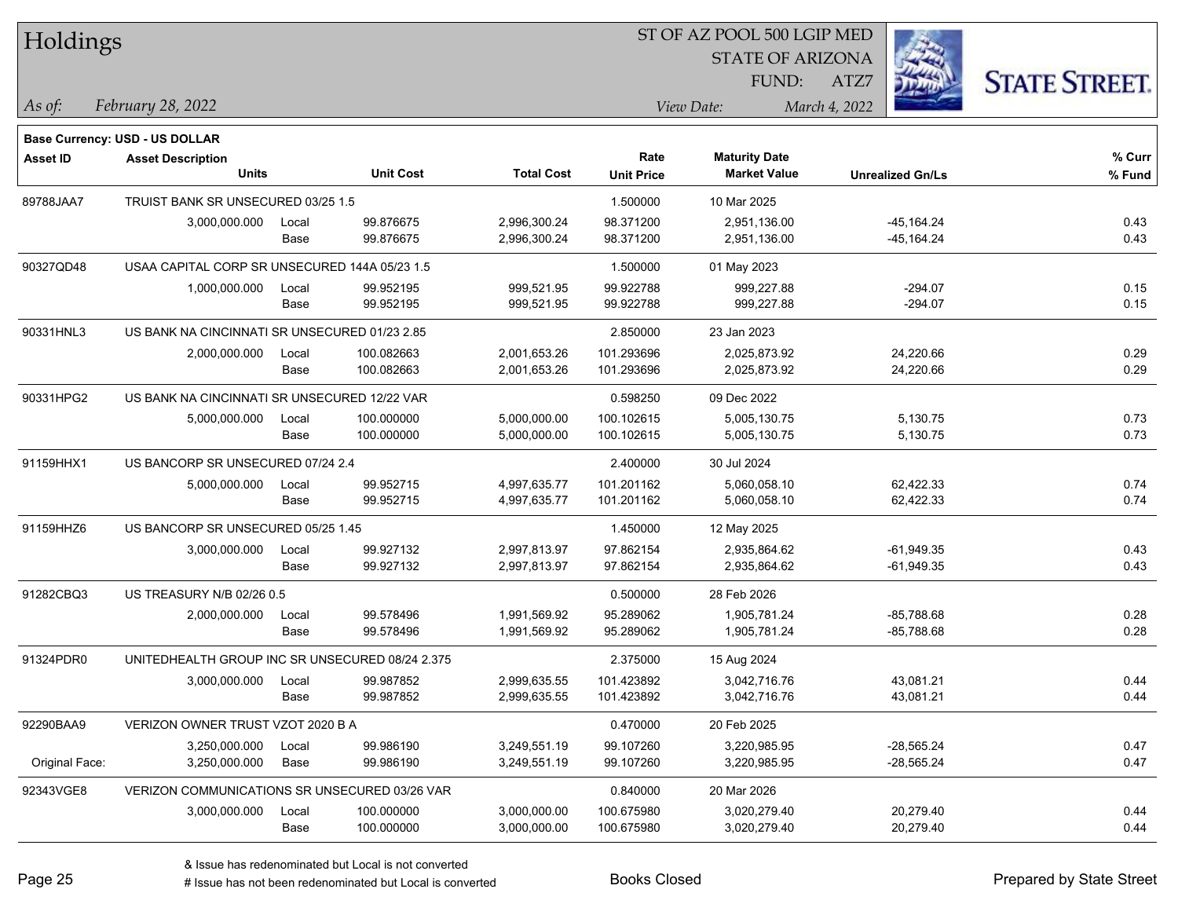# Holdings

ST OF AZ POOL 500 LGIP MED
STATE OF ARIZONA
FUND: ATZ7

*As of:* *February 28, 2022*

*View Date:* *March 4, 2022*

**Base Currency: USD - US DOLLAR**

| Asset ID | Asset Description / Units | | Unit Cost | Total Cost | Rate / Unit Price | Maturity Date / Market Value | Unrealized Gn/Ls | % Curr / % Fund |
|---|---|---|---|---|---|---|---|---|
| 89788JAA7 | TRUIST BANK SR UNSECURED 03/25 1.5 | | | | 1.500000 | 10 Mar 2025 | | |
| | 3,000,000.000 | Local | 99.876675 | 2,996,300.24 | 98.371200 | 2,951,136.00 | -45,164.24 | 0.43 |
| | | Base | 99.876675 | 2,996,300.24 | 98.371200 | 2,951,136.00 | -45,164.24 | 0.43 |
| 90327QD48 | USAA CAPITAL CORP SR UNSECURED 144A 05/23 1.5 | | | | 1.500000 | 01 May 2023 | | |
| | 1,000,000.000 | Local | 99.952195 | 999,521.95 | 99.922788 | 999,227.88 | -294.07 | 0.15 |
| | | Base | 99.952195 | 999,521.95 | 99.922788 | 999,227.88 | -294.07 | 0.15 |
| 90331HNL3 | US BANK NA CINCINNATI SR UNSECURED 01/23 2.85 | | | | 2.850000 | 23 Jan 2023 | | |
| | 2,000,000.000 | Local | 100.082663 | 2,001,653.26 | 101.293696 | 2,025,873.92 | 24,220.66 | 0.29 |
| | | Base | 100.082663 | 2,001,653.26 | 101.293696 | 2,025,873.92 | 24,220.66 | 0.29 |
| 90331HPG2 | US BANK NA CINCINNATI SR UNSECURED 12/22 VAR | | | | 0.598250 | 09 Dec 2022 | | |
| | 5,000,000.000 | Local | 100.000000 | 5,000,000.00 | 100.102615 | 5,005,130.75 | 5,130.75 | 0.73 |
| | | Base | 100.000000 | 5,000,000.00 | 100.102615 | 5,005,130.75 | 5,130.75 | 0.73 |
| 91159HHX1 | US BANCORP SR UNSECURED 07/24 2.4 | | | | 2.400000 | 30 Jul 2024 | | |
| | 5,000,000.000 | Local | 99.952715 | 4,997,635.77 | 101.201162 | 5,060,058.10 | 62,422.33 | 0.74 |
| | | Base | 99.952715 | 4,997,635.77 | 101.201162 | 5,060,058.10 | 62,422.33 | 0.74 |
| 91159HHZ6 | US BANCORP SR UNSECURED 05/25 1.45 | | | | 1.450000 | 12 May 2025 | | |
| | 3,000,000.000 | Local | 99.927132 | 2,997,813.97 | 97.862154 | 2,935,864.62 | -61,949.35 | 0.43 |
| | | Base | 99.927132 | 2,997,813.97 | 97.862154 | 2,935,864.62 | -61,949.35 | 0.43 |
| 91282CBQ3 | US TREASURY N/B 02/26 0.5 | | | | 0.500000 | 28 Feb 2026 | | |
| | 2,000,000.000 | Local | 99.578496 | 1,991,569.92 | 95.289062 | 1,905,781.24 | -85,788.68 | 0.28 |
| | | Base | 99.578496 | 1,991,569.92 | 95.289062 | 1,905,781.24 | -85,788.68 | 0.28 |
| 91324PDR0 | UNITEDHEALTH GROUP INC SR UNSECURED 08/24 2.375 | | | | 2.375000 | 15 Aug 2024 | | |
| | 3,000,000.000 | Local | 99.987852 | 2,999,635.55 | 101.423892 | 3,042,716.76 | 43,081.21 | 0.44 |
| | | Base | 99.987852 | 2,999,635.55 | 101.423892 | 3,042,716.76 | 43,081.21 | 0.44 |
| 92290BAA9 | VERIZON OWNER TRUST VZOT 2020 B A | | | | 0.470000 | 20 Feb 2025 | | |
| | 3,250,000.000 | Local | 99.986190 | 3,249,551.19 | 99.107260 | 3,220,985.95 | -28,565.24 | 0.47 |
| Original Face: | 3,250,000.000 | Base | 99.986190 | 3,249,551.19 | 99.107260 | 3,220,985.95 | -28,565.24 | 0.47 |
| 92343VGE8 | VERIZON COMMUNICATIONS SR UNSECURED 03/26 VAR | | | | 0.840000 | 20 Mar 2026 | | |
| | 3,000,000.000 | Local | 100.000000 | 3,000,000.00 | 100.675980 | 3,020,279.40 | 20,279.40 | 0.44 |
| | | Base | 100.000000 | 3,000,000.00 | 100.675980 | 3,020,279.40 | 20,279.40 | 0.44 |

& Issue has redenominated but Local is not converted
# Issue has not been redenominated but Local is converted

Books Closed

Prepared by State Street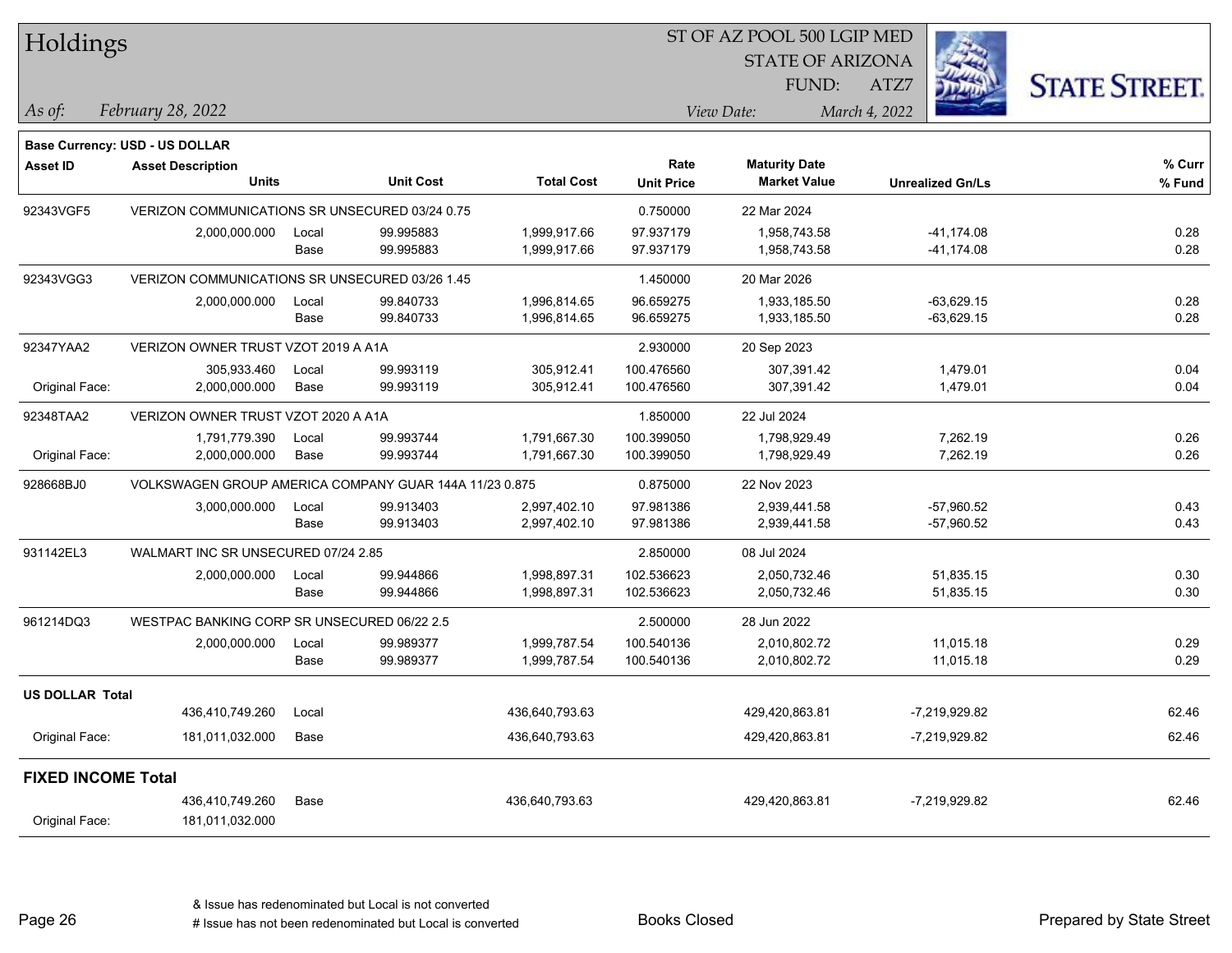# Holdings

ST OF AZ POOL 500 LGIP MED
STATE OF ARIZONA
FUND: ATZ7

*As of:* *February 28, 2022*
*View Date:* *March 4, 2022*

**Base Currency: USD - US DOLLAR**

| Asset ID | Asset Description / Units | | Unit Cost | Total Cost | Rate / Unit Price | Maturity Date / Market Value | Unrealized Gn/Ls | % Curr / % Fund |
|---|---|---|---|---|---|---|---|---|
| 92343VGF5 | VERIZON COMMUNICATIONS SR UNSECURED 03/24 0.75 | | | | 0.750000 | 22 Mar 2024 | | |
| | 2,000,000.000 | Local | 99.995883 | 1,999,917.66 | 97.937179 | 1,958,743.58 | -41,174.08 | 0.28 |
| | | Base | 99.995883 | 1,999,917.66 | 97.937179 | 1,958,743.58 | -41,174.08 | 0.28 |
| 92343VGG3 | VERIZON COMMUNICATIONS SR UNSECURED 03/26 1.45 | | | | 1.450000 | 20 Mar 2026 | | |
| | 2,000,000.000 | Local | 99.840733 | 1,996,814.65 | 96.659275 | 1,933,185.50 | -63,629.15 | 0.28 |
| | | Base | 99.840733 | 1,996,814.65 | 96.659275 | 1,933,185.50 | -63,629.15 | 0.28 |
| 92347YAA2 | VERIZON OWNER TRUST VZOT 2019 A A1A | | | | 2.930000 | 20 Sep 2023 | | |
| | 305,933.460 | Local | 99.993119 | 305,912.41 | 100.476560 | 307,391.42 | 1,479.01 | 0.04 |
| Original Face: | 2,000,000.000 | Base | 99.993119 | 305,912.41 | 100.476560 | 307,391.42 | 1,479.01 | 0.04 |
| 92348TAA2 | VERIZON OWNER TRUST VZOT 2020 A A1A | | | | 1.850000 | 22 Jul 2024 | | |
| | 1,791,779.390 | Local | 99.993744 | 1,791,667.30 | 100.399050 | 1,798,929.49 | 7,262.19 | 0.26 |
| Original Face: | 2,000,000.000 | Base | 99.993744 | 1,791,667.30 | 100.399050 | 1,798,929.49 | 7,262.19 | 0.26 |
| 928668BJ0 | VOLKSWAGEN GROUP AMERICA COMPANY GUAR 144A 11/23 0.875 | | | | 0.875000 | 22 Nov 2023 | | |
| | 3,000,000.000 | Local | 99.913403 | 2,997,402.10 | 97.981386 | 2,939,441.58 | -57,960.52 | 0.43 |
| | | Base | 99.913403 | 2,997,402.10 | 97.981386 | 2,939,441.58 | -57,960.52 | 0.43 |
| 931142EL3 | WALMART INC SR UNSECURED 07/24 2.85 | | | | 2.850000 | 08 Jul 2024 | | |
| | 2,000,000.000 | Local | 99.944866 | 1,998,897.31 | 102.536623 | 2,050,732.46 | 51,835.15 | 0.30 |
| | | Base | 99.944866 | 1,998,897.31 | 102.536623 | 2,050,732.46 | 51,835.15 | 0.30 |
| 961214DQ3 | WESTPAC BANKING CORP SR UNSECURED 06/22 2.5 | | | | 2.500000 | 28 Jun 2022 | | |
| | 2,000,000.000 | Local | 99.989377 | 1,999,787.54 | 100.540136 | 2,010,802.72 | 11,015.18 | 0.29 |
| | | Base | 99.989377 | 1,999,787.54 | 100.540136 | 2,010,802.72 | 11,015.18 | 0.29 |
| **US DOLLAR Total** | | | | | | | | |
| | 436,410,749.260 | Local | | 436,640,793.63 | | 429,420,863.81 | -7,219,929.82 | 62.46 |
| Original Face: | 181,011,032.000 | Base | | 436,640,793.63 | | 429,420,863.81 | -7,219,929.82 | 62.46 |
| **FIXED INCOME Total** | | | | | | | | |
| | 436,410,749.260 | Base | | 436,640,793.63 | | 429,420,863.81 | -7,219,929.82 | 62.46 |
| Original Face: | 181,011,032.000 | | | | | | | |

& Issue has redenominated but Local is not converted
# Issue has not been redenominated but Local is converted

Books Closed

Prepared by State Street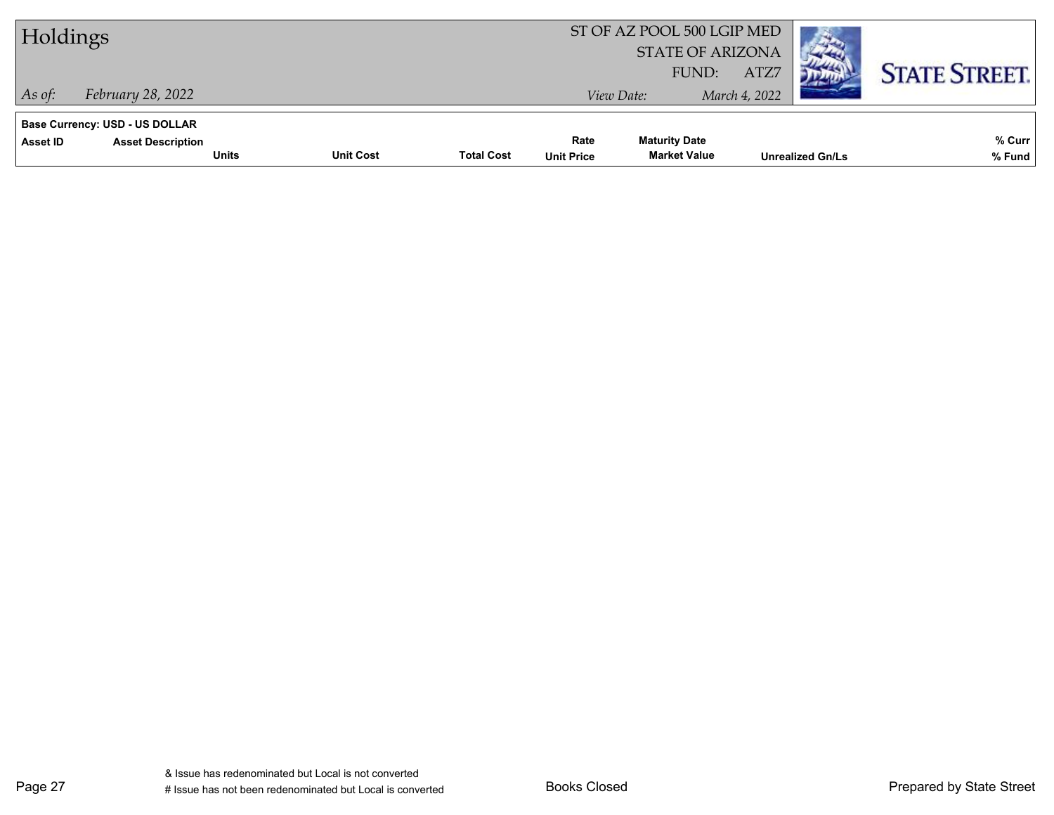# Holdings

*As of:* *February 28, 2022*

ST OF AZ POOL 500 LGIP MED
STATE OF ARIZONA
FUND: ATZ7

*View Date:* *March 4, 2022*

**Base Currency: USD - US DOLLAR**

| Asset ID | Asset Description / Units | Unit Cost | Total Cost | Rate / Unit Price | Maturity Date / Market Value | Unrealized Gn/Ls | % Curr / % Fund |
|---|---|---|---|---|---|---|---|

& Issue has redenominated but Local is not converted

# Issue has not been redenominated but Local is converted

Books Closed

Prepared by State Street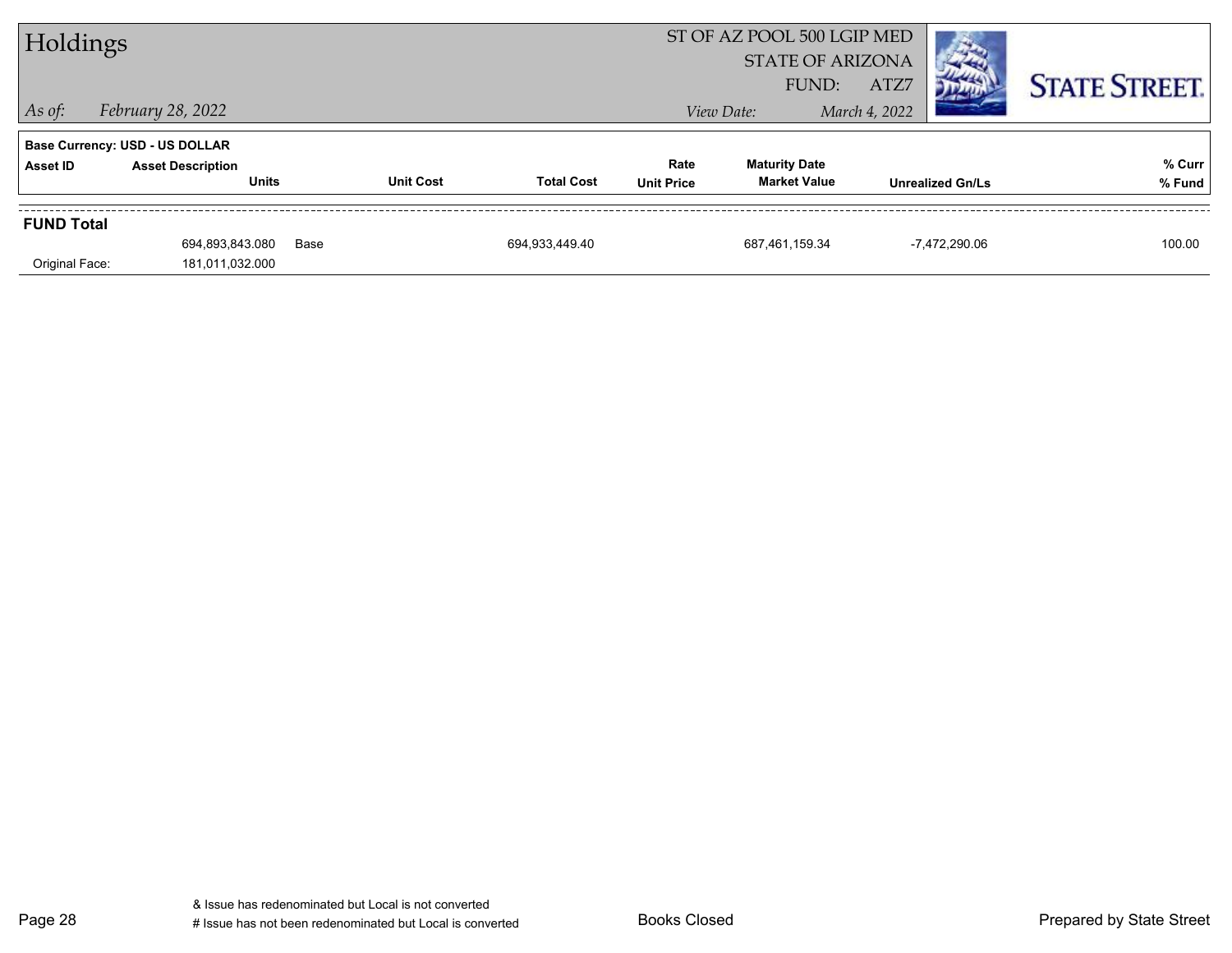# Holdings

*As of:* *February 28, 2022*

ST OF AZ POOL 500 LGIP MED
STATE OF ARIZONA
FUND: ATZ7

*View Date:* *March 4, 2022*

**STATE STREET.**

**Base Currency: USD - US DOLLAR**

| Asset ID | Asset Description / Units | | Unit Cost | Total Cost | Rate / Unit Price | Maturity Date / Market Value | Unrealized Gn/Ls | % Curr / % Fund |
|---|---|---|---|---|---|---|---|---|
| **FUND Total** | | | | | | | | |
| | 694,893,843.080 | Base | | 694,933,449.40 | | 687,461,159.34 | -7,472,290.06 | 100.00 |
| Original Face: | 181,011,032.000 | | | | | | | |

& Issue has redenominated but Local is not converted
# Issue has not been redenominated but Local is converted

Books Closed

Prepared by State Street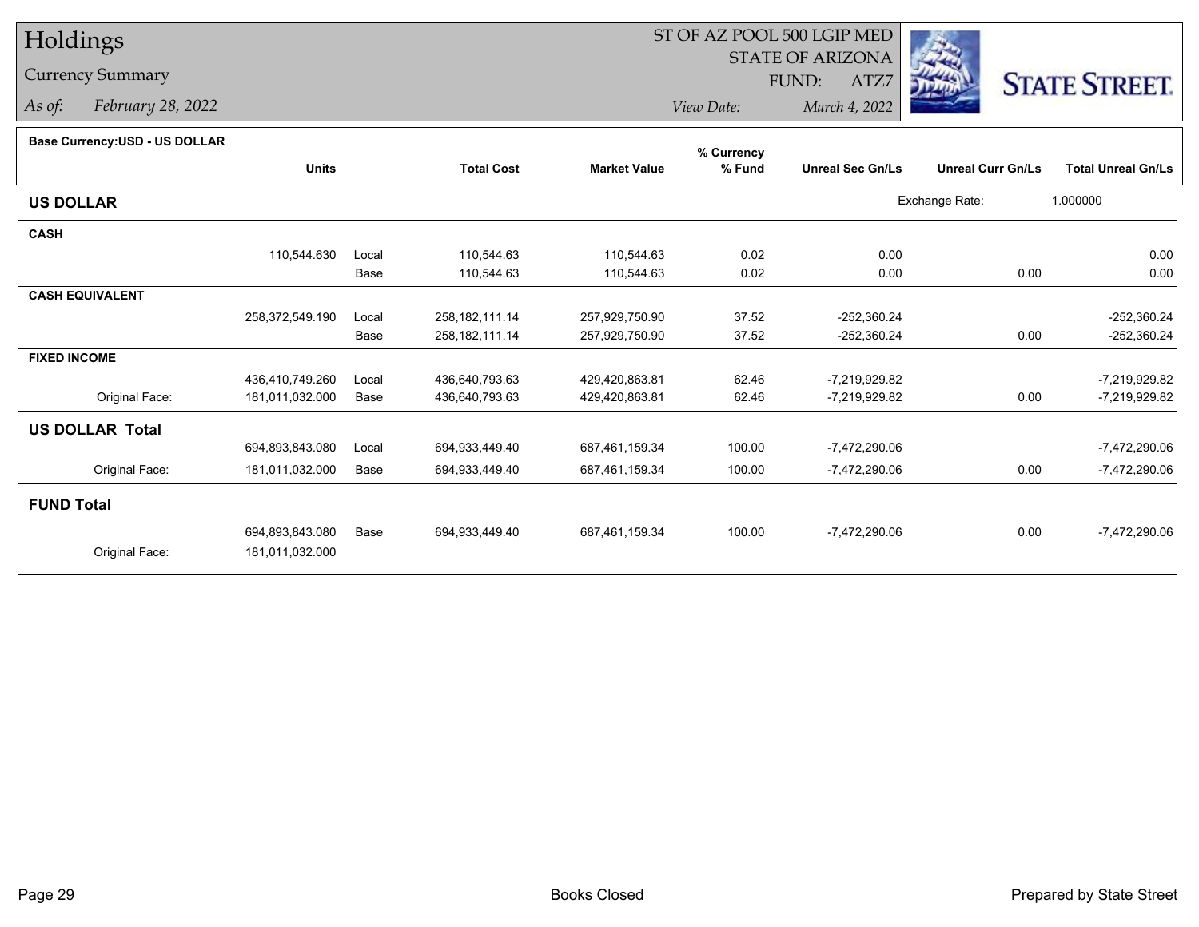# Holdings

## Currency Summary

*As of:* *February 28, 2022*

ST OF AZ POOL 500 LGIP MED
STATE OF ARIZONA
FUND: ATZ7
*View Date:* *March 4, 2022*

STATE STREET.

**Base Currency:USD - US DOLLAR**

| | Units | | Total Cost | Market Value | % Currency % Fund | Unreal Sec Gn/Ls | Unreal Curr Gn/Ls | Total Unreal Gn/Ls |
|---|---|---|---|---|---|---|---|---|
| **US DOLLAR** | | | | | | | Exchange Rate: | 1.000000 |
| **CASH** | | | | | | | | |
| | 110,544.630 | Local | 110,544.63 | 110,544.63 | 0.02 | 0.00 | | 0.00 |
| | | Base | 110,544.63 | 110,544.63 | 0.02 | 0.00 | 0.00 | 0.00 |
| **CASH EQUIVALENT** | | | | | | | | |
| | 258,372,549.190 | Local | 258,182,111.14 | 257,929,750.90 | 37.52 | -252,360.24 | | -252,360.24 |
| | | Base | 258,182,111.14 | 257,929,750.90 | 37.52 | -252,360.24 | 0.00 | -252,360.24 |
| **FIXED INCOME** | | | | | | | | |
| | 436,410,749.260 | Local | 436,640,793.63 | 429,420,863.81 | 62.46 | -7,219,929.82 | | -7,219,929.82 |
| Original Face: | 181,011,032.000 | Base | 436,640,793.63 | 429,420,863.81 | 62.46 | -7,219,929.82 | 0.00 | -7,219,929.82 |
| **US DOLLAR Total** | | | | | | | | |
| | 694,893,843.080 | Local | 694,933,449.40 | 687,461,159.34 | 100.00 | -7,472,290.06 | | -7,472,290.06 |
| Original Face: | 181,011,032.000 | Base | 694,933,449.40 | 687,461,159.34 | 100.00 | -7,472,290.06 | 0.00 | -7,472,290.06 |
| **FUND Total** | | | | | | | | |
| | 694,893,843.080 | Base | 694,933,449.40 | 687,461,159.34 | 100.00 | -7,472,290.06 | 0.00 | -7,472,290.06 |
| Original Face: | 181,011,032.000 | | | | | | | |

Books Closed

Prepared by State Street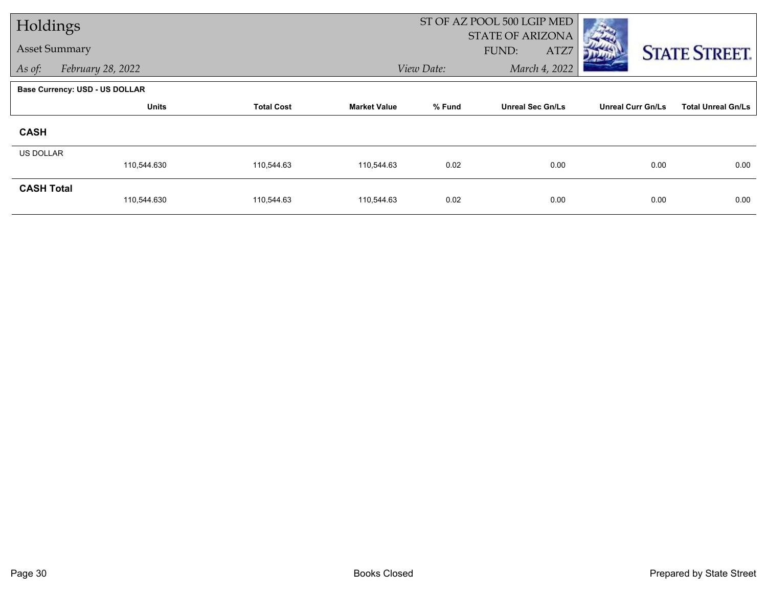# Holdings

Asset Summary

*As of:* *February 28, 2022*

ST OF AZ POOL 500 LGIP MED
STATE OF ARIZONA
FUND: ATZ7
*View Date:* *March 4, 2022*

**Base Currency: USD - US DOLLAR**

| | Units | Total Cost | Market Value | % Fund | Unreal Sec Gn/Ls | Unreal Curr Gn/Ls | Total Unreal Gn/Ls |
|---|---|---|---|---|---|---|---|
| **CASH** | | | | | | | |
| US DOLLAR | 110,544.630 | 110,544.63 | 110,544.63 | 0.02 | 0.00 | 0.00 | 0.00 |
| **CASH Total** | 110,544.630 | 110,544.63 | 110,544.63 | 0.02 | 0.00 | 0.00 | 0.00 |

Books Closed

Prepared by State Street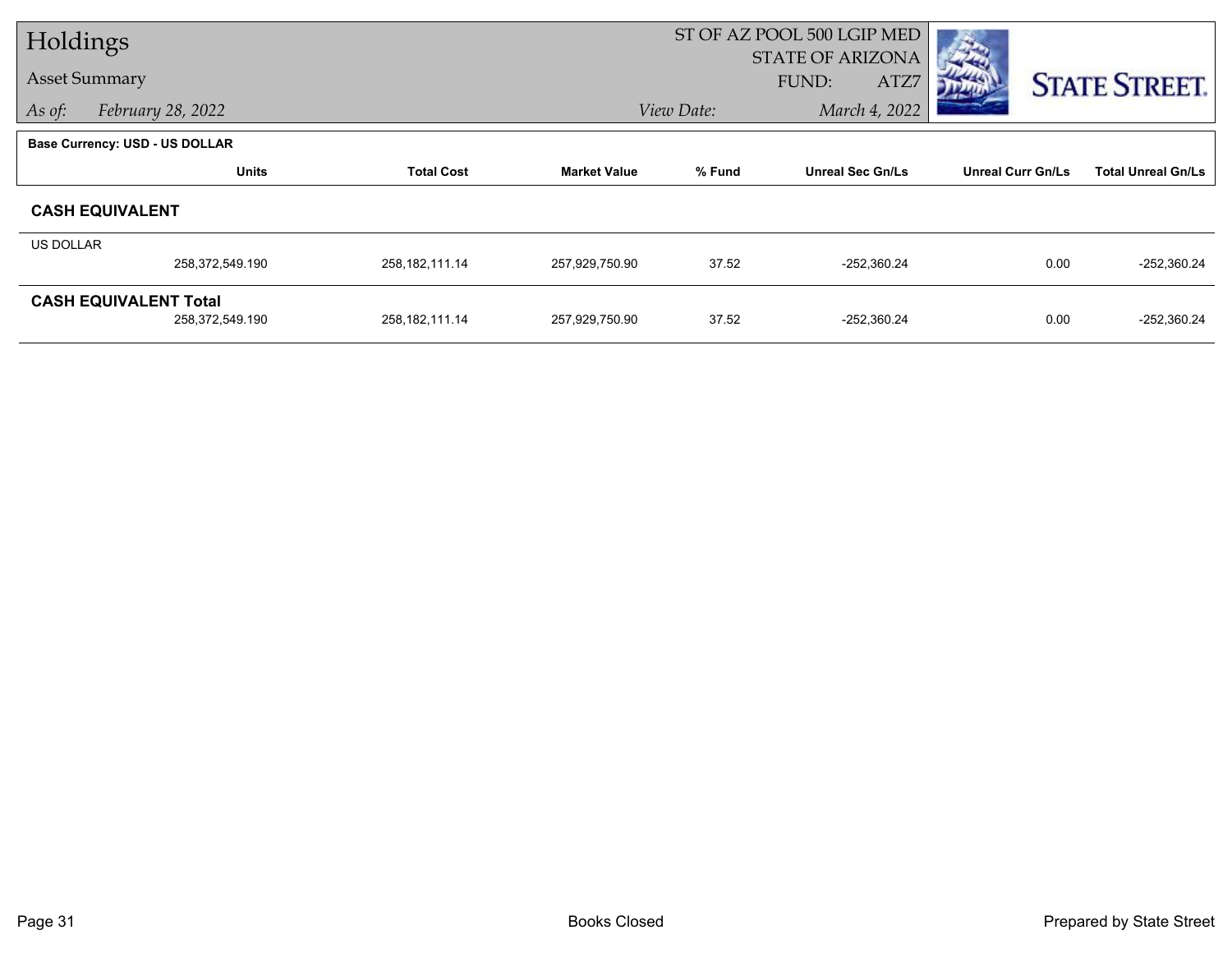# Holdings

## Asset Summary

*As of:* February 28, 2022

ST OF AZ POOL 500 LGIP MED
STATE OF ARIZONA
FUND: ATZ7
*View Date:* March 4, 2022

**Base Currency: USD - US DOLLAR**

| | Units | Total Cost | Market Value | % Fund | Unreal Sec Gn/Ls | Unreal Curr Gn/Ls | Total Unreal Gn/Ls |
|---|---|---|---|---|---|---|---|
| **CASH EQUIVALENT** | | | | | | | |
| US DOLLAR | 258,372,549.190 | 258,182,111.14 | 257,929,750.90 | 37.52 | -252,360.24 | 0.00 | -252,360.24 |
| **CASH EQUIVALENT Total** | 258,372,549.190 | 258,182,111.14 | 257,929,750.90 | 37.52 | -252,360.24 | 0.00 | -252,360.24 |

Books Closed

Prepared by State Street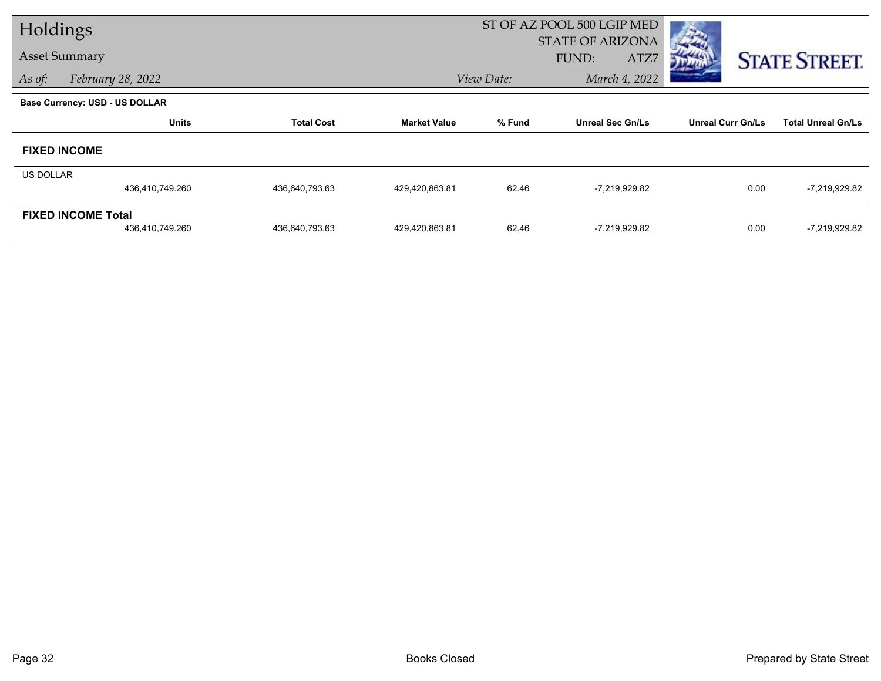# Holdings

**Asset Summary**

*As of:* February 28, 2022

ST OF AZ POOL 500 LGIP MED
STATE OF ARIZONA
FUND: ATZ7

*View Date:* March 4, 2022

**Base Currency: USD - US DOLLAR**

| | Units | Total Cost | Market Value | % Fund | Unreal Sec Gn/Ls | Unreal Curr Gn/Ls | Total Unreal Gn/Ls |
|---|---|---|---|---|---|---|---|
| **FIXED INCOME** | | | | | | | |
| US DOLLAR | 436,410,749.260 | 436,640,793.63 | 429,420,863.81 | 62.46 | -7,219,929.82 | 0.00 | -7,219,929.82 |
| **FIXED INCOME Total** | 436,410,749.260 | 436,640,793.63 | 429,420,863.81 | 62.46 | -7,219,929.82 | 0.00 | -7,219,929.82 |

Books Closed

Prepared by State Street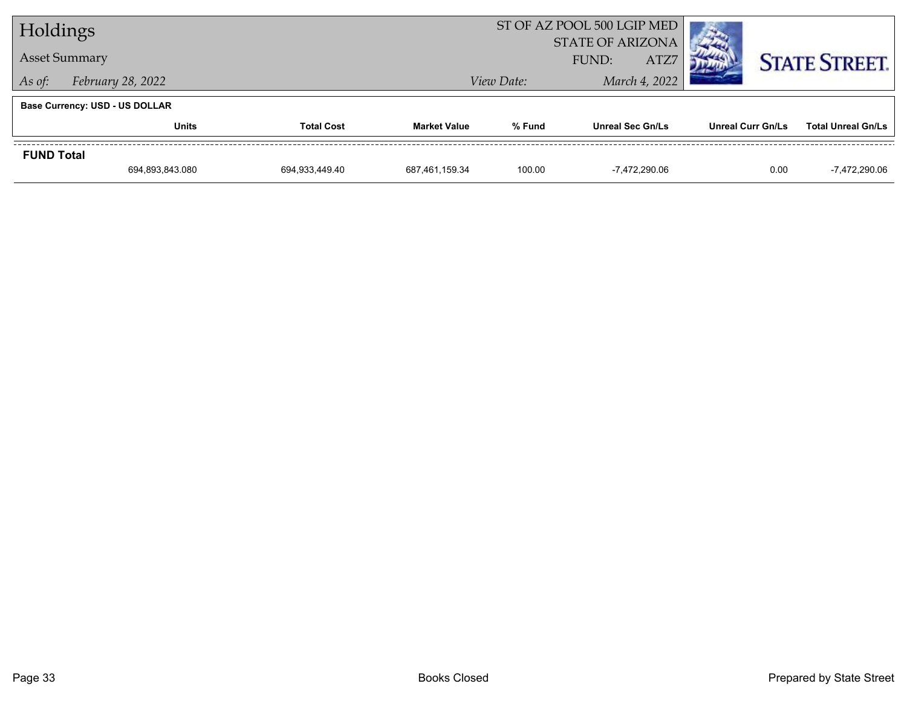# Holdings

## Asset Summary

*As of:* *February 28, 2022*

ST OF AZ POOL 500 LGIP MED
STATE OF ARIZONA
FUND: ATZ7

*View Date:* *March 4, 2022*

**Base Currency: USD - US DOLLAR**

| | Units | Total Cost | Market Value | % Fund | Unreal Sec Gn/Ls | Unreal Curr Gn/Ls | Total Unreal Gn/Ls |
|---|---|---|---|---|---|---|---|
| **FUND Total** | | | | | | | |
| | 694,893,843.080 | 694,933,449.40 | 687,461,159.34 | 100.00 | -7,472,290.06 | 0.00 | -7,472,290.06 |

Books Closed

Prepared by State Street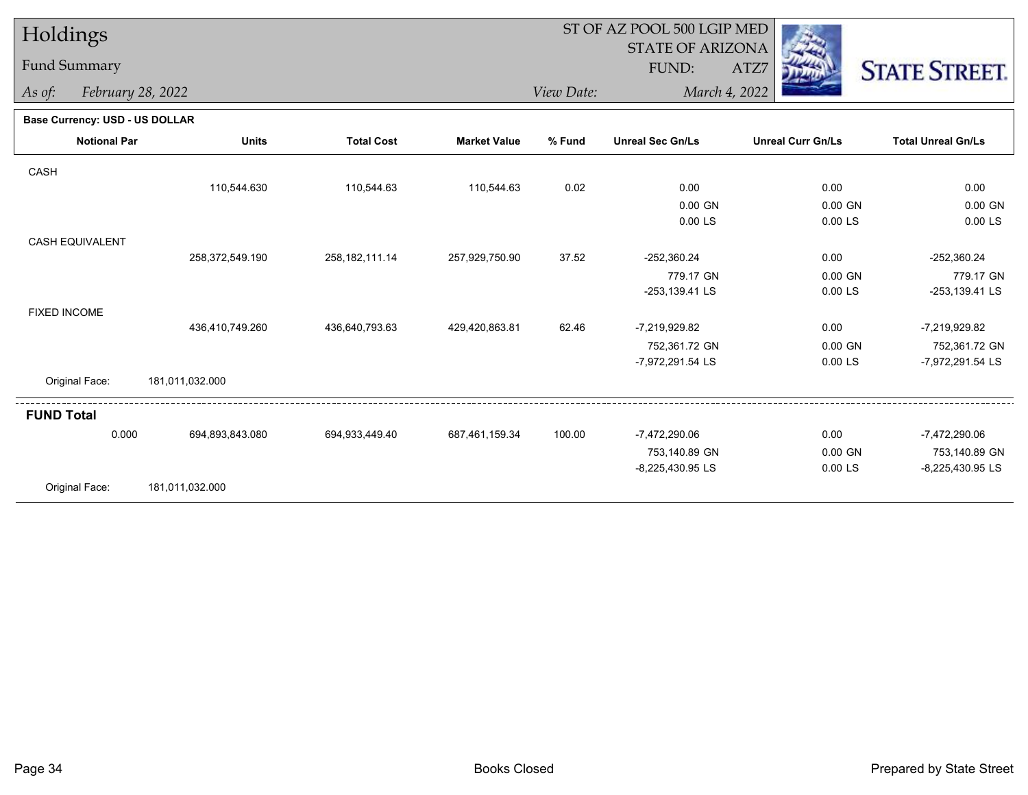# Holdings

Fund Summary

*As of:* *February 28, 2022*

ST OF AZ POOL 500 LGIP MED
STATE OF ARIZONA
FUND: ATZ7

*View Date:* *March 4, 2022*

STATE STREET.

**Base Currency: USD - US DOLLAR**

| Notional Par | Units | Total Cost | Market Value | % Fund | Unreal Sec Gn/Ls | Unreal Curr Gn/Ls | Total Unreal Gn/Ls |
|---|---|---|---|---|---|---|---|
| CASH | | | | | | | |
| | 110,544.630 | 110,544.63 | 110,544.63 | 0.02 | 0.00 | 0.00 | 0.00 |
| | | | | | 0.00 GN | 0.00 GN | 0.00 GN |
| | | | | | 0.00 LS | 0.00 LS | 0.00 LS |
| CASH EQUIVALENT | | | | | | | |
| | 258,372,549.190 | 258,182,111.14 | 257,929,750.90 | 37.52 | -252,360.24 | 0.00 | -252,360.24 |
| | | | | | 779.17 GN | 0.00 GN | 779.17 GN |
| | | | | | -253,139.41 LS | 0.00 LS | -253,139.41 LS |
| FIXED INCOME | | | | | | | |
| | 436,410,749.260 | 436,640,793.63 | 429,420,863.81 | 62.46 | -7,219,929.82 | 0.00 | -7,219,929.82 |
| | | | | | 752,361.72 GN | 0.00 GN | 752,361.72 GN |
| | | | | | -7,972,291.54 LS | 0.00 LS | -7,972,291.54 LS |
| Original Face: | 181,011,032.000 | | | | | | |
| **FUND Total** | | | | | | | |
| 0.000 | 694,893,843.080 | 694,933,449.40 | 687,461,159.34 | 100.00 | -7,472,290.06 | 0.00 | -7,472,290.06 |
| | | | | | 753,140.89 GN | 0.00 GN | 753,140.89 GN |
| | | | | | -8,225,430.95 LS | 0.00 LS | -8,225,430.95 LS |
| Original Face: | 181,011,032.000 | | | | | | |

Books Closed

Prepared by State Street